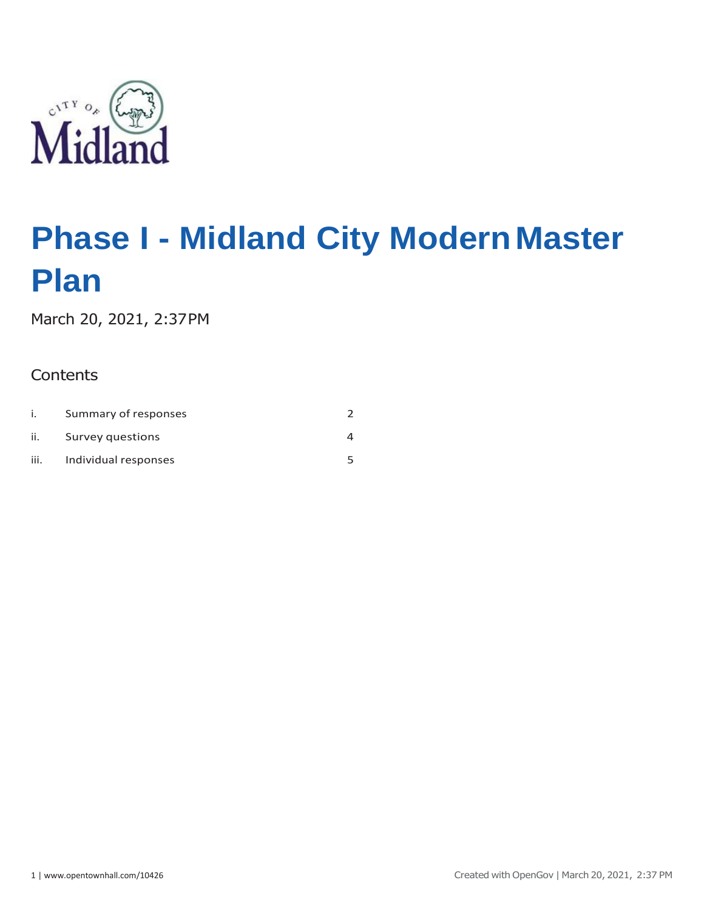# Phase I - Midland City Modern Master Plan

March 20, 2021, 2:37 PM

## Contents

| | | |
|---|---|---|
| i. | Summary of responses | 2 |
| ii. | Survey questions | 4 |
| iii. | Individual responses | 5 |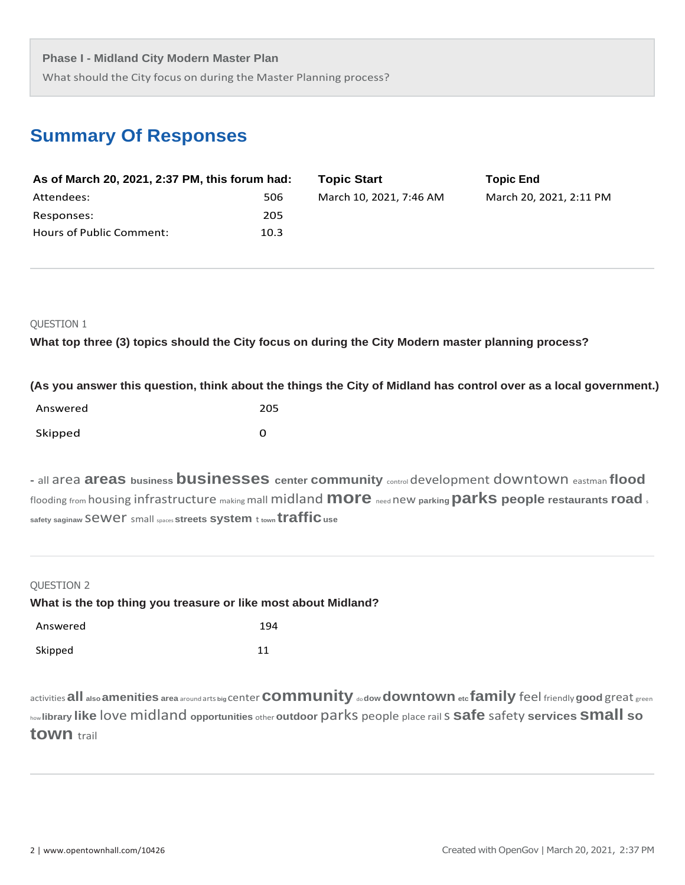**Phase I - Midland City Modern Master Plan**

What should the City focus on during the Master Planning process?

## Summary Of Responses

| As of March 20, 2021, 2:37 PM, this forum had: | | Topic Start | Topic End |
|---|---|---|---|
| Attendees: | 506 | March 10, 2021, 7:46 AM | March 20, 2021, 2:11 PM |
| Responses: | 205 | | |
| Hours of Public Comment: | 10.3 | | |

QUESTION 1

**What top three (3) topics should the City focus on during the City Modern master planning process?**

**(As you answer this question, think about the things the City of Midland has control over as a local government.)**

| Answered | 205 |
|---|---|
| Skipped | 0 |

- all area **areas** **business** **businesses** **center** **community** control development downtown eastman **flood** flooding from housing infrastructure making mall midland **more** need new **parking** **parks** **people** **restaurants** **road** s **safety** **saginaw** sewer small spaces **streets** **system** t **town** **traffic** **use**

QUESTION 2

**What is the top thing you treasure or like most about Midland?**

| Answered | 194 |
|---|---|
| Skipped | 11 |

activities **all** **also** **amenities** **area** around arts **big** center **community** do **dow** **downtown** **etc** **family** feel friendly **good** great green how **library** **like** love midland **opportunities** other **outdoor** parks people place rail s **safe** safety **services** **small** **so** **town** trail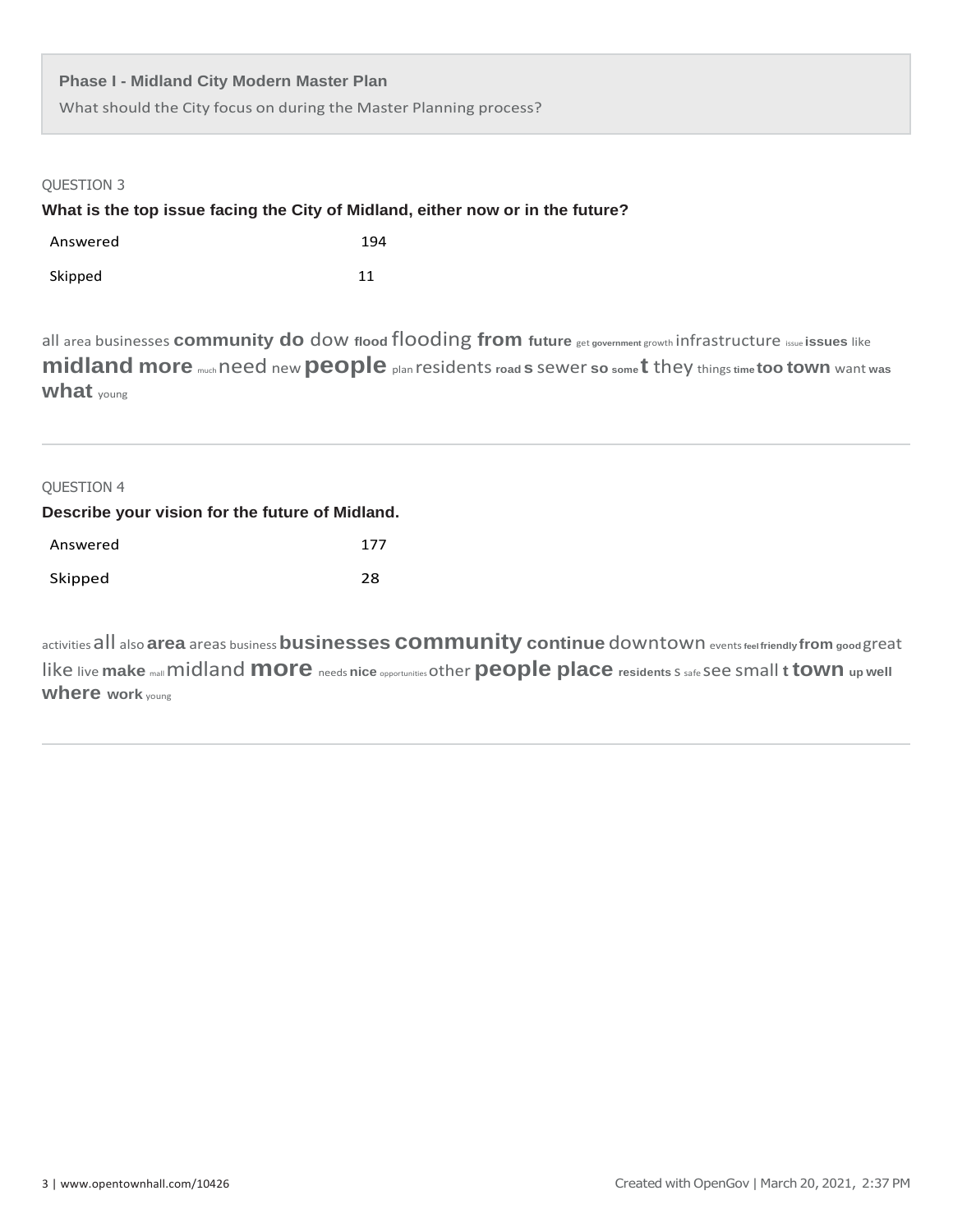**Phase I - Midland City Modern Master Plan**

What should the City focus on during the Master Planning process?

QUESTION 3

**What is the top issue facing the City of Midland, either now or in the future?**

| Answered | 194 |
|---|---|
| Skipped | 11 |

all area businesses **community** **do** dow **flood** flooding **from** **future** get **government** growth infrastructure issue **issues** like **midland** **more** much need new **people** plan residents **road** **s** sewer **so** **some** **t** they things **time** **too** **town** want **was** **what** young

QUESTION 4

**Describe your vision for the future of Midland.**

| Answered | 177 |
|---|---|
| Skipped | 28 |

activities all also **area** areas business **businesses** **community** **continue** downtown events **feel** **friendly** **from** **good** great like live **make** mall midland **more** needs **nice** opportunities other **people** **place** **residents** s safe see small **t** **town** **up** **well** **where** **work** young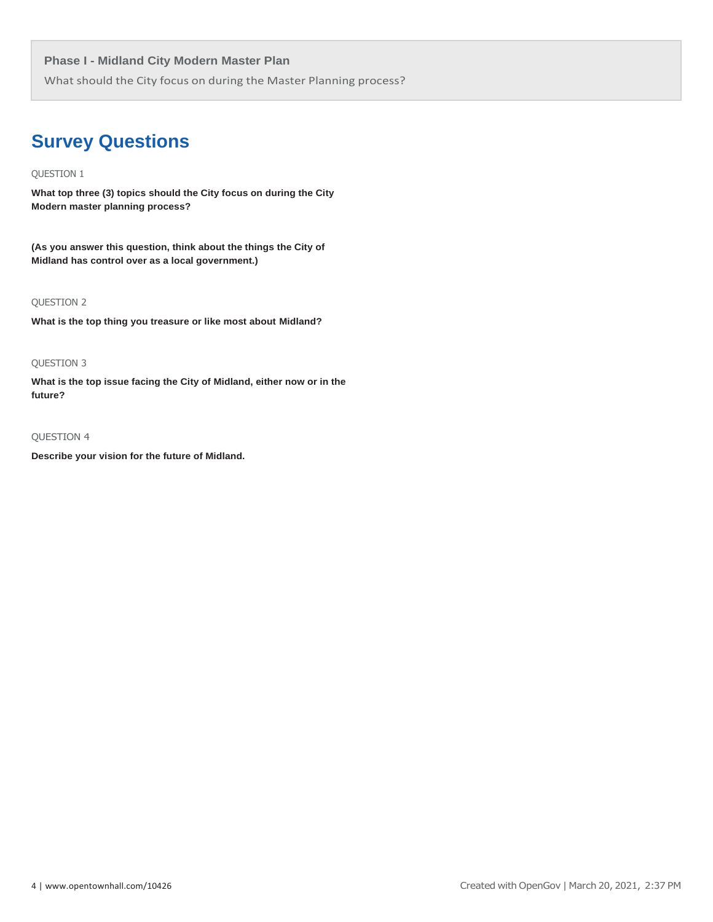**Phase I - Midland City Modern Master Plan**

What should the City focus on during the Master Planning process?

# Survey Questions

QUESTION 1

**What top three (3) topics should the City focus on during the City Modern master planning process?**

**(As you answer this question, think about the things the City of Midland has control over as a local government.)**

QUESTION 2

**What is the top thing you treasure or like most about Midland?**

QUESTION 3

**What is the top issue facing the City of Midland, either now or in the future?**

QUESTION 4

**Describe your vision for the future of Midland.**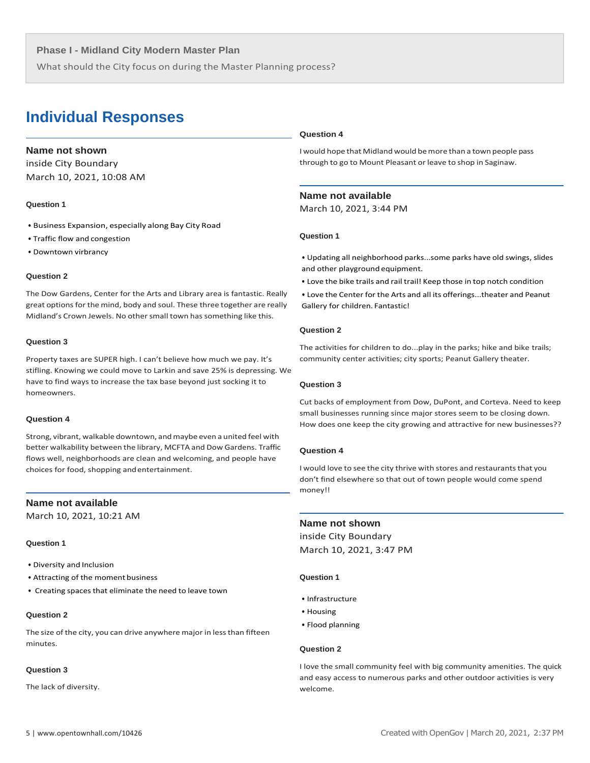**Phase I - Midland City Modern Master Plan**

What should the City focus on during the Master Planning process?

## Individual Responses

### Name not shown
inside City Boundary
March 10, 2021, 10:08 AM

**Question 1**

- Business Expansion, especially along Bay City Road
- Traffic flow and congestion
- Downtown virbrancy

**Question 2**

The Dow Gardens, Center for the Arts and Library area is fantastic. Really great options for the mind, body and soul. These three together are really Midland's Crown Jewels. No other small town has something like this.

**Question 3**

Property taxes are SUPER high. I can't believe how much we pay. It's stifling. Knowing we could move to Larkin and save 25% is depressing. We have to find ways to increase the tax base beyond just socking it to homeowners.

**Question 4**

Strong, vibrant, walkable downtown, and maybe even a united feel with better walkability between the library, MCFTA and Dow Gardens. Traffic flows well, neighborhoods are clean and welcoming, and people have choices for food, shopping and entertainment.

### Name not available
March 10, 2021, 10:21 AM

**Question 1**

- Diversity and Inclusion
- Attracting of the moment business
- Creating spaces that eliminate the need to leave town

**Question 2**

The size of the city, you can drive anywhere major in less than fifteen minutes.

**Question 3**

The lack of diversity.

**Question 4**

I would hope that Midland would be more than a town people pass through to go to Mount Pleasant or leave to shop in Saginaw.

### Name not available
March 10, 2021, 3:44 PM

**Question 1**

- Updating all neighborhood parks...some parks have old swings, slides and other playground equipment.
- Love the bike trails and rail trail! Keep those in top notch condition
- Love the Center for the Arts and all its offerings...theater and Peanut Gallery for children. Fantastic!

**Question 2**

The activities for children to do...play in the parks; hike and bike trails; community center activities; city sports; Peanut Gallery theater.

**Question 3**

Cut backs of employment from Dow, DuPont, and Corteva. Need to keep small businesses running since major stores seem to be closing down. How does one keep the city growing and attractive for new businesses??

**Question 4**

I would love to see the city thrive with stores and restaurants that you don't find elsewhere so that out of town people would come spend money!!

### Name not shown
inside City Boundary
March 10, 2021, 3:47 PM

**Question 1**

- Infrastructure
- Housing
- Flood planning

**Question 2**

I love the small community feel with big community amenities. The quick and easy access to numerous parks and other outdoor activities is very welcome.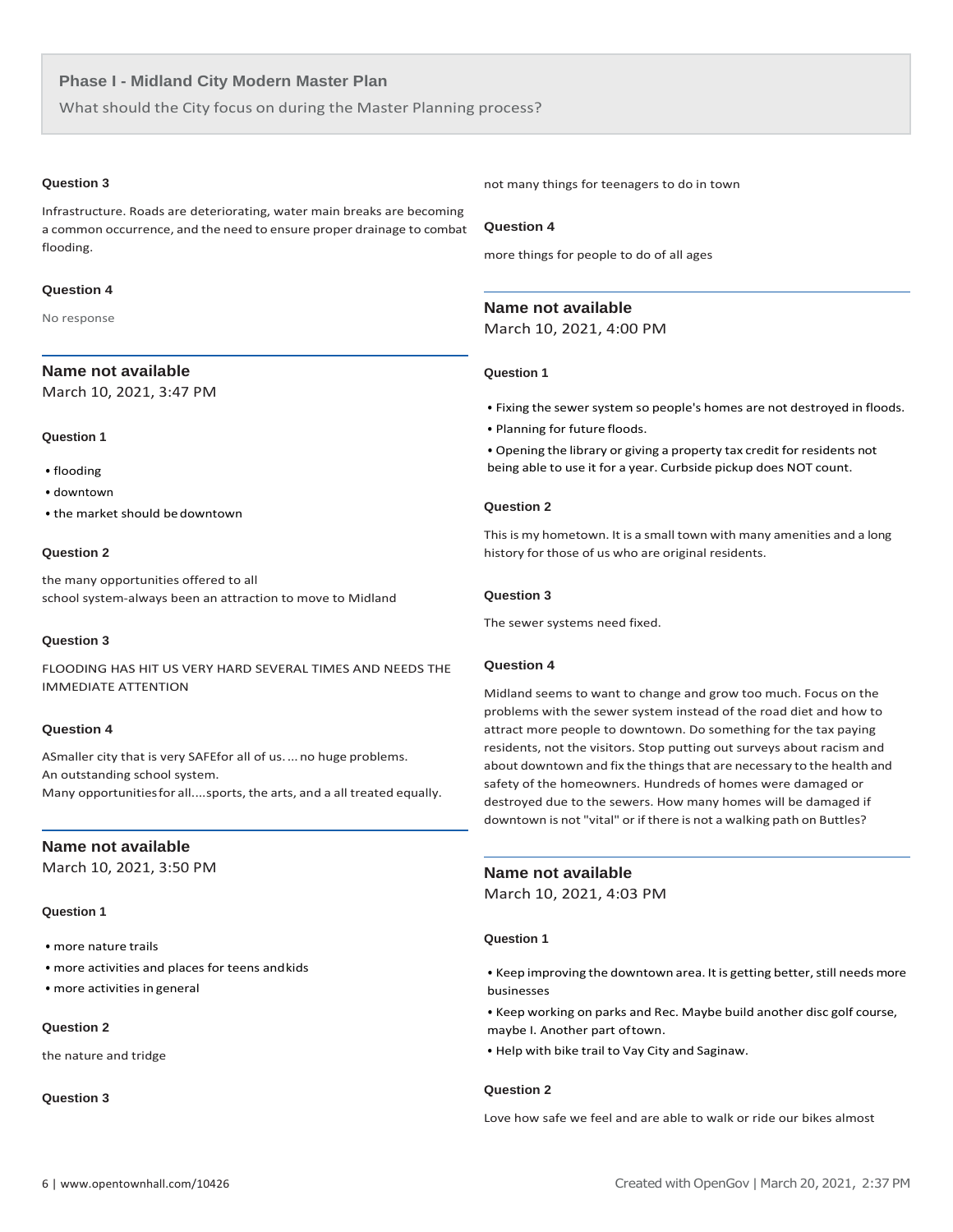### Phase I - Midland City Modern Master Plan

What should the City focus on during the Master Planning process?

**Question 3**

Infrastructure. Roads are deteriorating, water main breaks are becoming a common occurrence, and the need to ensure proper drainage to combat flooding.

**Question 4**

No response

---

### Name not available

March 10, 2021, 3:47 PM

**Question 1**

- flooding
- downtown
- the market should be downtown

**Question 2**

the many opportunities offered to all
school system-always been an attraction to move to Midland

**Question 3**

FLOODING HAS HIT US VERY HARD SEVERAL TIMES AND NEEDS THE IMMEDIATE ATTENTION

**Question 4**

ASmaller city that is very SAFEfor all of us. ... no huge problems.
An outstanding school system.
Many opportunitiesfor all....sports, the arts, and a all treated equally.

---

### Name not available

March 10, 2021, 3:50 PM

**Question 1**

- more nature trails
- more activities and places for teens andkids
- more activities in general

**Question 2**

the nature and tridge

**Question 3**

not many things for teenagers to do in town

**Question 4**

more things for people to do of all ages

---

### Name not available

March 10, 2021, 4:00 PM

**Question 1**

- Fixing the sewer system so people's homes are not destroyed in floods.
- Planning for future floods.
- Opening the library or giving a property tax credit for residents not being able to use it for a year. Curbside pickup does NOT count.

**Question 2**

This is my hometown. It is a small town with many amenities and a long history for those of us who are original residents.

**Question 3**

The sewer systems need fixed.

**Question 4**

Midland seems to want to change and grow too much. Focus on the problems with the sewer system instead of the road diet and how to attract more people to downtown. Do something for the tax paying residents, not the visitors. Stop putting out surveys about racism and about downtown and fix the things that are necessary to the health and safety of the homeowners. Hundreds of homes were damaged or destroyed due to the sewers. How many homes will be damaged if downtown is not "vital" or if there is not a walking path on Buttles?

---

### Name not available

March 10, 2021, 4:03 PM

**Question 1**

- Keep improving the downtown area. It is getting better, still needs more businesses
- Keep working on parks and Rec. Maybe build another disc golf course, maybe I. Another part oftown.
- Help with bike trail to Vay City and Saginaw.

**Question 2**

Love how safe we feel and are able to walk or ride our bikes almost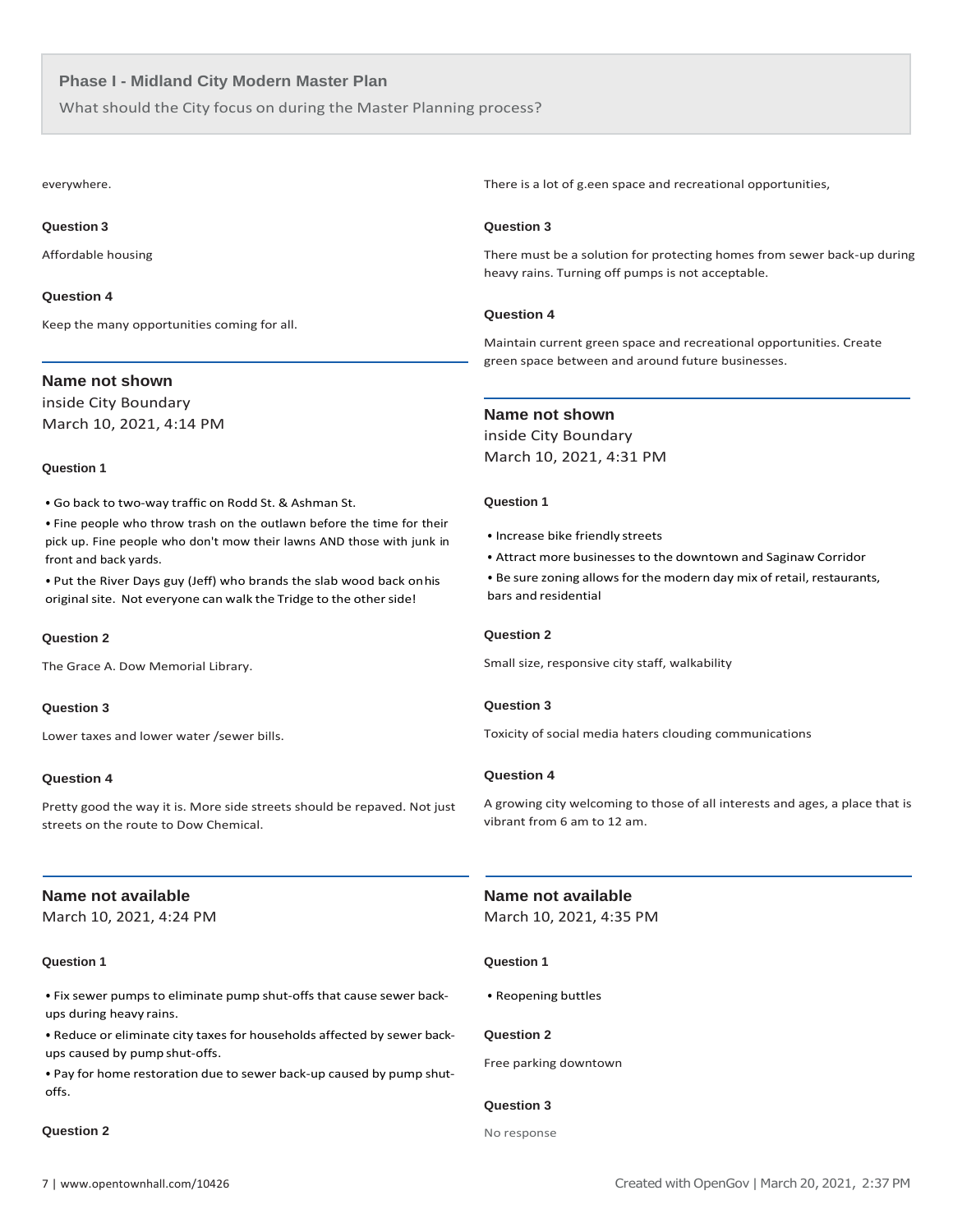everywhere.

**Question 3**

Affordable housing

**Question 4**

Keep the many opportunities coming for all.

---

### Name not shown

inside City Boundary
March 10, 2021, 4:14 PM

**Question 1**

- Go back to two-way traffic on Rodd St. & Ashman St.
- Fine people who throw trash on the outlawn before the time for their pick up. Fine people who don't mow their lawns AND those with junk in front and back yards.
- Put the River Days guy (Jeff) who brands the slab wood back on his original site. Not everyone can walk the Tridge to the other side!

**Question 2**

The Grace A. Dow Memorial Library.

**Question 3**

Lower taxes and lower water /sewer bills.

**Question 4**

Pretty good the way it is. More side streets should be repaved. Not just streets on the route to Dow Chemical.

---

### Name not available

March 10, 2021, 4:24 PM

**Question 1**

- Fix sewer pumps to eliminate pump shut-offs that cause sewer back-ups during heavy rains.
- Reduce or eliminate city taxes for households affected by sewer back-ups caused by pump shut-offs.
- Pay for home restoration due to sewer back-up caused by pump shut-offs.

**Question 2**

There is a lot of g.een space and recreational opportunities,

**Question 3**

There must be a solution for protecting homes from sewer back-up during heavy rains. Turning off pumps is not acceptable.

**Question 4**

Maintain current green space and recreational opportunities. Create green space between and around future businesses.

---

### Name not shown

inside City Boundary
March 10, 2021, 4:31 PM

**Question 1**

- Increase bike friendly streets
- Attract more businesses to the downtown and Saginaw Corridor
- Be sure zoning allows for the modern day mix of retail, restaurants, bars and residential

**Question 2**

Small size, responsive city staff, walkability

**Question 3**

Toxicity of social media haters clouding communications

**Question 4**

A growing city welcoming to those of all interests and ages, a place that is vibrant from 6 am to 12 am.

---

### Name not available

March 10, 2021, 4:35 PM

**Question 1**

- Reopening buttles

**Question 2**

Free parking downtown

**Question 3**

No response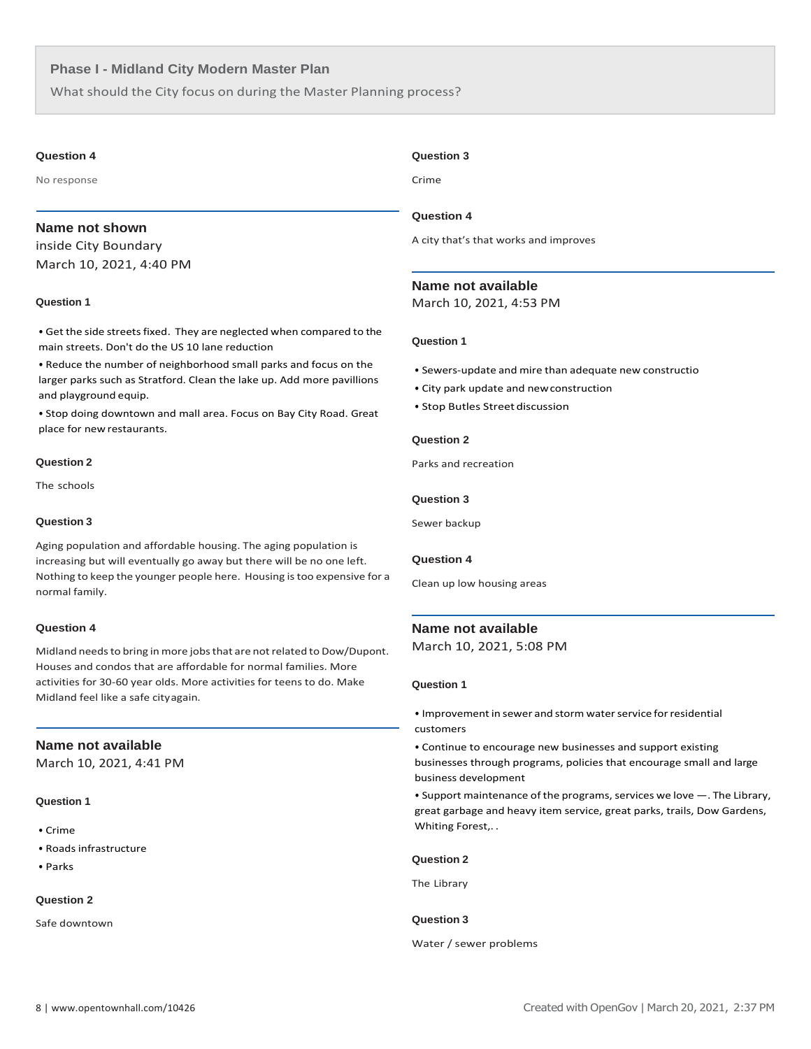# Phase I - Midland City Modern Master Plan

What should the City focus on during the Master Planning process?

**Question 4**

No response

---

## Name not shown

inside City Boundary

March 10, 2021, 4:40 PM

**Question 1**

- Get the side streets fixed. They are neglected when compared to the main streets. Don't do the US 10 lane reduction
- Reduce the number of neighborhood small parks and focus on the larger parks such as Stratford. Clean the lake up. Add more pavillions and playground equip.
- Stop doing downtown and mall area. Focus on Bay City Road. Great place for new restaurants.

**Question 2**

The schools

**Question 3**

Aging population and affordable housing. The aging population is increasing but will eventually go away but there will be no one left. Nothing to keep the younger people here. Housing is too expensive for a normal family.

**Question 4**

Midland needs to bring in more jobs that are not related to Dow/Dupont. Houses and condos that are affordable for normal families. More activities for 30-60 year olds. More activities for teens to do. Make Midland feel like a safe city again.

---

## Name not available

March 10, 2021, 4:41 PM

**Question 1**

- Crime
- Roads infrastructure
- Parks

**Question 2**

Safe downtown

**Question 3**

Crime

**Question 4**

A city that's that works and improves

---

## Name not available

March 10, 2021, 4:53 PM

**Question 1**

- Sewers-update and mire than adequate new constructio
- City park update and new construction
- Stop Butles Street discussion

**Question 2**

Parks and recreation

**Question 3**

Sewer backup

**Question 4**

Clean up low housing areas

---

## Name not available

March 10, 2021, 5:08 PM

**Question 1**

- Improvement in sewer and storm water service for residential customers
- Continue to encourage new businesses and support existing businesses through programs, policies that encourage small and large business development
- Support maintenance of the programs, services we love —. The Library, great garbage and heavy item service, great parks, trails, Dow Gardens, Whiting Forest,. .

**Question 2**

The Library

**Question 3**

Water / sewer problems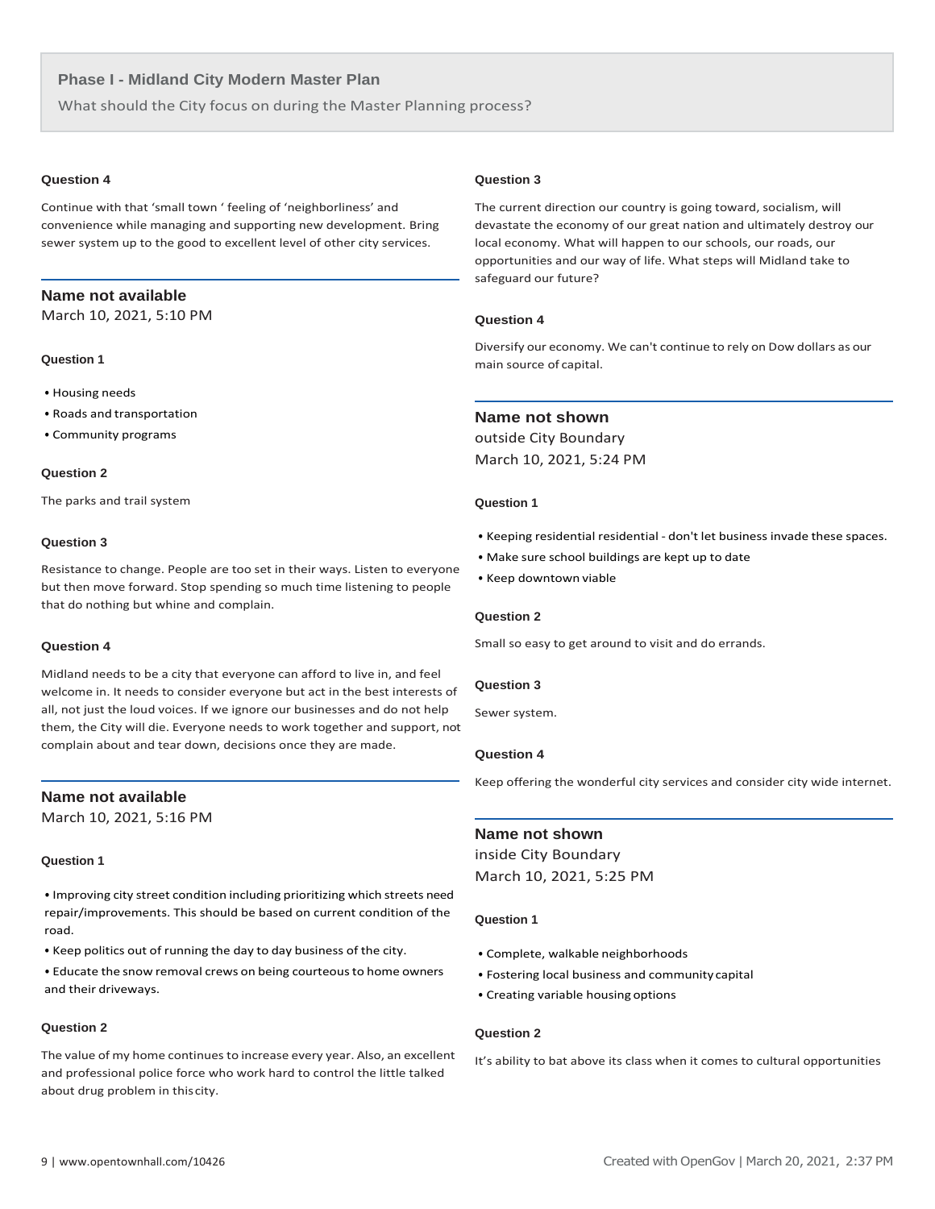## Phase I - Midland City Modern Master Plan

What should the City focus on during the Master Planning process?

#### Question 4

Continue with that 'small town ' feeling of 'neighborliness' and convenience while managing and supporting new development. Bring sewer system up to the good to excellent level of other city services.

---

### Name not available

March 10, 2021, 5:10 PM

#### Question 1

- Housing needs
- Roads and transportation
- Community programs

#### Question 2

The parks and trail system

#### Question 3

Resistance to change. People are too set in their ways. Listen to everyone but then move forward. Stop spending so much time listening to people that do nothing but whine and complain.

#### Question 4

Midland needs to be a city that everyone can afford to live in, and feel welcome in. It needs to consider everyone but act in the best interests of all, not just the loud voices. If we ignore our businesses and do not help them, the City will die. Everyone needs to work together and support, not complain about and tear down, decisions once they are made.

---

### Name not available

March 10, 2021, 5:16 PM

#### Question 1

- Improving city street condition including prioritizing which streets need repair/improvements. This should be based on current condition of the road.
- Keep politics out of running the day to day business of the city.
- Educate the snow removal crews on being courteous to home owners and their driveways.

#### Question 2

The value of my home continues to increase every year. Also, an excellent and professional police force who work hard to control the little talked about drug problem in this city.

#### Question 3

The current direction our country is going toward, socialism, will devastate the economy of our great nation and ultimately destroy our local economy. What will happen to our schools, our roads, our opportunities and our way of life. What steps will Midland take to safeguard our future?

#### Question 4

Diversify our economy. We can't continue to rely on Dow dollars as our main source of capital.

---

### Name not shown

outside City Boundary

March 10, 2021, 5:24 PM

#### Question 1

- Keeping residential residential - don't let business invade these spaces.
- Make sure school buildings are kept up to date
- Keep downtown viable

#### Question 2

Small so easy to get around to visit and do errands.

#### Question 3

Sewer system.

#### Question 4

Keep offering the wonderful city services and consider city wide internet.

---

### Name not shown

inside City Boundary

March 10, 2021, 5:25 PM

#### Question 1

- Complete, walkable neighborhoods
- Fostering local business and community capital
- Creating variable housing options

#### Question 2

It's ability to bat above its class when it comes to cultural opportunities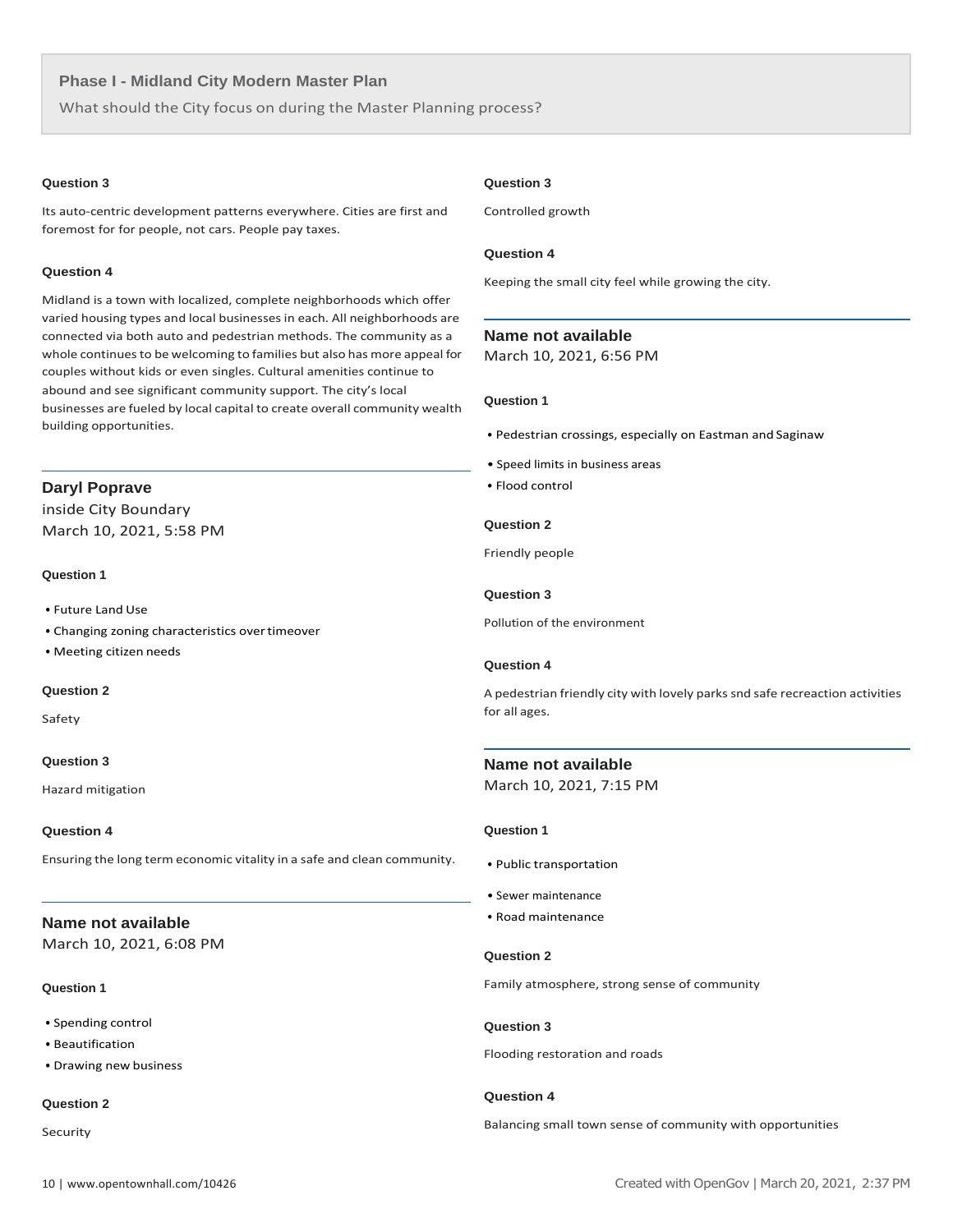## Phase I - Midland City Modern Master Plan

What should the City focus on during the Master Planning process?

**Question 3**

Its auto-centric development patterns everywhere. Cities are first and foremost for for people, not cars. People pay taxes.

**Question 4**

Midland is a town with localized, complete neighborhoods which offer varied housing types and local businesses in each. All neighborhoods are connected via both auto and pedestrian methods. The community as a whole continues to be welcoming to families but also has more appeal for couples without kids or even singles. Cultural amenities continue to abound and see significant community support. The city's local businesses are fueled by local capital to create overall community wealth building opportunities.

---

### Daryl Poprave

inside City Boundary
March 10, 2021, 5:58 PM

**Question 1**

- Future Land Use
- Changing zoning characteristics over timeover
- Meeting citizen needs

**Question 2**

Safety

**Question 3**

Hazard mitigation

**Question 4**

Ensuring the long term economic vitality in a safe and clean community.

---

### Name not available

March 10, 2021, 6:08 PM

**Question 1**

- Spending control
- Beautification
- Drawing new business

**Question 2**

Security

**Question 3**

Controlled growth

**Question 4**

Keeping the small city feel while growing the city.

---

### Name not available

March 10, 2021, 6:56 PM

**Question 1**

- Pedestrian crossings, especially on Eastman and Saginaw
- Speed limits in business areas
- Flood control

**Question 2**

Friendly people

**Question 3**

Pollution of the environment

**Question 4**

A pedestrian friendly city with lovely parks snd safe recreaction activities for all ages.

---

### Name not available

March 10, 2021, 7:15 PM

**Question 1**

- Public transportation
- Sewer maintenance
- Road maintenance

**Question 2**

Family atmosphere, strong sense of community

**Question 3**

Flooding restoration and roads

**Question 4**

Balancing small town sense of community with opportunities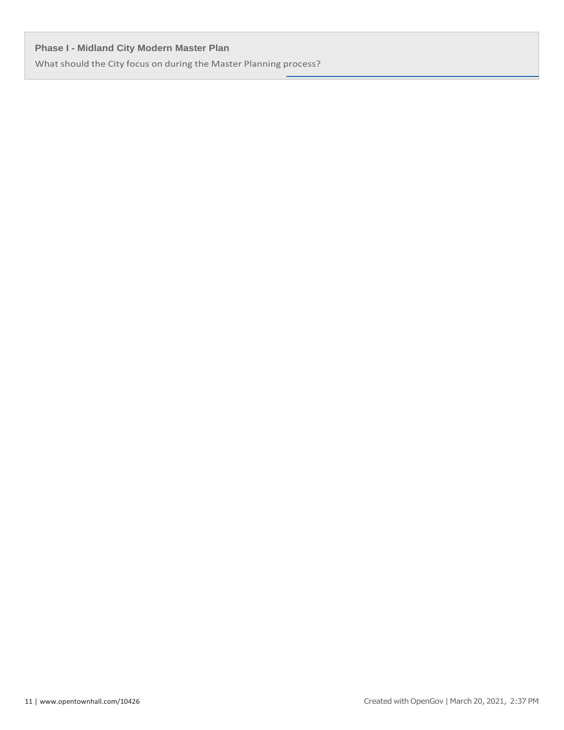**Phase I - Midland City Modern Master Plan**

What should the City focus on during the Master Planning process?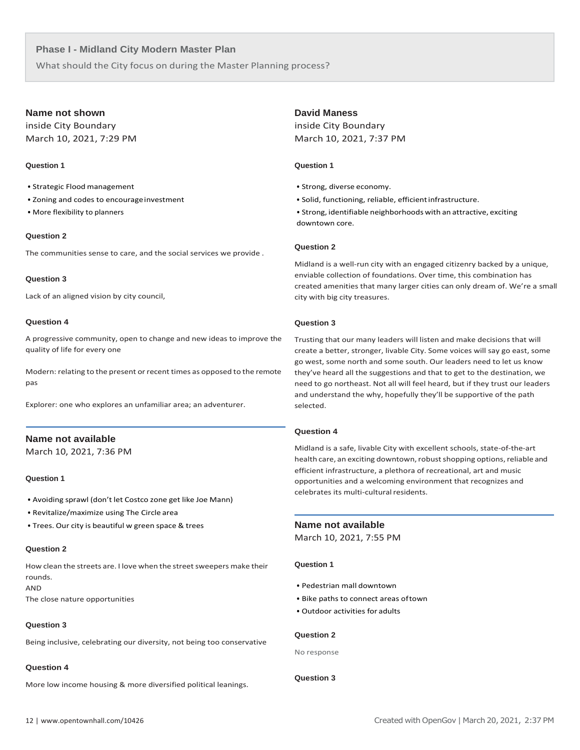## Phase I - Midland City Modern Master Plan

What should the City focus on during the Master Planning process?

### Name not shown

inside City Boundary
March 10, 2021, 7:29 PM

**Question 1**

- Strategic Flood management
- Zoning and codes to encourage investment
- More flexibility to planners

**Question 2**

The communities sense to care, and the social services we provide .

**Question 3**

Lack of an aligned vision by city council,

**Question 4**

A progressive community, open to change and new ideas to improve the quality of life for every one

Modern: relating to the present or recent times as opposed to the remote pas

Explorer: one who explores an unfamiliar area; an adventurer.

---

### Name not available

March 10, 2021, 7:36 PM

**Question 1**

- Avoiding sprawl (don't let Costco zone get like Joe Mann)
- Revitalize/maximize using The Circle area
- Trees. Our city is beautiful w green space & trees

**Question 2**

How clean the streets are. I love when the street sweepers make their rounds.
AND
The close nature opportunities

**Question 3**

Being inclusive, celebrating our diversity, not being too conservative

**Question 4**

More low income housing & more diversified political leanings.

---

### David Maness

inside City Boundary
March 10, 2021, 7:37 PM

**Question 1**

- Strong, diverse economy.
- Solid, functioning, reliable, efficient infrastructure.
- Strong, identifiable neighborhoods with an attractive, exciting downtown core.

**Question 2**

Midland is a well-run city with an engaged citizenry backed by a unique, enviable collection of foundations. Over time, this combination has created amenities that many larger cities can only dream of. We're a small city with big city treasures.

**Question 3**

Trusting that our many leaders will listen and make decisions that will create a better, stronger, livable City. Some voices will say go east, some go west, some north and some south. Our leaders need to let us know they've heard all the suggestions and that to get to the destination, we need to go northeast. Not all will feel heard, but if they trust our leaders and understand the why, hopefully they'll be supportive of the path selected.

**Question 4**

Midland is a safe, livable City with excellent schools, state-of-the-art health care, an exciting downtown, robust shopping options, reliable and efficient infrastructure, a plethora of recreational, art and music opportunities and a welcoming environment that recognizes and celebrates its multi-cultural residents.

---

### Name not available

March 10, 2021, 7:55 PM

**Question 1**

- Pedestrian mall downtown
- Bike paths to connect areas of town
- Outdoor activities for adults

**Question 2**

No response

**Question 3**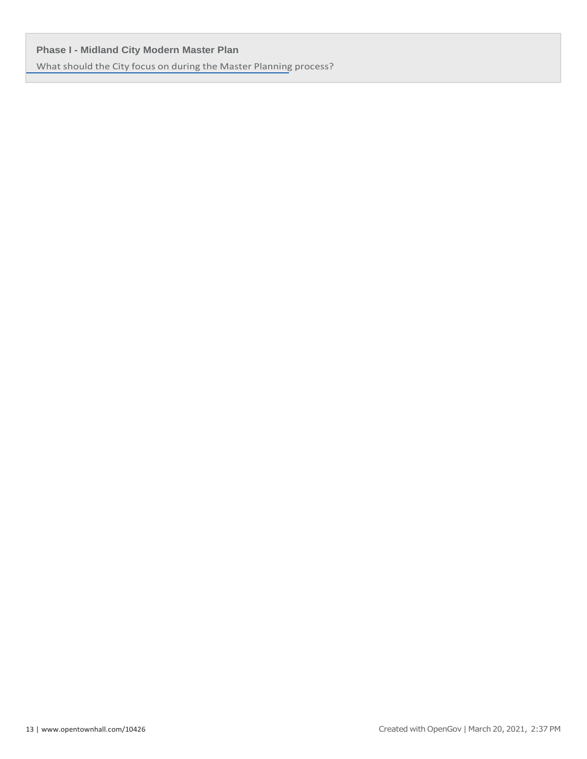**Phase I - Midland City Modern Master Plan**

What should the City focus on during the Master Planning process?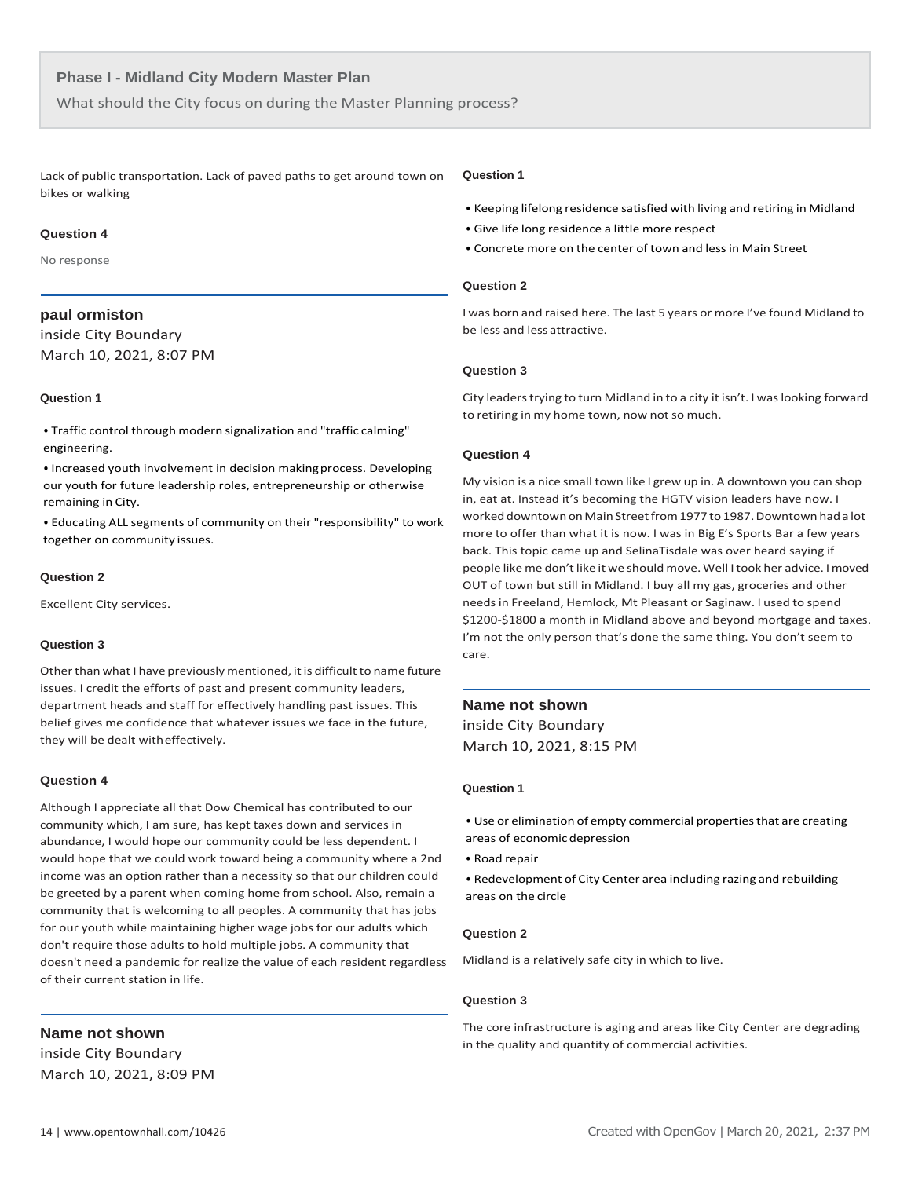## Phase I - Midland City Modern Master Plan

What should the City focus on during the Master Planning process?

Lack of public transportation. Lack of paved paths to get around town on bikes or walking

#### Question 4

No response

### paul ormiston

inside City Boundary

March 10, 2021, 8:07 PM

#### Question 1

- Traffic control through modern signalization and "traffic calming" engineering.
- Increased youth involvement in decision making process. Developing our youth for future leadership roles, entrepreneurship or otherwise remaining in City.
- Educating ALL segments of community on their "responsibility" to work together on community issues.

#### Question 2

Excellent City services.

#### Question 3

Other than what I have previously mentioned, it is difficult to name future issues. I credit the efforts of past and present community leaders, department heads and staff for effectively handling past issues. This belief gives me confidence that whatever issues we face in the future, they will be dealt with effectively.

#### Question 4

Although I appreciate all that Dow Chemical has contributed to our community which, I am sure, has kept taxes down and services in abundance, I would hope our community could be less dependent. I would hope that we could work toward being a community where a 2nd income was an option rather than a necessity so that our children could be greeted by a parent when coming home from school. Also, remain a community that is welcoming to all peoples. A community that has jobs for our youth while maintaining higher wage jobs for our adults which don't require those adults to hold multiple jobs. A community that doesn't need a pandemic for realize the value of each resident regardless of their current station in life.

### Name not shown

inside City Boundary

March 10, 2021, 8:09 PM

#### Question 1

- Keeping lifelong residence satisfied with living and retiring in Midland
- Give life long residence a little more respect
- Concrete more on the center of town and less in Main Street

#### Question 2

I was born and raised here. The last 5 years or more I've found Midland to be less and less attractive.

#### Question 3

City leaders trying to turn Midland in to a city it isn't. I was looking forward to retiring in my home town, now not so much.

#### Question 4

My vision is a nice small town like I grew up in. A downtown you can shop in, eat at. Instead it's becoming the HGTV vision leaders have now. I worked downtown on Main Street from 1977 to 1987. Downtown had a lot more to offer than what it is now. I was in Big E's Sports Bar a few years back. This topic came up and SelinaTisdale was over heard saying if people like me don't like it we should move. Well I took her advice. I moved OUT of town but still in Midland. I buy all my gas, groceries and other needs in Freeland, Hemlock, Mt Pleasant or Saginaw. I used to spend $1200-$1800 a month in Midland above and beyond mortgage and taxes. I'm not the only person that's done the same thing. You don't seem to care.

### Name not shown

inside City Boundary

March 10, 2021, 8:15 PM

#### Question 1

- Use or elimination of empty commercial properties that are creating areas of economic depression
- Road repair
- Redevelopment of City Center area including razing and rebuilding areas on the circle

#### Question 2

Midland is a relatively safe city in which to live.

#### Question 3

The core infrastructure is aging and areas like City Center are degrading in the quality and quantity of commercial activities.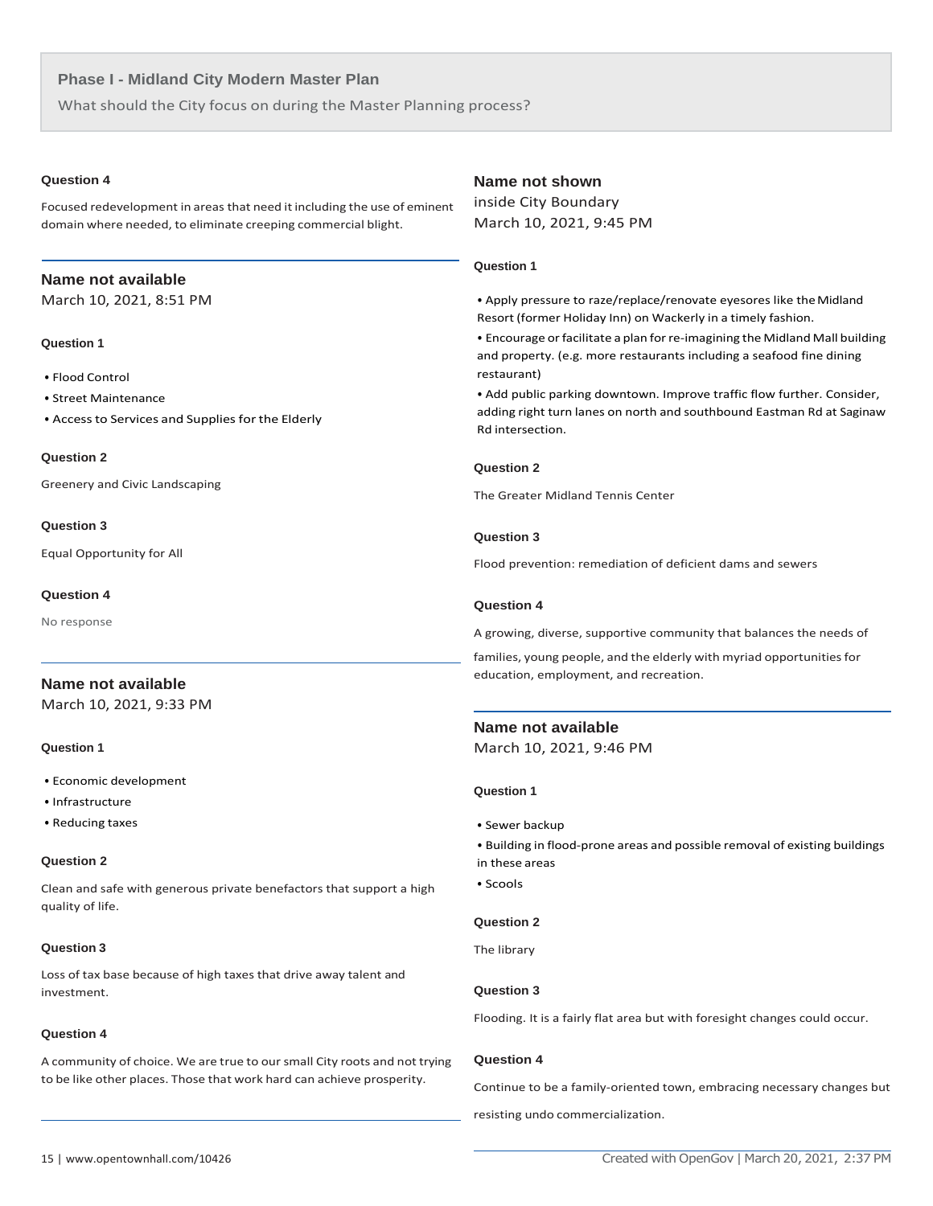## Phase I - Midland City Modern Master Plan

What should the City focus on during the Master Planning process?

#### Question 4

Focused redevelopment in areas that need it including the use of eminent domain where needed, to eliminate creeping commercial blight.

---

### Name not available

March 10, 2021, 8:51 PM

#### Question 1

- Flood Control
- Street Maintenance
- Access to Services and Supplies for the Elderly

#### Question 2

Greenery and Civic Landscaping

#### Question 3

Equal Opportunity for All

#### Question 4

No response

---

### Name not available

March 10, 2021, 9:33 PM

#### Question 1

- Economic development
- Infrastructure
- Reducing taxes

#### Question 2

Clean and safe with generous private benefactors that support a high quality of life.

#### Question 3

Loss of tax base because of high taxes that drive away talent and investment.

#### Question 4

A community of choice. We are true to our small City roots and not trying to be like other places. Those that work hard can achieve prosperity.

---

### Name not shown

inside City Boundary

March 10, 2021, 9:45 PM

#### Question 1

- Apply pressure to raze/replace/renovate eyesores like the Midland Resort (former Holiday Inn) on Wackerly in a timely fashion.
- Encourage or facilitate a plan for re-imagining the Midland Mall building and property. (e.g. more restaurants including a seafood fine dining restaurant)
- Add public parking downtown. Improve traffic flow further. Consider, adding right turn lanes on north and southbound Eastman Rd at Saginaw Rd intersection.

#### Question 2

The Greater Midland Tennis Center

#### Question 3

Flood prevention: remediation of deficient dams and sewers

#### Question 4

A growing, diverse, supportive community that balances the needs of families, young people, and the elderly with myriad opportunities for education, employment, and recreation.

---

### Name not available

March 10, 2021, 9:46 PM

#### Question 1

- Sewer backup
- Building in flood-prone areas and possible removal of existing buildings in these areas
- Scools

#### Question 2

The library

#### Question 3

Flooding. It is a fairly flat area but with foresight changes could occur.

#### Question 4

Continue to be a family-oriented town, embracing necessary changes but resisting undo commercialization.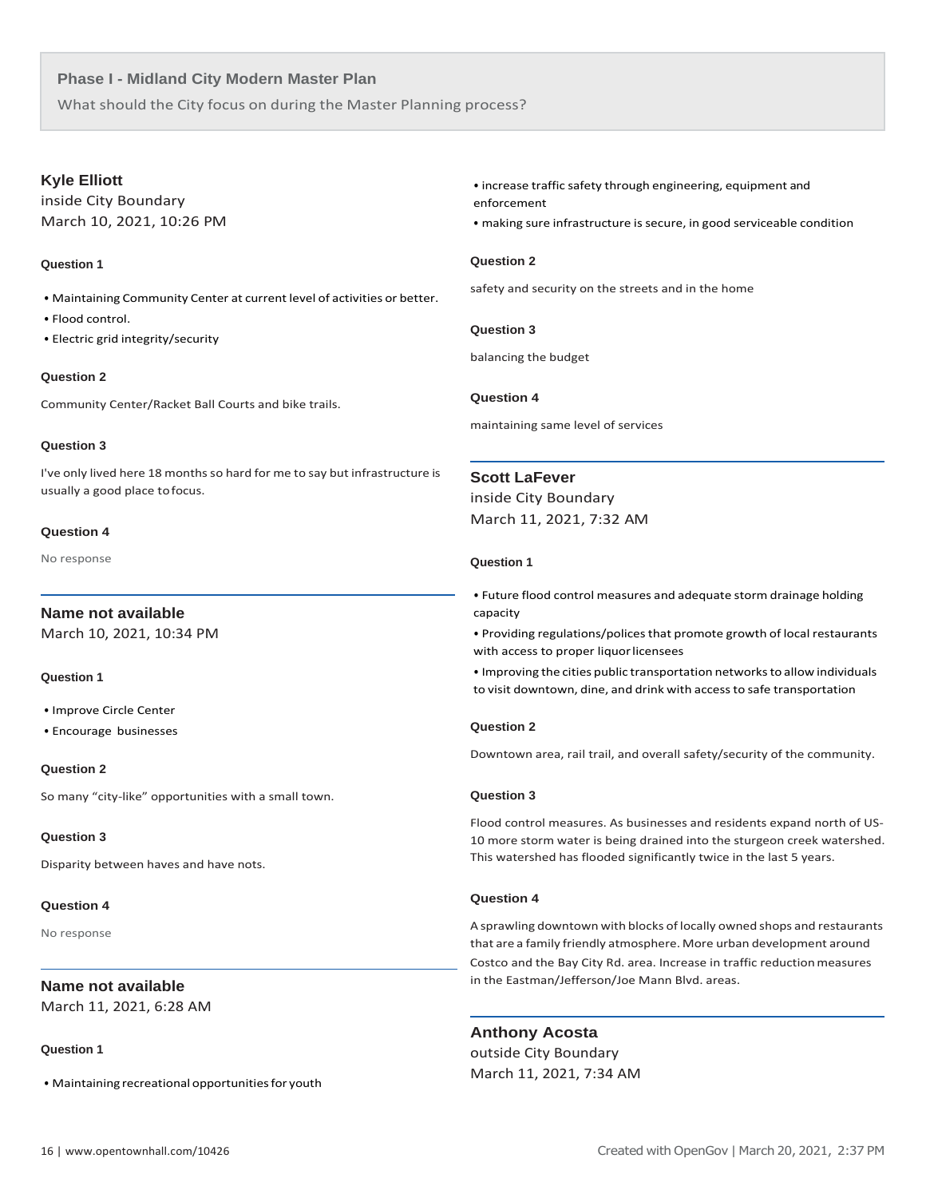**Phase I - Midland City Modern Master Plan**

What should the City focus on during the Master Planning process?

### Kyle Elliott

inside City Boundary
March 10, 2021, 10:26 PM

**Question 1**

- Maintaining Community Center at current level of activities or better.
- Flood control.
- Electric grid integrity/security

**Question 2**

Community Center/Racket Ball Courts and bike trails.

**Question 3**

I've only lived here 18 months so hard for me to say but infrastructure is usually a good place to focus.

**Question 4**

No response

### Name not available

March 10, 2021, 10:34 PM

**Question 1**

- Improve Circle Center
- Encourage businesses

**Question 2**

So many "city-like" opportunities with a small town.

**Question 3**

Disparity between haves and have nots.

**Question 4**

No response

### Name not available

March 11, 2021, 6:28 AM

**Question 1**

- Maintaining recreational opportunities for youth
- increase traffic safety through engineering, equipment and enforcement
- making sure infrastructure is secure, in good serviceable condition

**Question 2**

safety and security on the streets and in the home

**Question 3**

balancing the budget

**Question 4**

maintaining same level of services

### Scott LaFever

inside City Boundary
March 11, 2021, 7:32 AM

**Question 1**

- Future flood control measures and adequate storm drainage holding capacity
- Providing regulations/polices that promote growth of local restaurants with access to proper liquor licensees
- Improving the cities public transportation networks to allow individuals to visit downtown, dine, and drink with access to safe transportation

**Question 2**

Downtown area, rail trail, and overall safety/security of the community.

**Question 3**

Flood control measures. As businesses and residents expand north of US-10 more storm water is being drained into the sturgeon creek watershed. This watershed has flooded significantly twice in the last 5 years.

**Question 4**

A sprawling downtown with blocks of locally owned shops and restaurants that are a family friendly atmosphere. More urban development around Costco and the Bay City Rd. area. Increase in traffic reduction measures in the Eastman/Jefferson/Joe Mann Blvd. areas.

### Anthony Acosta

outside City Boundary
March 11, 2021, 7:34 AM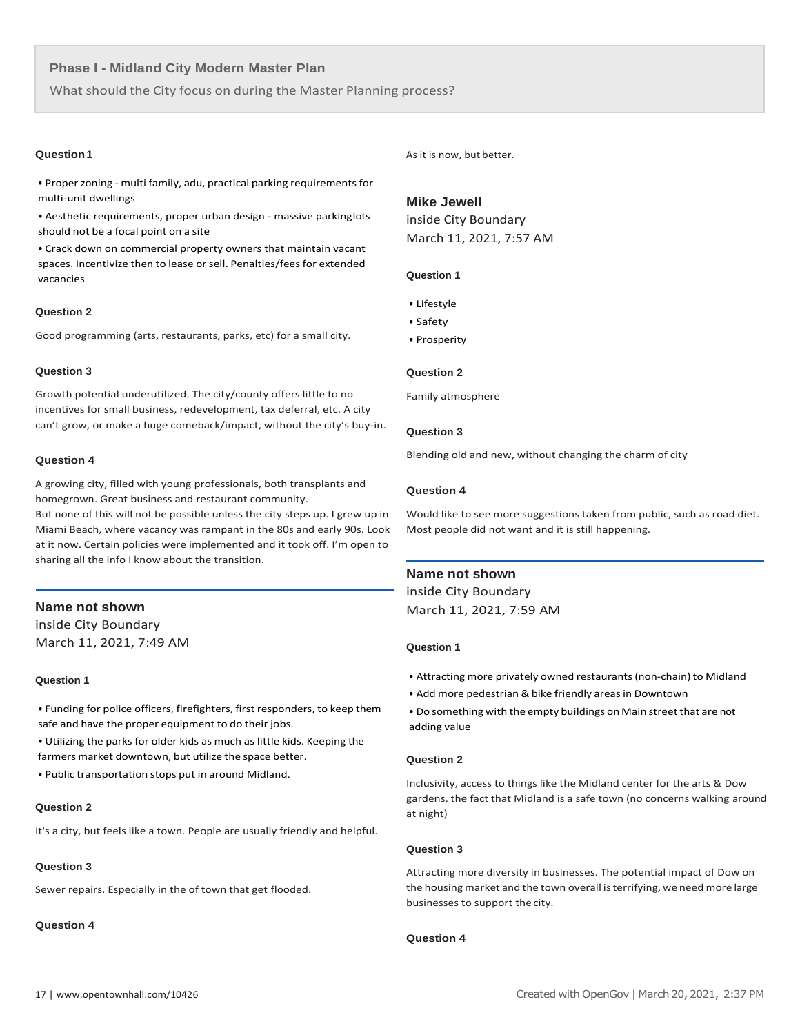## Phase I - Midland City Modern Master Plan

What should the City focus on during the Master Planning process?

#### Question 1

- Proper zoning - multi family, adu, practical parking requirements for multi-unit dwellings
- Aesthetic requirements, proper urban design - massive parkinglots should not be a focal point on a site
- Crack down on commercial property owners that maintain vacant spaces. Incentivize then to lease or sell. Penalties/fees for extended vacancies

#### Question 2

Good programming (arts, restaurants, parks, etc) for a small city.

#### Question 3

Growth potential underutilized. The city/county offers little to no incentives for small business, redevelopment, tax deferral, etc. A city can't grow, or make a huge comeback/impact, without the city's buy-in.

#### Question 4

A growing city, filled with young professionals, both transplants and homegrown. Great business and restaurant community.
But none of this will not be possible unless the city steps up. I grew up in Miami Beach, where vacancy was rampant in the 80s and early 90s. Look at it now. Certain policies were implemented and it took off. I'm open to sharing all the info I know about the transition.

---

### Name not shown

inside City Boundary
March 11, 2021, 7:49 AM

#### Question 1

- Funding for police officers, firefighters, first responders, to keep them safe and have the proper equipment to do their jobs.
- Utilizing the parks for older kids as much as little kids. Keeping the farmers market downtown, but utilize the space better.
- Public transportation stops put in around Midland.

#### Question 2

It's a city, but feels like a town. People are usually friendly and helpful.

#### Question 3

Sewer repairs. Especially in the of town that get flooded.

#### Question 4

As it is now, but better.

---

### Mike Jewell

inside City Boundary
March 11, 2021, 7:57 AM

#### Question 1

- Lifestyle
- Safety
- Prosperity

#### Question 2

Family atmosphere

#### Question 3

Blending old and new, without changing the charm of city

#### Question 4

Would like to see more suggestions taken from public, such as road diet. Most people did not want and it is still happening.

---

### Name not shown

inside City Boundary
March 11, 2021, 7:59 AM

#### Question 1

- Attracting more privately owned restaurants (non-chain) to Midland
- Add more pedestrian & bike friendly areas in Downtown
- Do something with the empty buildings on Main street that are not adding value

#### Question 2

Inclusivity, access to things like the Midland center for the arts & Dow gardens, the fact that Midland is a safe town (no concerns walking around at night)

#### Question 3

Attracting more diversity in businesses. The potential impact of Dow on the housing market and the town overall is terrifying, we need more large businesses to support the city.

#### Question 4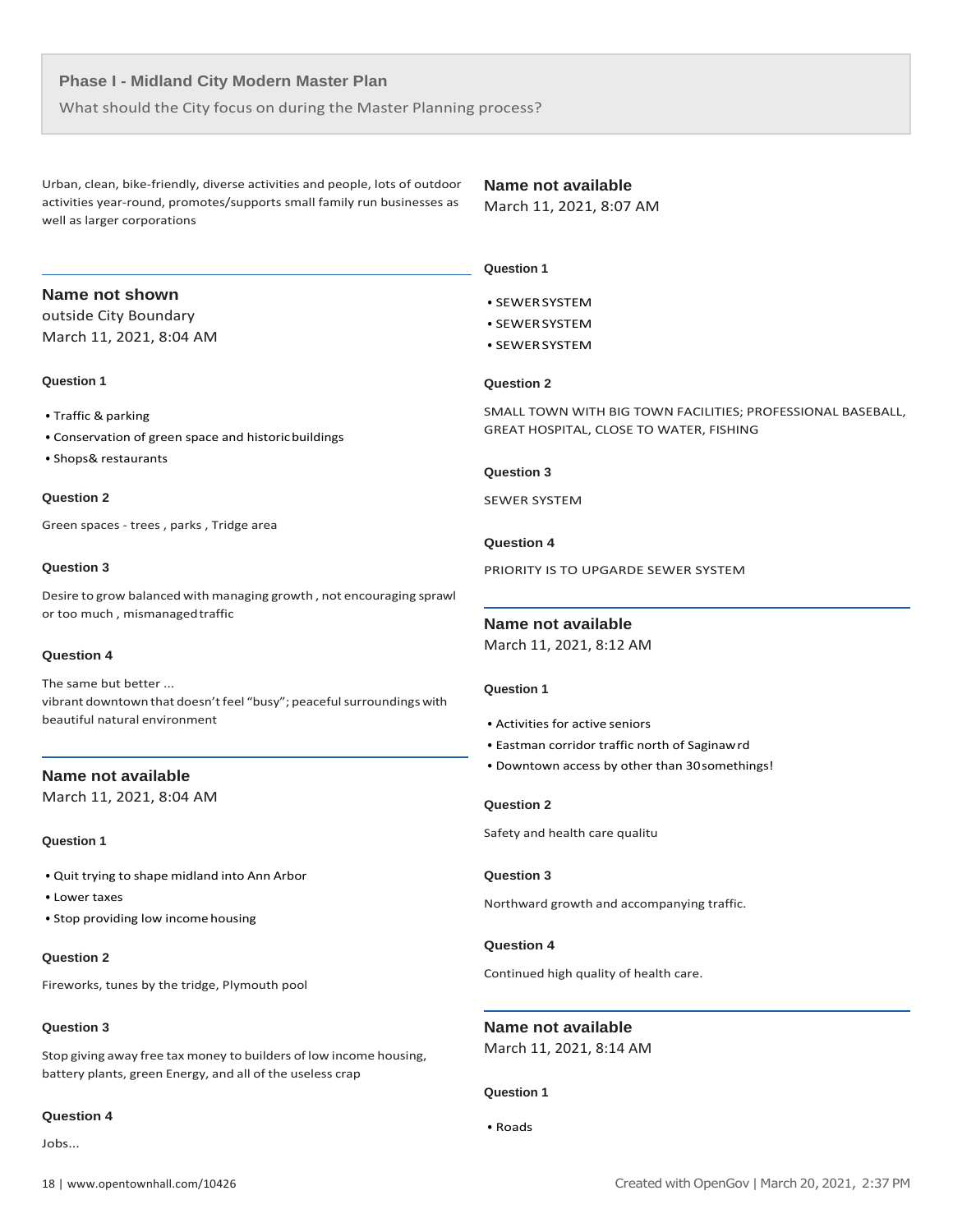## Phase I - Midland City Modern Master Plan

What should the City focus on during the Master Planning process?

Urban, clean, bike-friendly, diverse activities and people, lots of outdoor activities year-round, promotes/supports small family run businesses as well as larger corporations

---

### Name not shown

outside City Boundary

March 11, 2021, 8:04 AM

**Question 1**

- Traffic & parking
- Conservation of green space and historic buildings
- Shops& restaurants

**Question 2**

Green spaces - trees , parks , Tridge area

**Question 3**

Desire to grow balanced with managing growth , not encouraging sprawl or too much , mismanaged traffic

**Question 4**

The same but better ...
vibrant downtown that doesn't feel "busy"; peaceful surroundings with beautiful natural environment

---

### Name not available

March 11, 2021, 8:04 AM

**Question 1**

- Quit trying to shape midland into Ann Arbor
- Lower taxes
- Stop providing low income housing

**Question 2**

Fireworks, tunes by the tridge, Plymouth pool

**Question 3**

Stop giving away free tax money to builders of low income housing, battery plants, green Energy, and all of the useless crap

**Question 4**

Jobs...

### Name not available

March 11, 2021, 8:07 AM

**Question 1**

- SEWER SYSTEM
- SEWER SYSTEM
- SEWER SYSTEM

**Question 2**

SMALL TOWN WITH BIG TOWN FACILITIES; PROFESSIONAL BASEBALL, GREAT HOSPITAL, CLOSE TO WATER, FISHING

**Question 3**

SEWER SYSTEM

**Question 4**

PRIORITY IS TO UPGARDE SEWER SYSTEM

---

### Name not available

March 11, 2021, 8:12 AM

**Question 1**

- Activities for active seniors
- Eastman corridor traffic north of Saginaw rd
- Downtown access by other than 30somethings!

**Question 2**

Safety and health care qualitu

**Question 3**

Northward growth and accompanying traffic.

**Question 4**

Continued high quality of health care.

---

### Name not available

March 11, 2021, 8:14 AM

**Question 1**

- Roads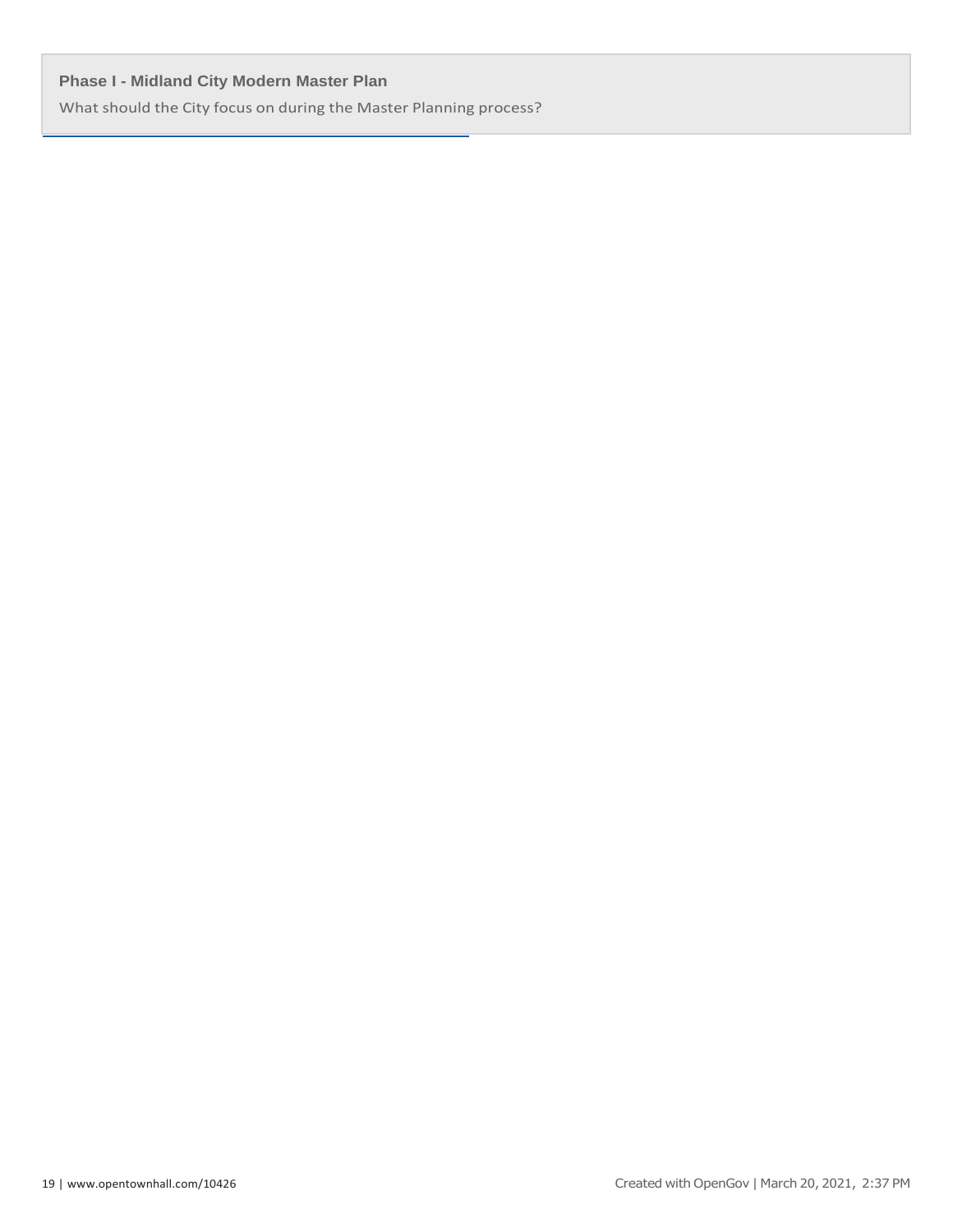**Phase I - Midland City Modern Master Plan**

What should the City focus on during the Master Planning process?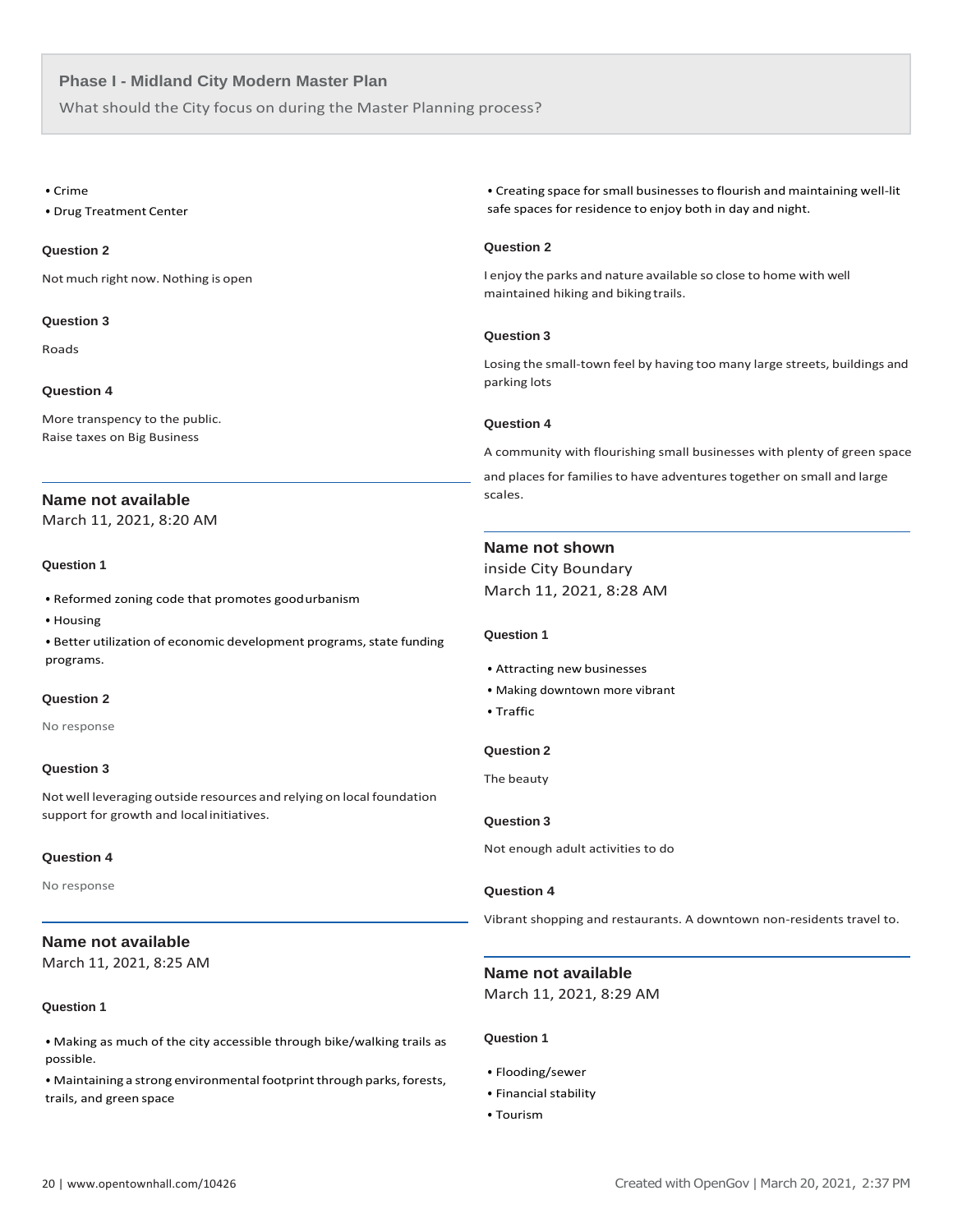## Phase I - Midland City Modern Master Plan

What should the City focus on during the Master Planning process?

- Crime
- Drug Treatment Center

#### Question 2

Not much right now. Nothing is open

#### Question 3

Roads

#### Question 4

More transpency to the public.
Raise taxes on Big Business

---

### Name not available

March 11, 2021, 8:20 AM

#### Question 1

- Reformed zoning code that promotes good urbanism
- Housing
- Better utilization of economic development programs, state funding programs.

#### Question 2

No response

#### Question 3

Not well leveraging outside resources and relying on local foundation support for growth and local initiatives.

#### Question 4

No response

---

### Name not available

March 11, 2021, 8:25 AM

#### Question 1

- Making as much of the city accessible through bike/walking trails as possible.
- Maintaining a strong environmental footprint through parks, forests, trails, and green space
- Creating space for small businesses to flourish and maintaining well-lit safe spaces for residence to enjoy both in day and night.

#### Question 2

I enjoy the parks and nature available so close to home with well maintained hiking and biking trails.

#### Question 3

Losing the small-town feel by having too many large streets, buildings and parking lots

#### Question 4

A community with flourishing small businesses with plenty of green space and places for families to have adventures together on small and large scales.

---

### Name not shown

inside City Boundary
March 11, 2021, 8:28 AM

#### Question 1

- Attracting new businesses
- Making downtown more vibrant
- Traffic

#### Question 2

The beauty

#### Question 3

Not enough adult activities to do

#### Question 4

Vibrant shopping and restaurants. A downtown non-residents travel to.

---

### Name not available

March 11, 2021, 8:29 AM

#### Question 1

- Flooding/sewer
- Financial stability
- Tourism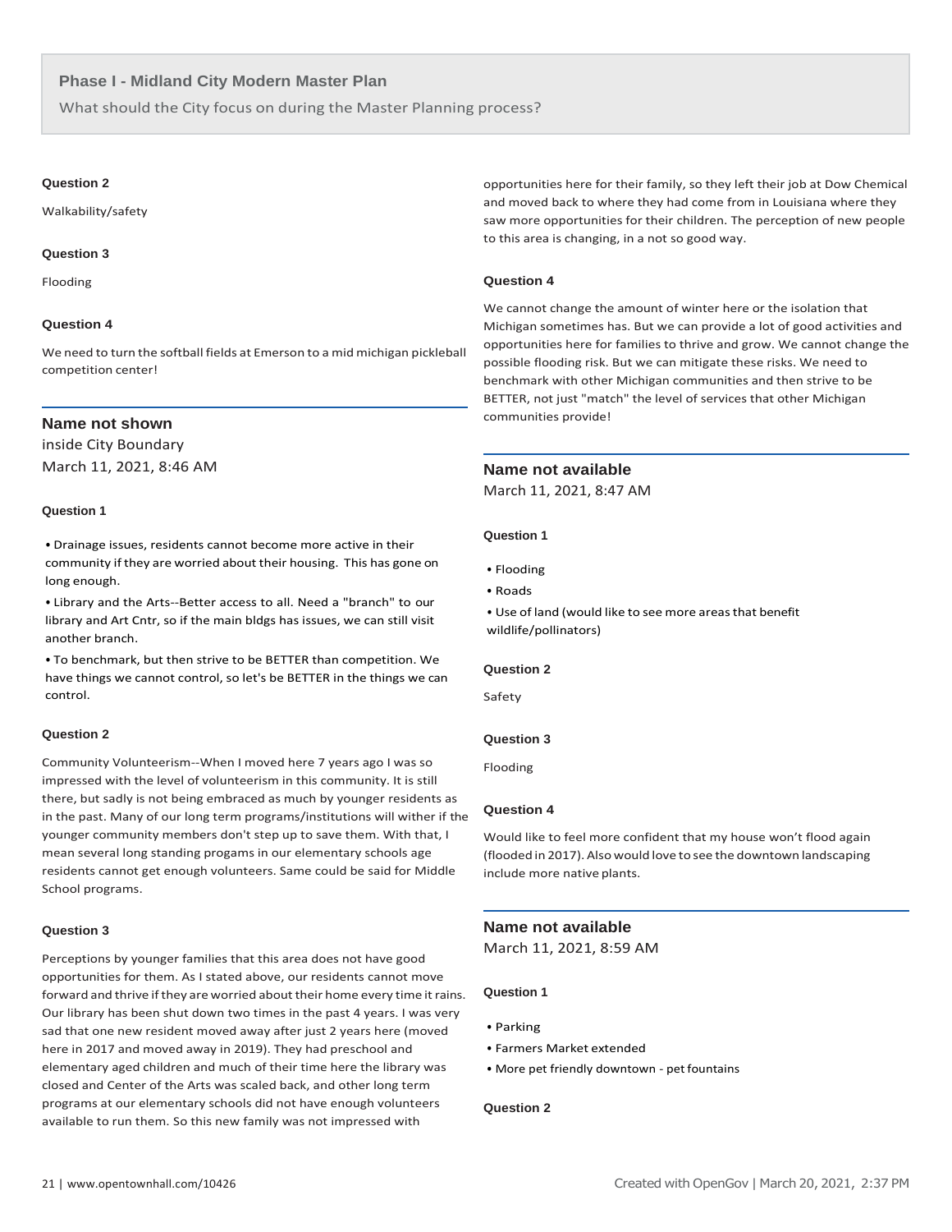## Phase I - Midland City Modern Master Plan

What should the City focus on during the Master Planning process?

#### Question 2

Walkability/safety

#### Question 3

Flooding

#### Question 4

We need to turn the softball fields at Emerson to a mid michigan pickleball competition center!

---

### Name not shown

inside City Boundary

March 11, 2021, 8:46 AM

#### Question 1

- Drainage issues, residents cannot become more active in their community if they are worried about their housing. This has gone on long enough.
- Library and the Arts--Better access to all. Need a "branch" to our library and Art Cntr, so if the main bldgs has issues, we can still visit another branch.
- To benchmark, but then strive to be BETTER than competition. We have things we cannot control, so let's be BETTER in the things we can control.

#### Question 2

Community Volunteerism--When I moved here 7 years ago I was so impressed with the level of volunteerism in this community. It is still there, but sadly is not being embraced as much by younger residents as in the past. Many of our long term programs/institutions will wither if the younger community members don't step up to save them. With that, I mean several long standing progams in our elementary schools age residents cannot get enough volunteers. Same could be said for Middle School programs.

#### Question 3

Perceptions by younger families that this area does not have good opportunities for them. As I stated above, our residents cannot move forward and thrive if they are worried about their home every time it rains. Our library has been shut down two times in the past 4 years. I was very sad that one new resident moved away after just 2 years here (moved here in 2017 and moved away in 2019). They had preschool and elementary aged children and much of their time here the library was closed and Center of the Arts was scaled back, and other long term programs at our elementary schools did not have enough volunteers available to run them. So this new family was not impressed with opportunities here for their family, so they left their job at Dow Chemical and moved back to where they had come from in Louisiana where they saw more opportunities for their children. The perception of new people to this area is changing, in a not so good way.

#### Question 4

We cannot change the amount of winter here or the isolation that Michigan sometimes has. But we can provide a lot of good activities and opportunities here for families to thrive and grow. We cannot change the possible flooding risk. But we can mitigate these risks. We need to benchmark with other Michigan communities and then strive to be BETTER, not just "match" the level of services that other Michigan communities provide!

---

### Name not available

March 11, 2021, 8:47 AM

#### Question 1

- Flooding
- Roads
- Use of land (would like to see more areas that benefit wildlife/pollinators)

#### Question 2

Safety

#### Question 3

Flooding

#### Question 4

Would like to feel more confident that my house won't flood again (flooded in 2017). Also would love to see the downtown landscaping include more native plants.

---

### Name not available

March 11, 2021, 8:59 AM

#### Question 1

- Parking
- Farmers Market extended
- More pet friendly downtown - pet fountains

#### Question 2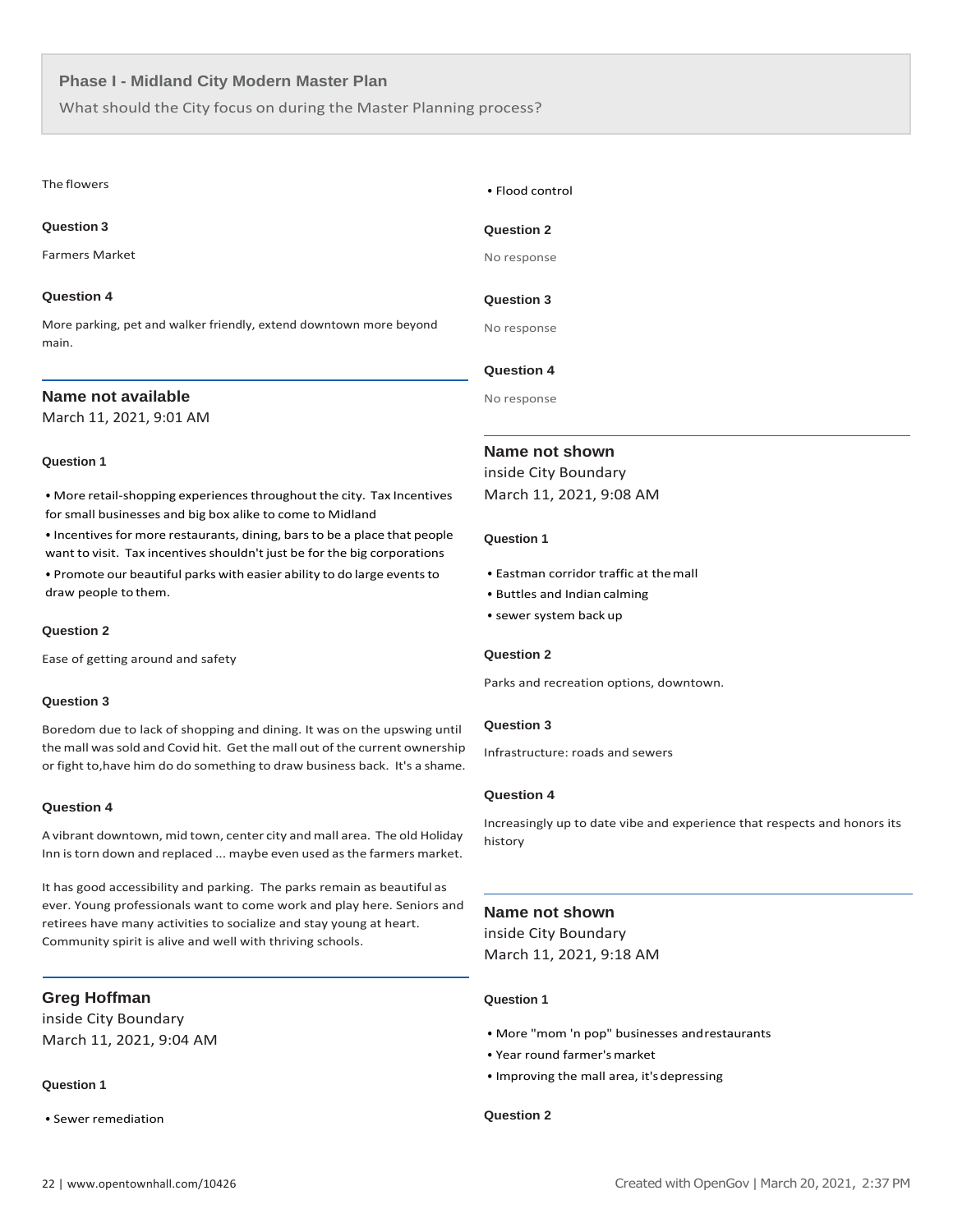## Phase I - Midland City Modern Master Plan

What should the City focus on during the Master Planning process?

The flowers

#### Question 3

Farmers Market

#### Question 4

More parking, pet and walker friendly, extend downtown more beyond main.

### Name not available

March 11, 2021, 9:01 AM

#### Question 1

- More retail-shopping experiences throughout the city. Tax Incentives for small businesses and big box alike to come to Midland
- Incentives for more restaurants, dining, bars to be a place that people want to visit. Tax incentives shouldn't just be for the big corporations
- Promote our beautiful parks with easier ability to do large events to draw people to them.

#### Question 2

Ease of getting around and safety

#### Question 3

Boredom due to lack of shopping and dining. It was on the upswing until the mall was sold and Covid hit. Get the mall out of the current ownership or fight to,have him do do something to draw business back. It's a shame.

#### Question 4

A vibrant downtown, mid town, center city and mall area. The old Holiday Inn is torn down and replaced ... maybe even used as the farmers market.

It has good accessibility and parking. The parks remain as beautiful as ever. Young professionals want to come work and play here. Seniors and retirees have many activities to socialize and stay young at heart. Community spirit is alive and well with thriving schools.

### Greg Hoffman

inside City Boundary

March 11, 2021, 9:04 AM

#### Question 1

- Sewer remediation
- Flood control

#### Question 2

No response

#### Question 3

No response

#### Question 4

No response

### Name not shown

inside City Boundary

March 11, 2021, 9:08 AM

#### Question 1

- Eastman corridor traffic at the mall
- Buttles and Indian calming
- sewer system back up

#### Question 2

Parks and recreation options, downtown.

#### Question 3

Infrastructure: roads and sewers

#### Question 4

Increasingly up to date vibe and experience that respects and honors its history

### Name not shown

inside City Boundary

March 11, 2021, 9:18 AM

#### Question 1

- More "mom 'n pop" businesses and restaurants
- Year round farmer's market
- Improving the mall area, it's depressing

#### Question 2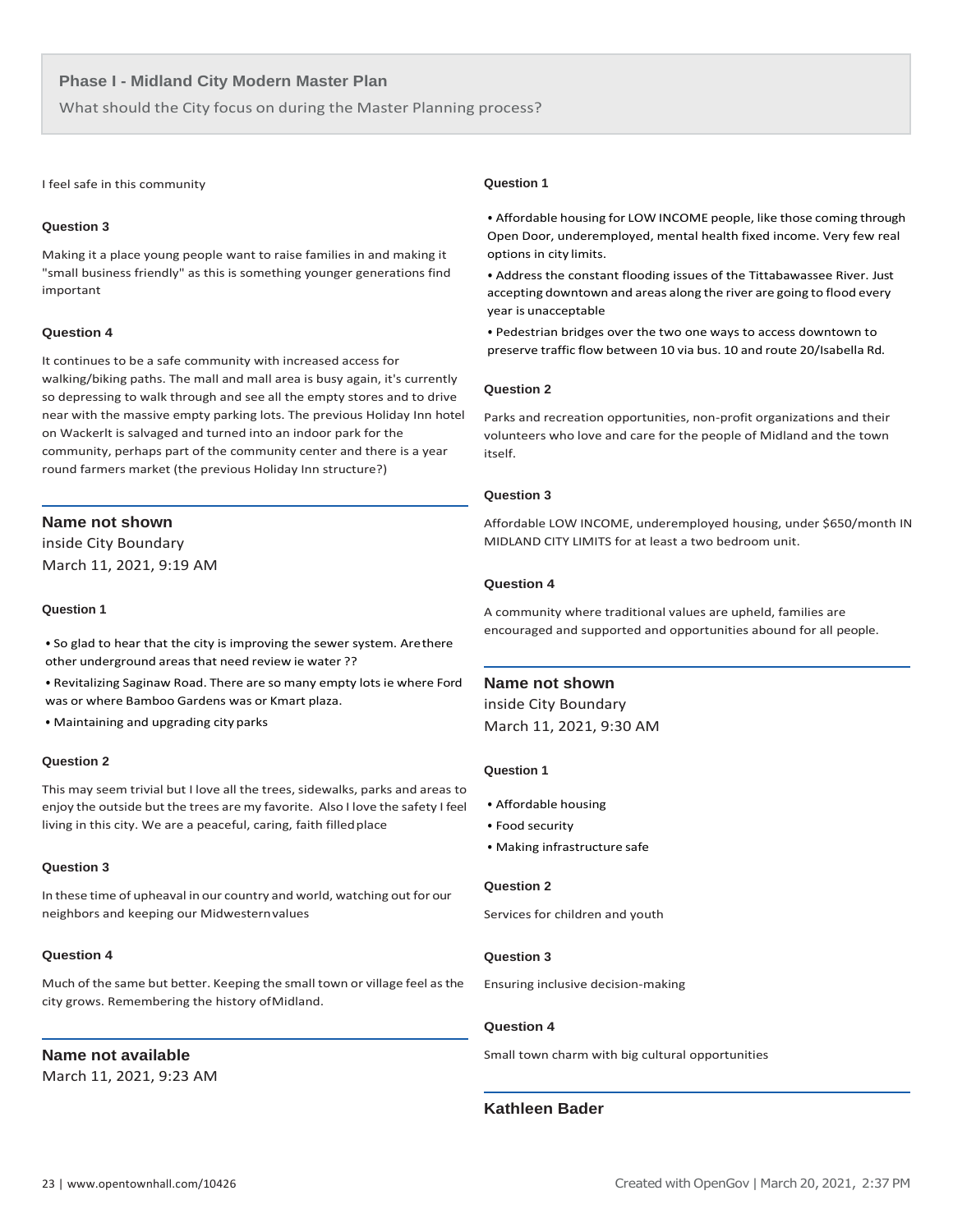## Phase I - Midland City Modern Master Plan

What should the City focus on during the Master Planning process?

I feel safe in this community

#### Question 3

Making it a place young people want to raise families in and making it "small business friendly" as this is something younger generations find important

#### Question 4

It continues to be a safe community with increased access for walking/biking paths. The mall and mall area is busy again, it's currently so depressing to walk through and see all the empty stores and to drive near with the massive empty parking lots. The previous Holiday Inn hotel on Wackerlt is salvaged and turned into an indoor park for the community, perhaps part of the community center and there is a year round farmers market (the previous Holiday Inn structure?)

---

### Name not shown

inside City Boundary

March 11, 2021, 9:19 AM

#### Question 1

- So glad to hear that the city is improving the sewer system. Are there other underground areas that need review ie water ??
- Revitalizing Saginaw Road. There are so many empty lots ie where Ford was or where Bamboo Gardens was or Kmart plaza.
- Maintaining and upgrading city parks

#### Question 2

This may seem trivial but I love all the trees, sidewalks, parks and areas to enjoy the outside but the trees are my favorite. Also I love the safety I feel living in this city. We are a peaceful, caring, faith filled place

#### Question 3

In these time of upheaval in our country and world, watching out for our neighbors and keeping our Midwestern values

#### Question 4

Much of the same but better. Keeping the small town or village feel as the city grows. Remembering the history of Midland.

---

### Name not available

March 11, 2021, 9:23 AM

#### Question 1

- Affordable housing for LOW INCOME people, like those coming through Open Door, underemployed, mental health fixed income. Very few real options in city limits.
- Address the constant flooding issues of the Tittabawassee River. Just accepting downtown and areas along the river are going to flood every year is unacceptable
- Pedestrian bridges over the two one ways to access downtown to preserve traffic flow between 10 via bus. 10 and route 20/Isabella Rd.

#### Question 2

Parks and recreation opportunities, non-profit organizations and their volunteers who love and care for the people of Midland and the town itself.

#### Question 3

Affordable LOW INCOME, underemployed housing, under $650/month IN MIDLAND CITY LIMITS for at least a two bedroom unit.

#### Question 4

A community where traditional values are upheld, families are encouraged and supported and opportunities abound for all people.

---

### Name not shown

inside City Boundary

March 11, 2021, 9:30 AM

#### Question 1

- Affordable housing
- Food security
- Making infrastructure safe

#### Question 2

Services for children and youth

#### Question 3

Ensuring inclusive decision-making

#### Question 4

Small town charm with big cultural opportunities

---

### Kathleen Bader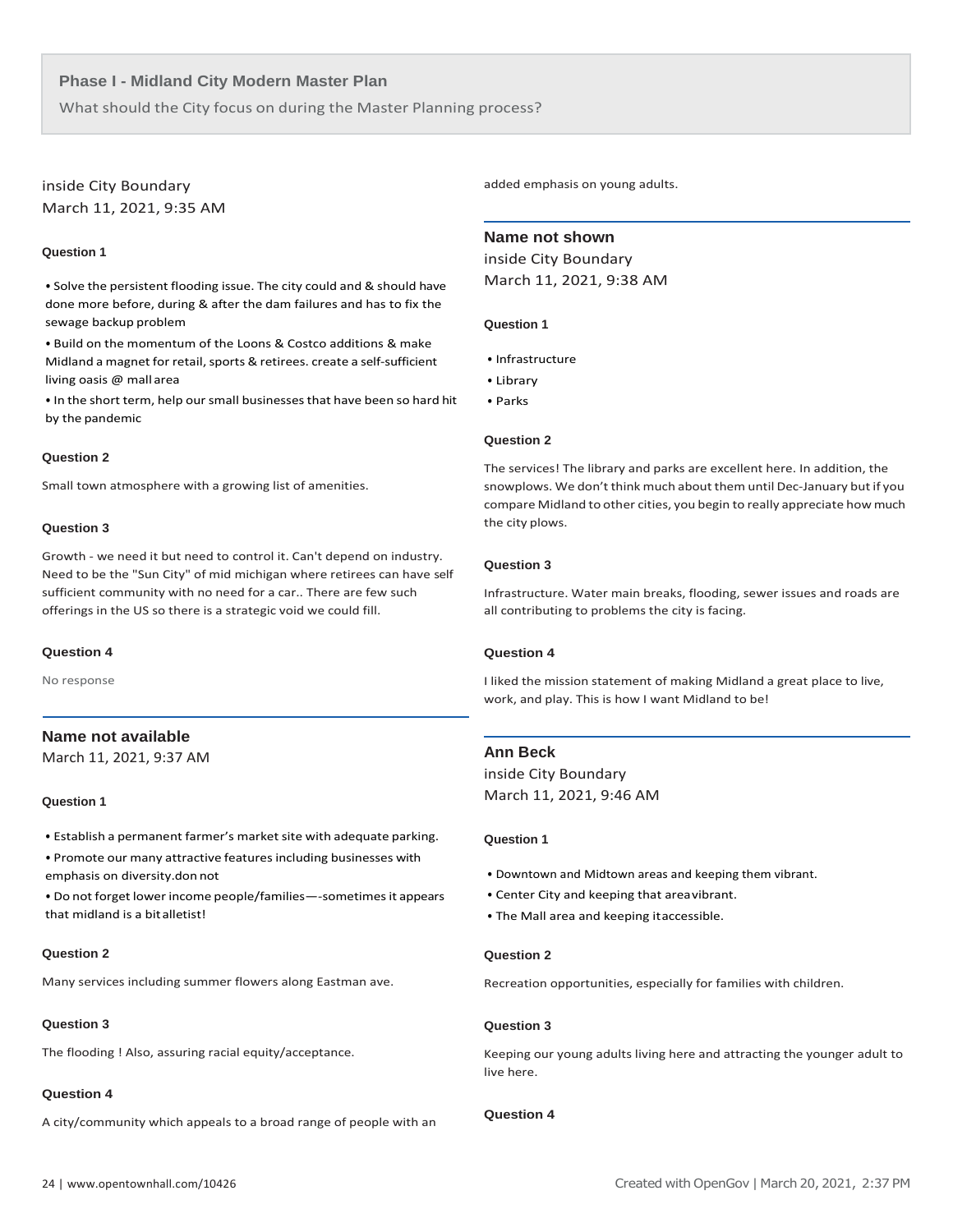**Phase I - Midland City Modern Master Plan**

What should the City focus on during the Master Planning process?

inside City Boundary
March 11, 2021, 9:35 AM

#### Question 1

- Solve the persistent flooding issue. The city could and & should have done more before, during & after the dam failures and has to fix the sewage backup problem
- Build on the momentum of the Loons & Costco additions & make Midland a magnet for retail, sports & retirees. create a self-sufficient living oasis @ mall area
- In the short term, help our small businesses that have been so hard hit by the pandemic

#### Question 2

Small town atmosphere with a growing list of amenities.

#### Question 3

Growth - we need it but need to control it. Can't depend on industry. Need to be the "Sun City" of mid michigan where retirees can have self sufficient community with no need for a car.. There are few such offerings in the US so there is a strategic void we could fill.

#### Question 4

No response

---

### Name not available

March 11, 2021, 9:37 AM

#### Question 1

- Establish a permanent farmer's market site with adequate parking.
- Promote our many attractive features including businesses with emphasis on diversity.don not
- Do not forget lower income people/families—-sometimes it appears that midland is a bit alletist!

#### Question 2

Many services including summer flowers along Eastman ave.

#### Question 3

The flooding ! Also, assuring racial equity/acceptance.

#### Question 4

A city/community which appeals to a broad range of people with an added emphasis on young adults.

---

### Name not shown

inside City Boundary
March 11, 2021, 9:38 AM

#### Question 1

- Infrastructure
- Library
- Parks

#### Question 2

The services! The library and parks are excellent here. In addition, the snowplows. We don't think much about them until Dec-January but if you compare Midland to other cities, you begin to really appreciate how much the city plows.

#### Question 3

Infrastructure. Water main breaks, flooding, sewer issues and roads are all contributing to problems the city is facing.

#### Question 4

I liked the mission statement of making Midland a great place to live, work, and play. This is how I want Midland to be!

---

### Ann Beck

inside City Boundary
March 11, 2021, 9:46 AM

#### Question 1

- Downtown and Midtown areas and keeping them vibrant.
- Center City and keeping that area vibrant.
- The Mall area and keeping it accessible.

#### Question 2

Recreation opportunities, especially for families with children.

#### Question 3

Keeping our young adults living here and attracting the younger adult to live here.

#### Question 4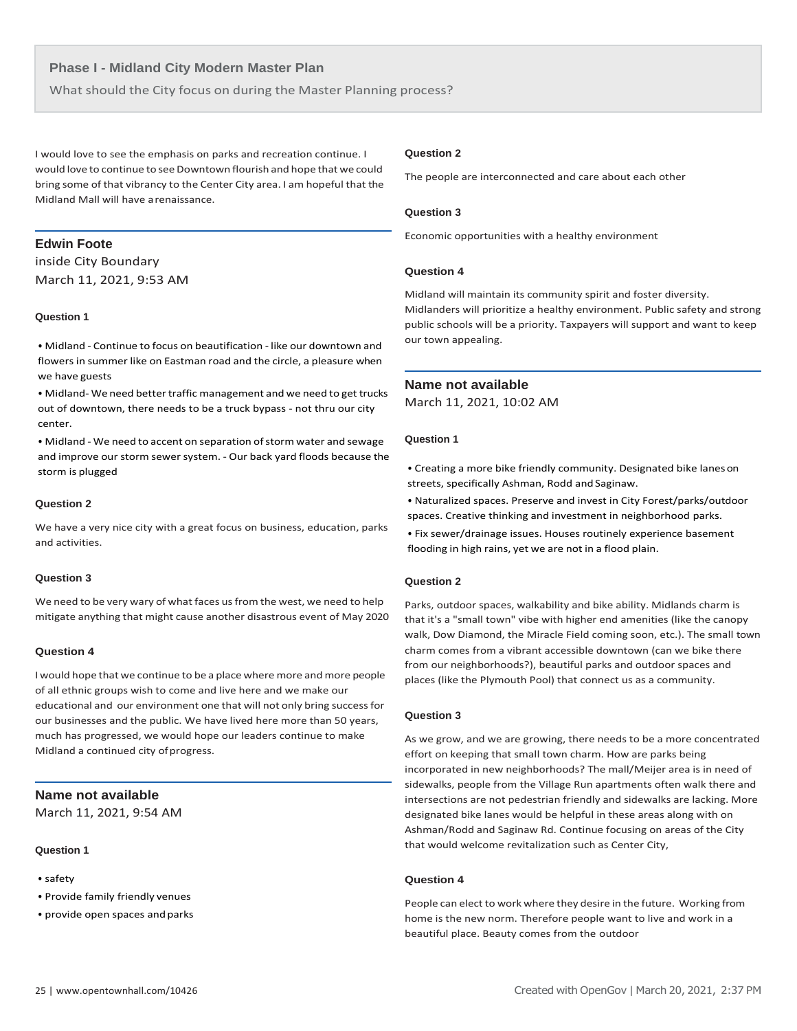## Phase I - Midland City Modern Master Plan

What should the City focus on during the Master Planning process?

I would love to see the emphasis on parks and recreation continue. I would love to continue to see Downtown flourish and hope that we could bring some of that vibrancy to the Center City area. I am hopeful that the Midland Mall will have a renaissance.

### Edwin Foote

inside City Boundary

March 11, 2021, 9:53 AM

#### Question 1

- Midland - Continue to focus on beautification - like our downtown and flowers in summer like on Eastman road and the circle, a pleasure when we have guests
- Midland- We need better traffic management and we need to get trucks out of downtown, there needs to be a truck bypass - not thru our city center.
- Midland - We need to accent on separation of storm water and sewage and improve our storm sewer system. - Our back yard floods because the storm is plugged

#### Question 2

We have a very nice city with a great focus on business, education, parks and activities.

#### Question 3

We need to be very wary of what faces us from the west, we need to help mitigate anything that might cause another disastrous event of May 2020

#### Question 4

I would hope that we continue to be a place where more and more people of all ethnic groups wish to come and live here and we make our educational and our environment one that will not only bring success for our businesses and the public. We have lived here more than 50 years, much has progressed, we would hope our leaders continue to make Midland a continued city of progress.

### Name not available

March 11, 2021, 9:54 AM

#### Question 1

- safety
- Provide family friendly venues
- provide open spaces and parks

#### Question 2

The people are interconnected and care about each other

#### Question 3

Economic opportunities with a healthy environment

#### Question 4

Midland will maintain its community spirit and foster diversity. Midlanders will prioritize a healthy environment. Public safety and strong public schools will be a priority. Taxpayers will support and want to keep our town appealing.

### Name not available

March 11, 2021, 10:02 AM

#### Question 1

- Creating a more bike friendly community. Designated bike lanes on streets, specifically Ashman, Rodd and Saginaw.
- Naturalized spaces. Preserve and invest in City Forest/parks/outdoor spaces. Creative thinking and investment in neighborhood parks.
- Fix sewer/drainage issues. Houses routinely experience basement flooding in high rains, yet we are not in a flood plain.

#### Question 2

Parks, outdoor spaces, walkability and bike ability. Midlands charm is that it's a "small town" vibe with higher end amenities (like the canopy walk, Dow Diamond, the Miracle Field coming soon, etc.). The small town charm comes from a vibrant accessible downtown (can we bike there from our neighborhoods?), beautiful parks and outdoor spaces and places (like the Plymouth Pool) that connect us as a community.

#### Question 3

As we grow, and we are growing, there needs to be a more concentrated effort on keeping that small town charm. How are parks being incorporated in new neighborhoods? The mall/Meijer area is in need of sidewalks, people from the Village Run apartments often walk there and intersections are not pedestrian friendly and sidewalks are lacking. More designated bike lanes would be helpful in these areas along with on Ashman/Rodd and Saginaw Rd. Continue focusing on areas of the City that would welcome revitalization such as Center City,

#### Question 4

People can elect to work where they desire in the future. Working from home is the new norm. Therefore people want to live and work in a beautiful place. Beauty comes from the outdoor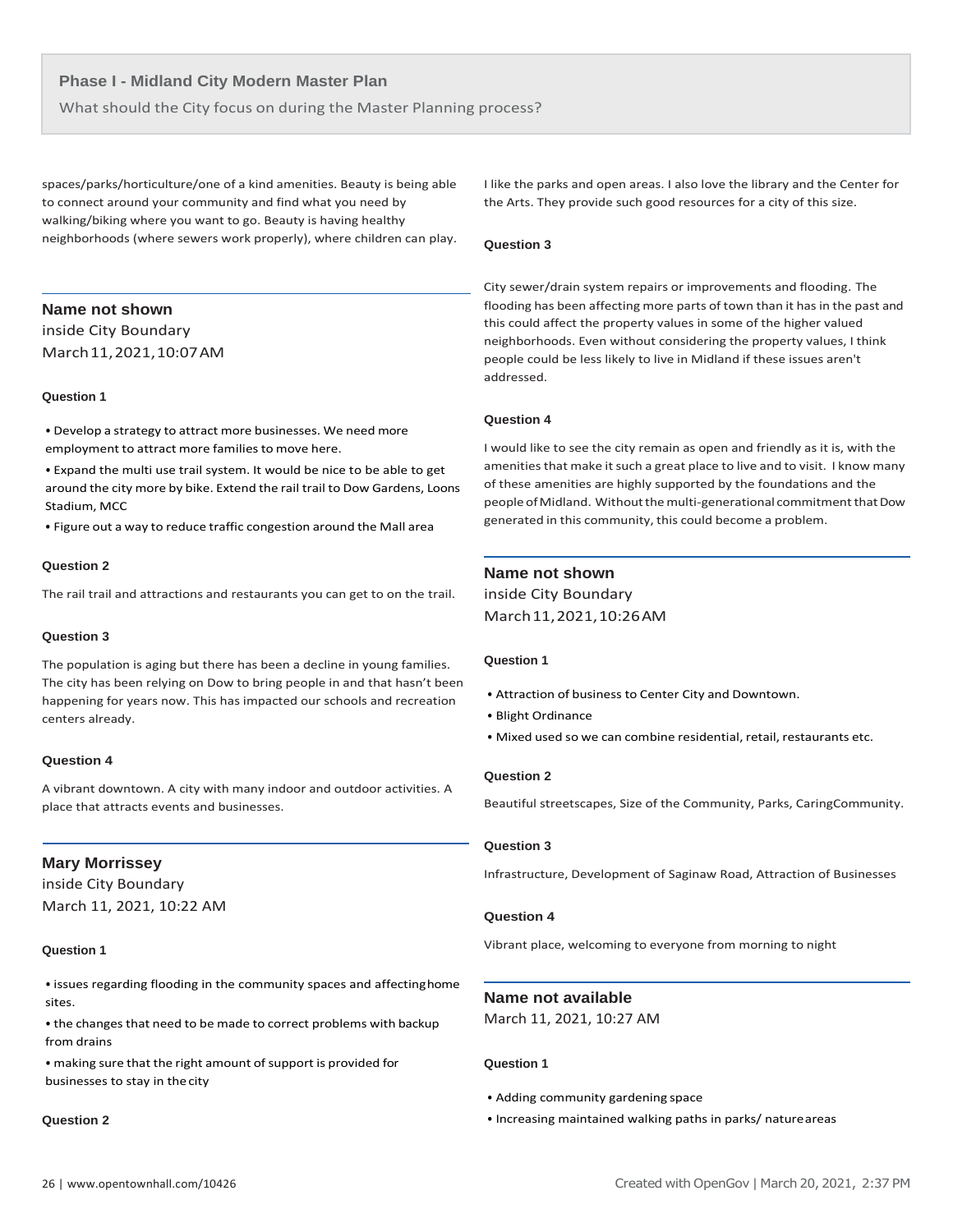spaces/parks/horticulture/one of a kind amenities. Beauty is being able to connect around your community and find what you need by walking/biking where you want to go. Beauty is having healthy neighborhoods (where sewers work properly), where children can play.

## Name not shown

inside City Boundary

March 11, 2021, 10:07 AM

#### Question 1

- Develop a strategy to attract more businesses. We need more employment to attract more families to move here.
- Expand the multi use trail system. It would be nice to be able to get around the city more by bike. Extend the rail trail to Dow Gardens, Loons Stadium, MCC
- Figure out a way to reduce traffic congestion around the Mall area

#### Question 2

The rail trail and attractions and restaurants you can get to on the trail.

#### Question 3

The population is aging but there has been a decline in young families. The city has been relying on Dow to bring people in and that hasn't been happening for years now. This has impacted our schools and recreation centers already.

#### Question 4

A vibrant downtown. A city with many indoor and outdoor activities. A place that attracts events and businesses.

## Mary Morrissey

inside City Boundary

March 11, 2021, 10:22 AM

#### Question 1

- issues regarding flooding in the community spaces and affecting home sites.
- the changes that need to be made to correct problems with backup from drains
- making sure that the right amount of support is provided for businesses to stay in the city

#### Question 2

I like the parks and open areas. I also love the library and the Center for the Arts. They provide such good resources for a city of this size.

#### Question 3

City sewer/drain system repairs or improvements and flooding. The flooding has been affecting more parts of town than it has in the past and this could affect the property values in some of the higher valued neighborhoods. Even without considering the property values, I think people could be less likely to live in Midland if these issues aren't addressed.

#### Question 4

I would like to see the city remain as open and friendly as it is, with the amenities that make it such a great place to live and to visit. I know many of these amenities are highly supported by the foundations and the people of Midland. Without the multi-generational commitment that Dow generated in this community, this could become a problem.

## Name not shown

inside City Boundary

March 11, 2021, 10:26 AM

#### Question 1

- Attraction of business to Center City and Downtown.
- Blight Ordinance
- Mixed used so we can combine residential, retail, restaurants etc.

#### Question 2

Beautiful streetscapes, Size of the Community, Parks, CaringCommunity.

#### Question 3

Infrastructure, Development of Saginaw Road, Attraction of Businesses

#### Question 4

Vibrant place, welcoming to everyone from morning to night

## Name not available

March 11, 2021, 10:27 AM

#### Question 1

- Adding community gardening space
- Increasing maintained walking paths in parks/ nature areas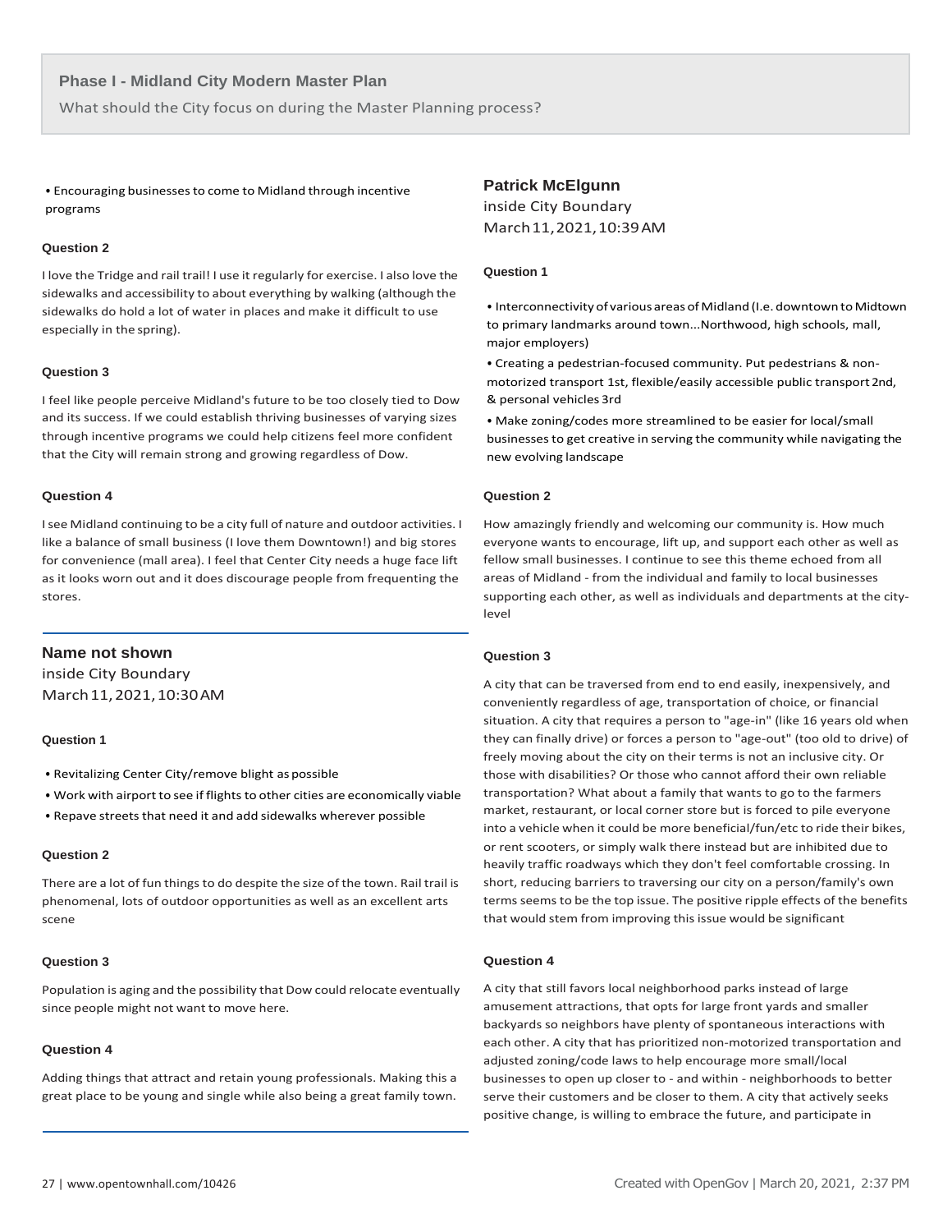• Encouraging businesses to come to Midland through incentive programs

**Question 2**

I love the Tridge and rail trail! I use it regularly for exercise. I also love the sidewalks and accessibility to about everything by walking (although the sidewalks do hold a lot of water in places and make it difficult to use especially in the spring).

**Question 3**

I feel like people perceive Midland's future to be too closely tied to Dow and its success. If we could establish thriving businesses of varying sizes through incentive programs we could help citizens feel more confident that the City will remain strong and growing regardless of Dow.

**Question 4**

I see Midland continuing to be a city full of nature and outdoor activities. I like a balance of small business (I love them Downtown!) and big stores for convenience (mall area). I feel that Center City needs a huge face lift as it looks worn out and it does discourage people from frequenting the stores.

---

### Name not shown

inside City Boundary
March 11, 2021, 10:30 AM

**Question 1**

- Revitalizing Center City/remove blight as possible
- Work with airport to see if flights to other cities are economically viable
- Repave streets that need it and add sidewalks wherever possible

**Question 2**

There are a lot of fun things to do despite the size of the town. Rail trail is phenomenal, lots of outdoor opportunities as well as an excellent arts scene

**Question 3**

Population is aging and the possibility that Dow could relocate eventually since people might not want to move here.

**Question 4**

Adding things that attract and retain young professionals. Making this a great place to be young and single while also being a great family town.

---

### Patrick McElgunn

inside City Boundary
March 11, 2021, 10:39 AM

**Question 1**

- Interconnectivity of various areas of Midland (I.e. downtown to Midtown to primary landmarks around town...Northwood, high schools, mall, major employers)
- Creating a pedestrian-focused community. Put pedestrians & non-motorized transport 1st, flexible/easily accessible public transport 2nd, & personal vehicles 3rd
- Make zoning/codes more streamlined to be easier for local/small businesses to get creative in serving the community while navigating the new evolving landscape

**Question 2**

How amazingly friendly and welcoming our community is. How much everyone wants to encourage, lift up, and support each other as well as fellow small businesses. I continue to see this theme echoed from all areas of Midland - from the individual and family to local businesses supporting each other, as well as individuals and departments at the city-level

**Question 3**

A city that can be traversed from end to end easily, inexpensively, and conveniently regardless of age, transportation of choice, or financial situation. A city that requires a person to "age-in" (like 16 years old when they can finally drive) or forces a person to "age-out" (too old to drive) of freely moving about the city on their terms is not an inclusive city. Or those with disabilities? Or those who cannot afford their own reliable transportation? What about a family that wants to go to the farmers market, restaurant, or local corner store but is forced to pile everyone into a vehicle when it could be more beneficial/fun/etc to ride their bikes, or rent scooters, or simply walk there instead but are inhibited due to heavily traffic roadways which they don't feel comfortable crossing. In short, reducing barriers to traversing our city on a person/family's own terms seems to be the top issue. The positive ripple effects of the benefits that would stem from improving this issue would be significant

**Question 4**

A city that still favors local neighborhood parks instead of large amusement attractions, that opts for large front yards and smaller backyards so neighbors have plenty of spontaneous interactions with each other. A city that has prioritized non-motorized transportation and adjusted zoning/code laws to help encourage more small/local businesses to open up closer to - and within - neighborhoods to better serve their customers and be closer to them. A city that actively seeks positive change, is willing to embrace the future, and participate in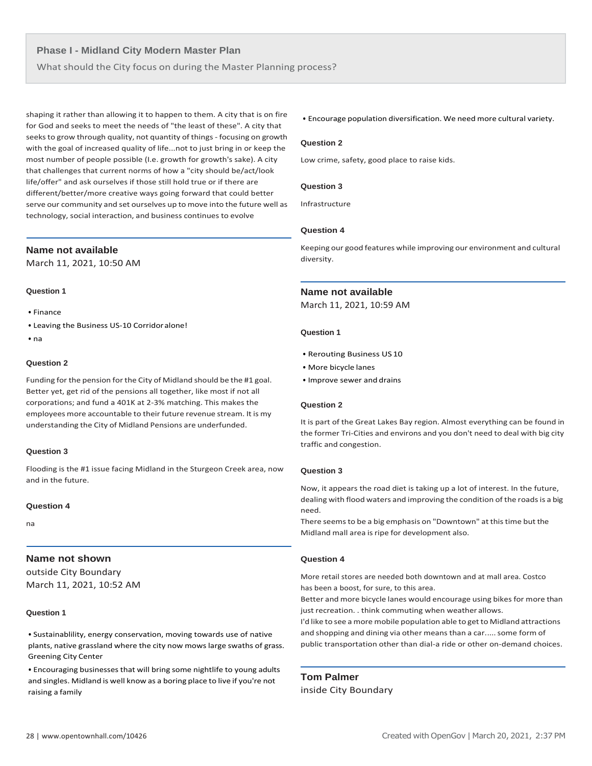shaping it rather than allowing it to happen to them. A city that is on fire for God and seeks to meet the needs of "the least of these". A city that seeks to grow through quality, not quantity of things - focusing on growth with the goal of increased quality of life...not to just bring in or keep the most number of people possible (I.e. growth for growth's sake). A city that challenges that current norms of how a "city should be/act/look life/offer" and ask ourselves if those still hold true or if there are different/better/more creative ways going forward that could better serve our community and set ourselves up to move into the future well as technology, social interaction, and business continues to evolve

### Name not available

March 11, 2021, 10:50 AM

**Question 1**

- Finance
- Leaving the Business US-10 Corridor alone!
- na

**Question 2**

Funding for the pension for the City of Midland should be the #1 goal. Better yet, get rid of the pensions all together, like most if not all corporations; and fund a 401K at 2-3% matching. This makes the employees more accountable to their future revenue stream. It is my understanding the City of Midland Pensions are underfunded.

**Question 3**

Flooding is the #1 issue facing Midland in the Sturgeon Creek area, now and in the future.

**Question 4**

na

### Name not shown

outside City Boundary
March 11, 2021, 10:52 AM

**Question 1**

- Sustainablility, energy conservation, moving towards use of native plants, native grassland where the city now mows large swaths of grass. Greening City Center
- Encouraging businesses that will bring some nightlife to young adults and singles. Midland is well know as a boring place to live if you're not raising a family
- Encourage population diversification. We need more cultural variety.

**Question 2**

Low crime, safety, good place to raise kids.

**Question 3**

Infrastructure

**Question 4**

Keeping our good features while improving our environment and cultural diversity.

### Name not available

March 11, 2021, 10:59 AM

**Question 1**

- Rerouting Business US 10
- More bicycle lanes
- Improve sewer and drains

**Question 2**

It is part of the Great Lakes Bay region. Almost everything can be found in the former Tri-Cities and environs and you don't need to deal with big city traffic and congestion.

**Question 3**

Now, it appears the road diet is taking up a lot of interest. In the future, dealing with flood waters and improving the condition of the roads is a big need.
There seems to be a big emphasis on "Downtown" at this time but the Midland mall area is ripe for development also.

**Question 4**

More retail stores are needed both downtown and at mall area. Costco has been a boost, for sure, to this area.
Better and more bicycle lanes would encourage using bikes for more than just recreation. . think commuting when weather allows.
I'd like to see a more mobile population able to get to Midland attractions and shopping and dining via other means than a car..... some form of public transportation other than dial-a ride or other on-demand choices.

### Tom Palmer

inside City Boundary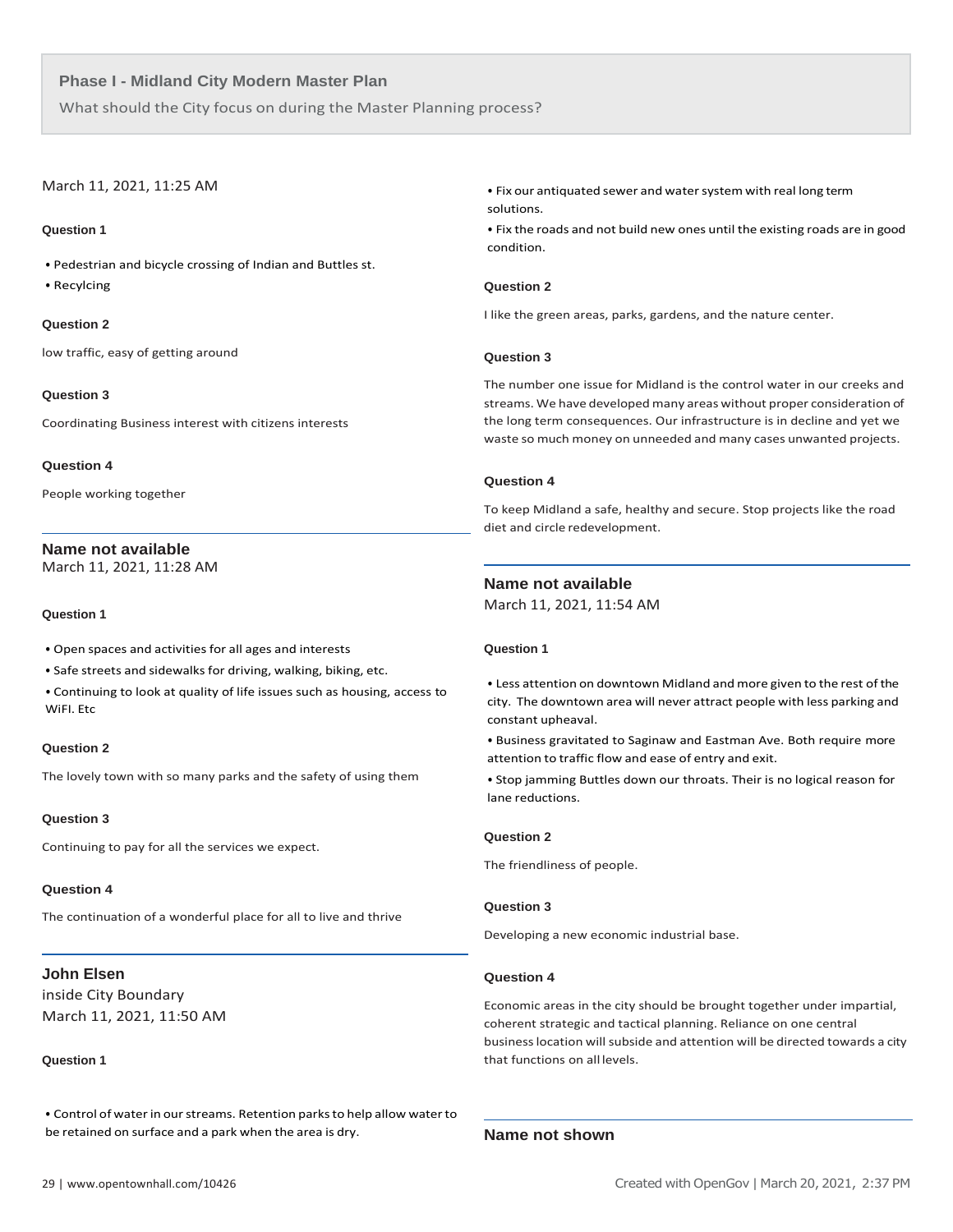### Phase I - Midland City Modern Master Plan

What should the City focus on during the Master Planning process?

March 11, 2021, 11:25 AM

**Question 1**

- Pedestrian and bicycle crossing of Indian and Buttles st.
- Recylcing

**Question 2**

low traffic, easy of getting around

**Question 3**

Coordinating Business interest with citizens interests

**Question 4**

People working together

---

**Name not available**

March 11, 2021, 11:28 AM

**Question 1**

- Open spaces and activities for all ages and interests
- Safe streets and sidewalks for driving, walking, biking, etc.
- Continuing to look at quality of life issues such as housing, access to WiFI. Etc

**Question 2**

The lovely town with so many parks and the safety of using them

**Question 3**

Continuing to pay for all the services we expect.

**Question 4**

The continuation of a wonderful place for all to live and thrive

---

**John Elsen**

inside City Boundary

March 11, 2021, 11:50 AM

**Question 1**

- Control of water in our streams. Retention parks to help allow water to be retained on surface and a park when the area is dry.
- Fix our antiquated sewer and water system with real long term solutions.
- Fix the roads and not build new ones until the existing roads are in good condition.

**Question 2**

I like the green areas, parks, gardens, and the nature center.

**Question 3**

The number one issue for Midland is the control water in our creeks and streams. We have developed many areas without proper consideration of the long term consequences. Our infrastructure is in decline and yet we waste so much money on unneeded and many cases unwanted projects.

**Question 4**

To keep Midland a safe, healthy and secure. Stop projects like the road diet and circle redevelopment.

---

**Name not available**

March 11, 2021, 11:54 AM

**Question 1**

- Less attention on downtown Midland and more given to the rest of the city. The downtown area will never attract people with less parking and constant upheaval.
- Business gravitated to Saginaw and Eastman Ave. Both require more attention to traffic flow and ease of entry and exit.
- Stop jamming Buttles down our throats. Their is no logical reason for lane reductions.

**Question 2**

The friendliness of people.

**Question 3**

Developing a new economic industrial base.

**Question 4**

Economic areas in the city should be brought together under impartial, coherent strategic and tactical planning. Reliance on one central business location will subside and attention will be directed towards a city that functions on all levels.

---

**Name not shown**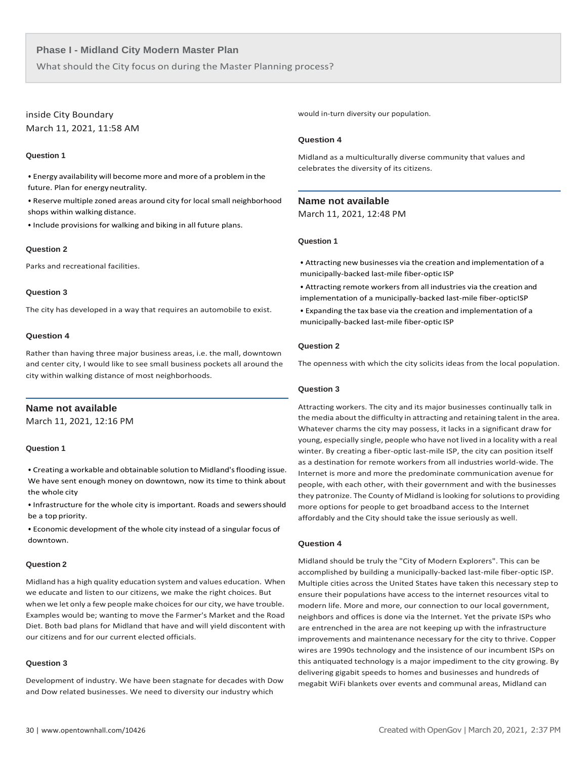## Phase I - Midland City Modern Master Plan

What should the City focus on during the Master Planning process?

inside City Boundary
March 11, 2021, 11:58 AM

**Question 1**

- Energy availability will become more and more of a problem in the future. Plan for energy neutrality.
- Reserve multiple zoned areas around city for local small neighborhood shops within walking distance.
- Include provisions for walking and biking in all future plans.

**Question 2**

Parks and recreational facilities.

**Question 3**

The city has developed in a way that requires an automobile to exist.

**Question 4**

Rather than having three major business areas, i.e. the mall, downtown and center city, I would like to see small business pockets all around the city within walking distance of most neighborhoods.

---

### Name not available

March 11, 2021, 12:16 PM

**Question 1**

- Creating a workable and obtainable solution to Midland's flooding issue. We have sent enough money on downtown, now its time to think about the whole city
- Infrastructure for the whole city is important. Roads and sewers should be a top priority.
- Economic development of the whole city instead of a singular focus of downtown.

**Question 2**

Midland has a high quality education system and values education. When we educate and listen to our citizens, we make the right choices. But when we let only a few people make choices for our city, we have trouble. Examples would be; wanting to move the Farmer's Market and the Road Diet. Both bad plans for Midland that have and will yield discontent with our citizens and for our current elected officials.

**Question 3**

Development of industry. We have been stagnate for decades with Dow and Dow related businesses. We need to diversity our industry which would in-turn diversity our population.

**Question 4**

Midland as a multiculturally diverse community that values and celebrates the diversity of its citizens.

---

### Name not available

March 11, 2021, 12:48 PM

**Question 1**

- Attracting new businesses via the creation and implementation of a municipally-backed last-mile fiber-optic ISP
- Attracting remote workers from all industries via the creation and implementation of a municipally-backed last-mile fiber-opticISP
- Expanding the tax base via the creation and implementation of a municipally-backed last-mile fiber-optic ISP

**Question 2**

The openness with which the city solicits ideas from the local population.

**Question 3**

Attracting workers. The city and its major businesses continually talk in the media about the difficulty in attracting and retaining talent in the area. Whatever charms the city may possess, it lacks in a significant draw for young, especially single, people who have not lived in a locality with a real winter. By creating a fiber-optic last-mile ISP, the city can position itself as a destination for remote workers from all industries world-wide. The Internet is more and more the predominate communication avenue for people, with each other, with their government and with the businesses they patronize. The County of Midland is looking for solutions to providing more options for people to get broadband access to the Internet affordably and the City should take the issue seriously as well.

**Question 4**

Midland should be truly the "City of Modern Explorers". This can be accomplished by building a municipally-backed last-mile fiber-optic ISP. Multiple cities across the United States have taken this necessary step to ensure their populations have access to the internet resources vital to modern life. More and more, our connection to our local government, neighbors and offices is done via the Internet. Yet the private ISPs who are entrenched in the area are not keeping up with the infrastructure improvements and maintenance necessary for the city to thrive. Copper wires are 1990s technology and the insistence of our incumbent ISPs on this antiquated technology is a major impediment to the city growing. By delivering gigabit speeds to homes and businesses and hundreds of megabit WiFi blankets over events and communal areas, Midland can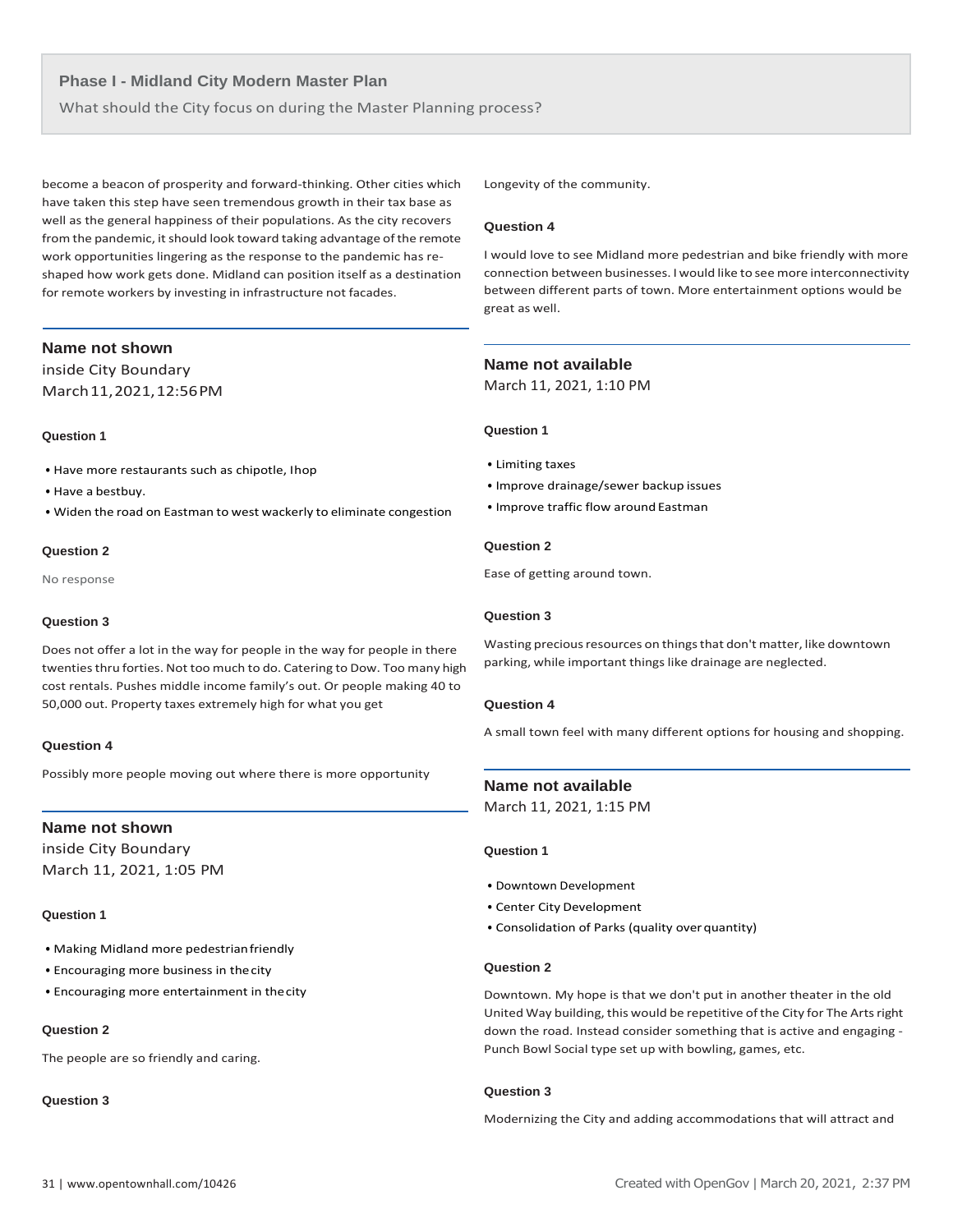become a beacon of prosperity and forward-thinking. Other cities which have taken this step have seen tremendous growth in their tax base as well as the general happiness of their populations. As the city recovers from the pandemic, it should look toward taking advantage of the remote work opportunities lingering as the response to the pandemic has re-shaped how work gets done. Midland can position itself as a destination for remote workers by investing in infrastructure not facades.

### Name not shown

inside City Boundary
March 11, 2021, 12:56 PM

#### Question 1

- Have more restaurants such as chipotle, Ihop
- Have a bestbuy.
- Widen the road on Eastman to west wackerly to eliminate congestion

#### Question 2

No response

#### Question 3

Does not offer a lot in the way for people in the way for people in there twenties thru forties. Not too much to do. Catering to Dow. Too many high cost rentals. Pushes middle income family's out. Or people making 40 to 50,000 out. Property taxes extremely high for what you get

#### Question 4

Possibly more people moving out where there is more opportunity

### Name not shown

inside City Boundary
March 11, 2021, 1:05 PM

#### Question 1

- Making Midland more pedestrian friendly
- Encouraging more business in the city
- Encouraging more entertainment in the city

#### Question 2

The people are so friendly and caring.

#### Question 3

Longevity of the community.

#### Question 4

I would love to see Midland more pedestrian and bike friendly with more connection between businesses. I would like to see more interconnectivity between different parts of town. More entertainment options would be great as well.

### Name not available

March 11, 2021, 1:10 PM

#### Question 1

- Limiting taxes
- Improve drainage/sewer backup issues
- Improve traffic flow around Eastman

#### Question 2

Ease of getting around town.

#### Question 3

Wasting precious resources on things that don't matter, like downtown parking, while important things like drainage are neglected.

#### Question 4

A small town feel with many different options for housing and shopping.

### Name not available

March 11, 2021, 1:15 PM

#### Question 1

- Downtown Development
- Center City Development
- Consolidation of Parks (quality over quantity)

#### Question 2

Downtown. My hope is that we don't put in another theater in the old United Way building, this would be repetitive of the City for The Arts right down the road. Instead consider something that is active and engaging - Punch Bowl Social type set up with bowling, games, etc.

#### Question 3

Modernizing the City and adding accommodations that will attract and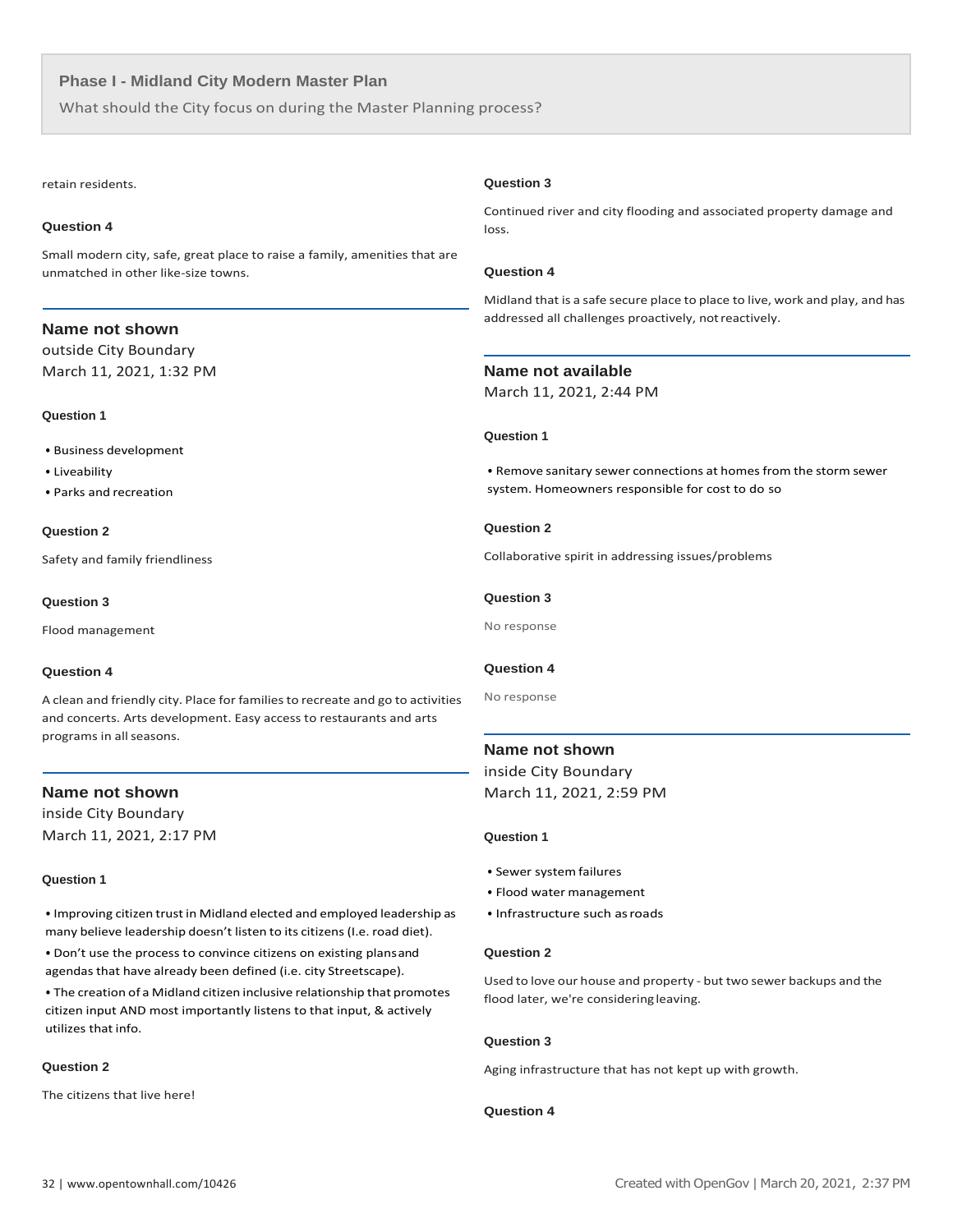retain residents.

**Question 4**

Small modern city, safe, great place to raise a family, amenities that are unmatched in other like-size towns.

---

### Name not shown

outside City Boundary
March 11, 2021, 1:32 PM

**Question 1**

- Business development
- Liveability
- Parks and recreation

**Question 2**

Safety and family friendliness

**Question 3**

Flood management

**Question 4**

A clean and friendly city. Place for families to recreate and go to activities and concerts. Arts development. Easy access to restaurants and arts programs in all seasons.

---

### Name not shown

inside City Boundary
March 11, 2021, 2:17 PM

**Question 1**

- Improving citizen trust in Midland elected and employed leadership as many believe leadership doesn't listen to its citizens (I.e. road diet).
- Don't use the process to convince citizens on existing plans and agendas that have already been defined (i.e. city Streetscape).
- The creation of a Midland citizen inclusive relationship that promotes citizen input AND most importantly listens to that input, & actively utilizes that info.

**Question 2**

The citizens that live here!

**Question 3**

Continued river and city flooding and associated property damage and loss.

**Question 4**

Midland that is a safe secure place to place to live, work and play, and has addressed all challenges proactively, not reactively.

---

### Name not available

March 11, 2021, 2:44 PM

**Question 1**

- Remove sanitary sewer connections at homes from the storm sewer system. Homeowners responsible for cost to do so

**Question 2**

Collaborative spirit in addressing issues/problems

**Question 3**

No response

**Question 4**

No response

---

### Name not shown

inside City Boundary
March 11, 2021, 2:59 PM

**Question 1**

- Sewer system failures
- Flood water management
- Infrastructure such as roads

**Question 2**

Used to love our house and property - but two sewer backups and the flood later, we're considering leaving.

**Question 3**

Aging infrastructure that has not kept up with growth.

**Question 4**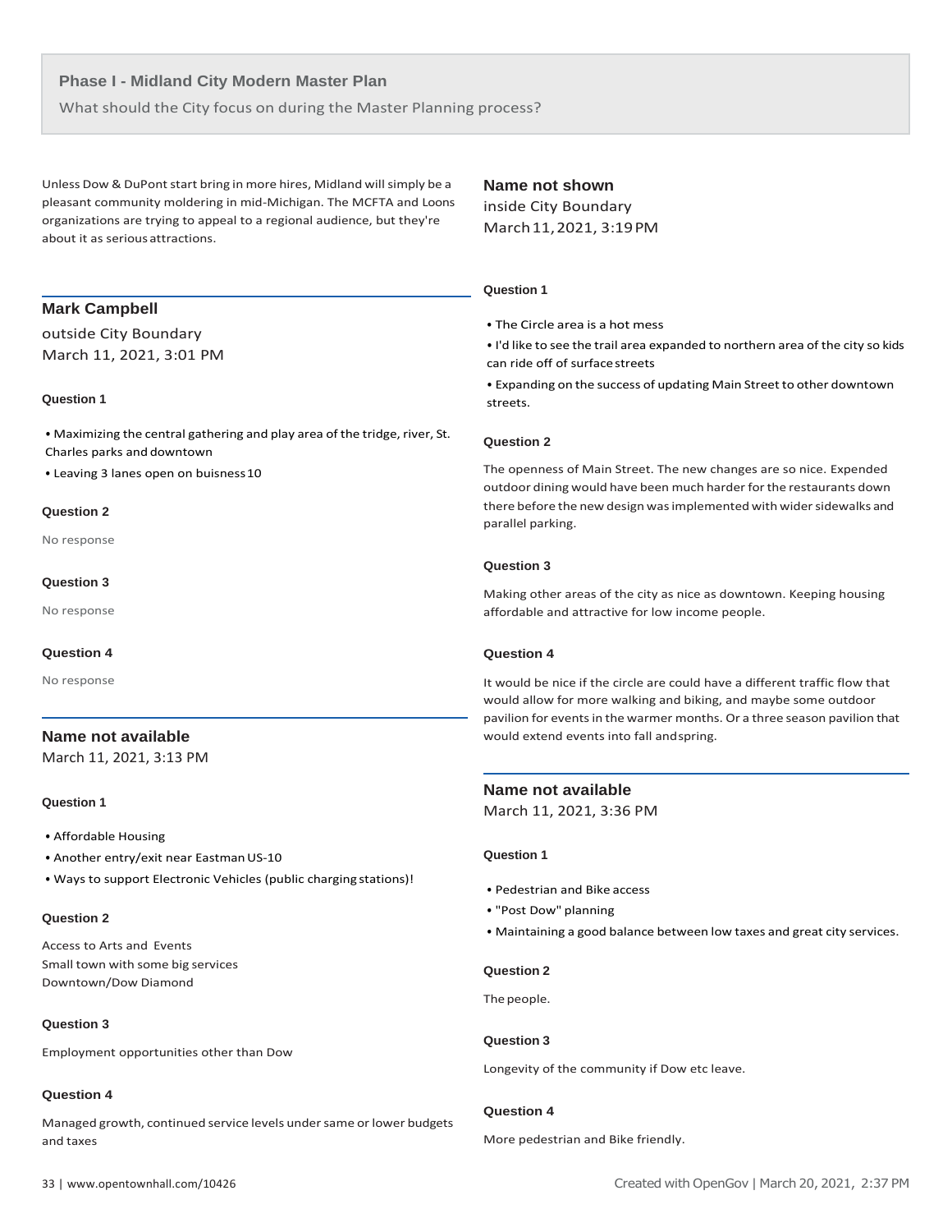## Phase I - Midland City Modern Master Plan

What should the City focus on during the Master Planning process?

Unless Dow & DuPont start bring in more hires, Midland will simply be a pleasant community moldering in mid-Michigan. The MCFTA and Loons organizations are trying to appeal to a regional audience, but they're about it as serious attractions.

---

### Mark Campbell

outside City Boundary
March 11, 2021, 3:01 PM

**Question 1**

- Maximizing the central gathering and play area of the tridge, river, St. Charles parks and downtown
- Leaving 3 lanes open on buisness 10

**Question 2**

No response

**Question 3**

No response

**Question 4**

No response

---

### Name not available

March 11, 2021, 3:13 PM

**Question 1**

- Affordable Housing
- Another entry/exit near Eastman US-10
- Ways to support Electronic Vehicles (public charging stations)!

**Question 2**

Access to Arts and Events
Small town with some big services
Downtown/Dow Diamond

**Question 3**

Employment opportunities other than Dow

**Question 4**

Managed growth, continued service levels under same or lower budgets and taxes

---

### Name not shown

inside City Boundary
March 11, 2021, 3:19 PM

**Question 1**

- The Circle area is a hot mess
- I'd like to see the trail area expanded to northern area of the city so kids can ride off of surface streets
- Expanding on the success of updating Main Street to other downtown streets.

**Question 2**

The openness of Main Street. The new changes are so nice. Expended outdoor dining would have been much harder for the restaurants down there before the new design was implemented with wider sidewalks and parallel parking.

**Question 3**

Making other areas of the city as nice as downtown. Keeping housing affordable and attractive for low income people.

**Question 4**

It would be nice if the circle are could have a different traffic flow that would allow for more walking and biking, and maybe some outdoor pavilion for events in the warmer months. Or a three season pavilion that would extend events into fall and spring.

---

### Name not available

March 11, 2021, 3:36 PM

**Question 1**

- Pedestrian and Bike access
- "Post Dow" planning
- Maintaining a good balance between low taxes and great city services.

**Question 2**

The people.

**Question 3**

Longevity of the community if Dow etc leave.

**Question 4**

More pedestrian and Bike friendly.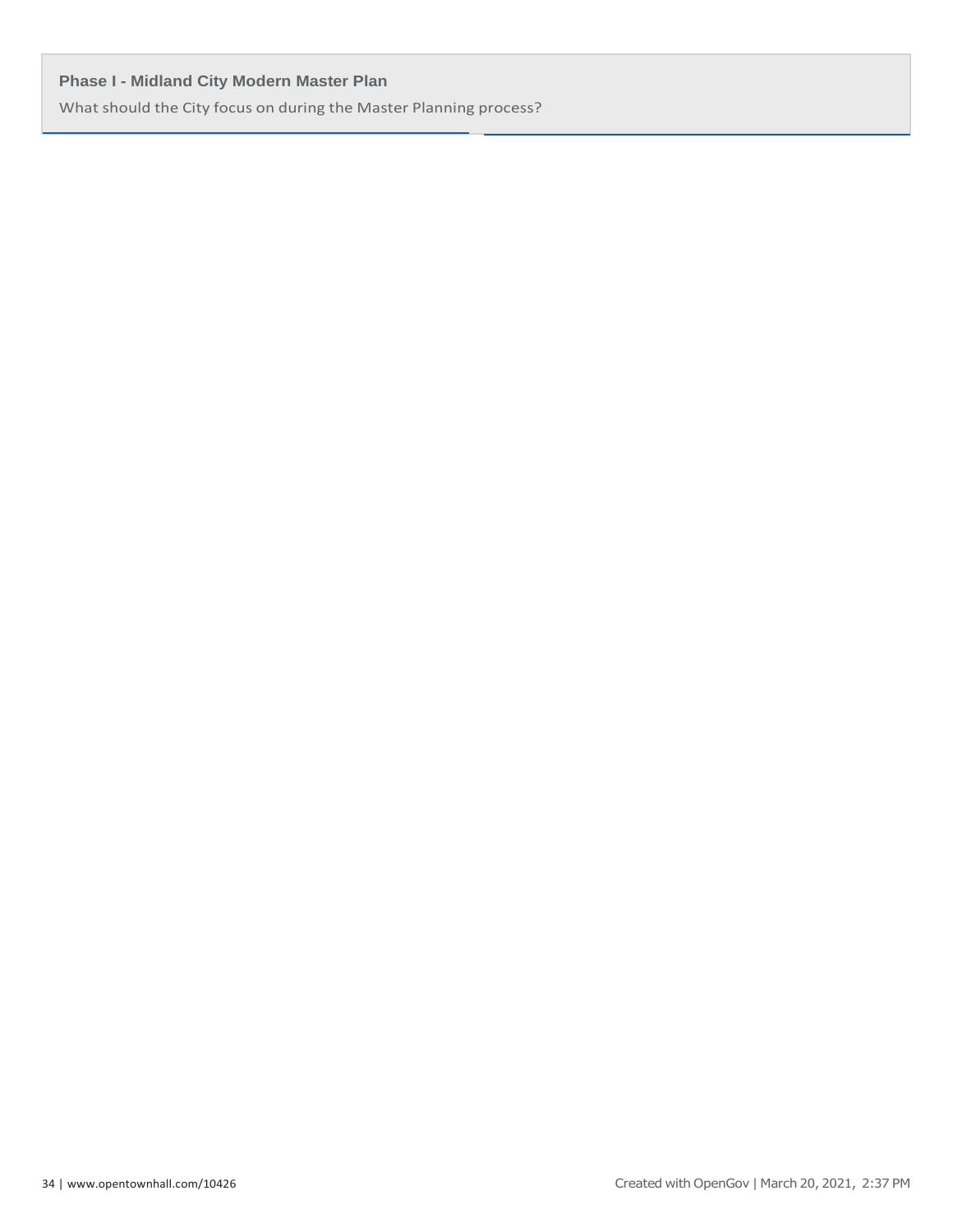**Phase I - Midland City Modern Master Plan**

What should the City focus on during the Master Planning process?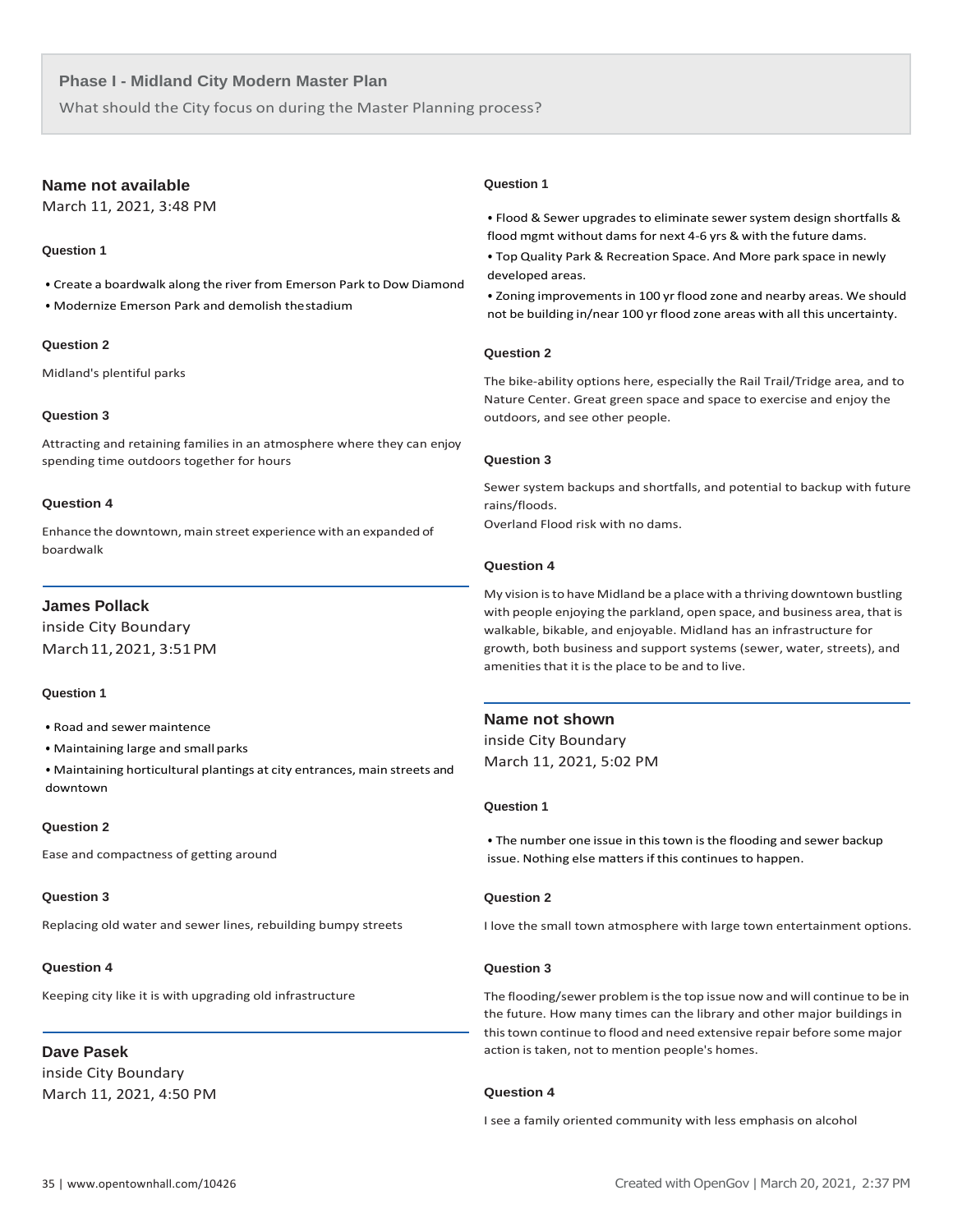## Phase I - Midland City Modern Master Plan

What should the City focus on during the Master Planning process?

### Name not available

March 11, 2021, 3:48 PM

#### Question 1

- Create a boardwalk along the river from Emerson Park to Dow Diamond
- Modernize Emerson Park and demolish the stadium

#### Question 2

Midland's plentiful parks

#### Question 3

Attracting and retaining families in an atmosphere where they can enjoy spending time outdoors together for hours

#### Question 4

Enhance the downtown, main street experience with an expanded of boardwalk

---

### James Pollack

inside City Boundary

March 11, 2021, 3:51 PM

#### Question 1

- Road and sewer maintence
- Maintaining large and small parks
- Maintaining horticultural plantings at city entrances, main streets and downtown

#### Question 2

Ease and compactness of getting around

#### Question 3

Replacing old water and sewer lines, rebuilding bumpy streets

#### Question 4

Keeping city like it is with upgrading old infrastructure

---

### Dave Pasek

inside City Boundary

March 11, 2021, 4:50 PM

#### Question 1

- Flood & Sewer upgrades to eliminate sewer system design shortfalls & flood mgmt without dams for next 4-6 yrs & with the future dams.
- Top Quality Park & Recreation Space. And More park space in newly developed areas.
- Zoning improvements in 100 yr flood zone and nearby areas. We should not be building in/near 100 yr flood zone areas with all this uncertainty.

#### Question 2

The bike-ability options here, especially the Rail Trail/Tridge area, and to Nature Center. Great green space and space to exercise and enjoy the outdoors, and see other people.

#### Question 3

Sewer system backups and shortfalls, and potential to backup with future rains/floods.

Overland Flood risk with no dams.

#### Question 4

My vision is to have Midland be a place with a thriving downtown bustling with people enjoying the parkland, open space, and business area, that is walkable, bikable, and enjoyable. Midland has an infrastructure for growth, both business and support systems (sewer, water, streets), and amenities that it is the place to be and to live.

---

### Name not shown

inside City Boundary

March 11, 2021, 5:02 PM

#### Question 1

- The number one issue in this town is the flooding and sewer backup issue. Nothing else matters if this continues to happen.

#### Question 2

I love the small town atmosphere with large town entertainment options.

#### Question 3

The flooding/sewer problem is the top issue now and will continue to be in the future. How many times can the library and other major buildings in this town continue to flood and need extensive repair before some major action is taken, not to mention people's homes.

#### Question 4

I see a family oriented community with less emphasis on alcohol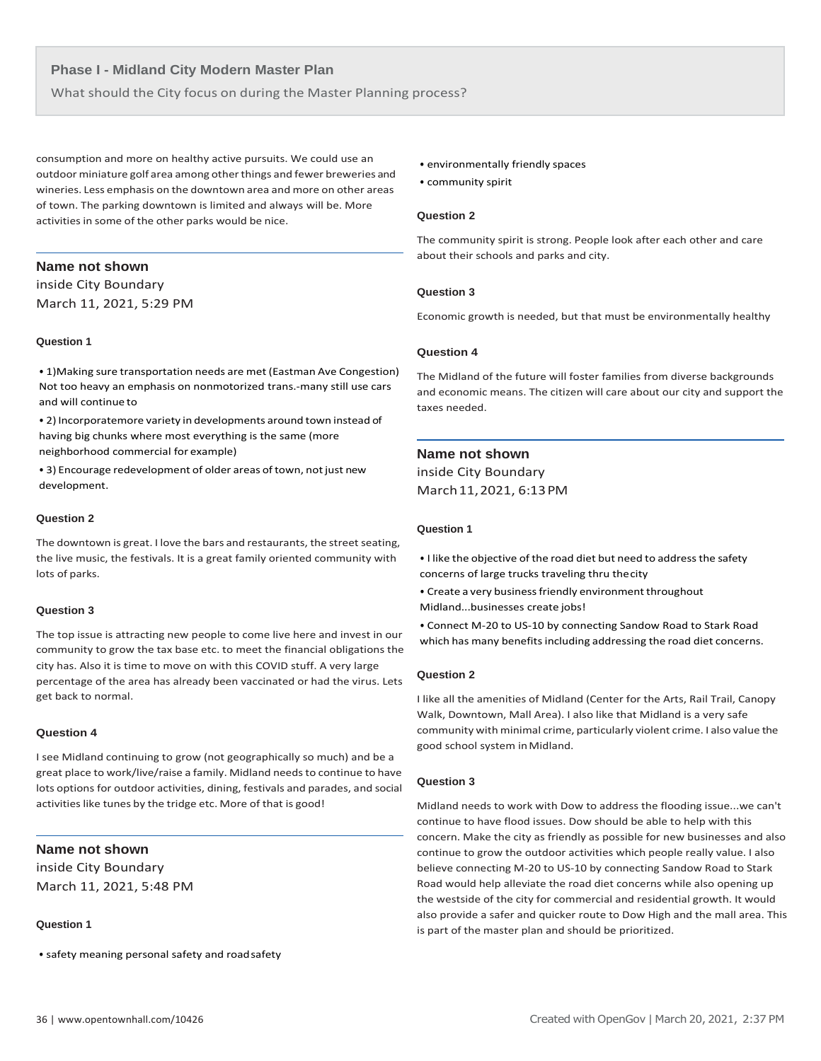consumption and more on healthy active pursuits. We could use an outdoor miniature golf area among other things and fewer breweries and wineries. Less emphasis on the downtown area and more on other areas of town. The parking downtown is limited and always will be. More activities in some of the other parks would be nice.

---

## Name not shown

inside City Boundary

March 11, 2021, 5:29 PM

#### Question 1

- 1)Making sure transportation needs are met (Eastman Ave Congestion) Not too heavy an emphasis on nonmotorized trans.-many still use cars and will continue to
- 2) Incorporatemore variety in developments around town instead of having big chunks where most everything is the same (more neighborhood commercial for example)
- 3) Encourage redevelopment of older areas of town, not just new development.

#### Question 2

The downtown is great. I love the bars and restaurants, the street seating, the live music, the festivals. It is a great family oriented community with lots of parks.

#### Question 3

The top issue is attracting new people to come live here and invest in our community to grow the tax base etc. to meet the financial obligations the city has. Also it is time to move on with this COVID stuff. A very large percentage of the area has already been vaccinated or had the virus. Lets get back to normal.

#### Question 4

I see Midland continuing to grow (not geographically so much) and be a great place to work/live/raise a family. Midland needs to continue to have lots options for outdoor activities, dining, festivals and parades, and social activities like tunes by the tridge etc. More of that is good!

---

## Name not shown

inside City Boundary

March 11, 2021, 5:48 PM

#### Question 1

- safety meaning personal safety and road safety
- environmentally friendly spaces
- community spirit

#### Question 2

The community spirit is strong. People look after each other and care about their schools and parks and city.

#### Question 3

Economic growth is needed, but that must be environmentally healthy

#### Question 4

The Midland of the future will foster families from diverse backgrounds and economic means. The citizen will care about our city and support the taxes needed.

---

## Name not shown

inside City Boundary

March 11, 2021, 6:13 PM

#### Question 1

- I like the objective of the road diet but need to address the safety concerns of large trucks traveling thru the city
- Create a very business friendly environment throughout Midland...businesses create jobs!
- Connect M-20 to US-10 by connecting Sandow Road to Stark Road which has many benefits including addressing the road diet concerns.

#### Question 2

I like all the amenities of Midland (Center for the Arts, Rail Trail, Canopy Walk, Downtown, Mall Area). I also like that Midland is a very safe community with minimal crime, particularly violent crime. I also value the good school system in Midland.

#### Question 3

Midland needs to work with Dow to address the flooding issue...we can't continue to have flood issues. Dow should be able to help with this concern. Make the city as friendly as possible for new businesses and also continue to grow the outdoor activities which people really value. I also believe connecting M-20 to US-10 by connecting Sandow Road to Stark Road would help alleviate the road diet concerns while also opening up the westside of the city for commercial and residential growth. It would also provide a safer and quicker route to Dow High and the mall area. This is part of the master plan and should be prioritized.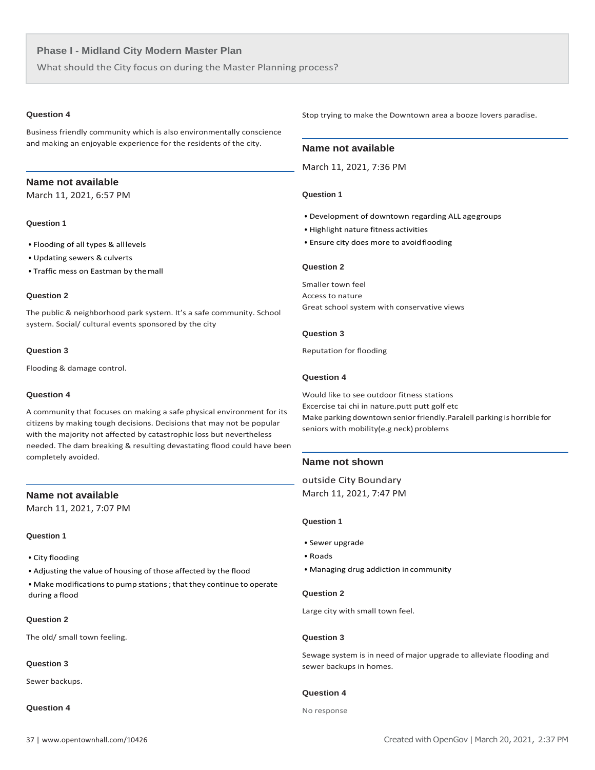## Phase I - Midland City Modern Master Plan

What should the City focus on during the Master Planning process?

#### Question 4

Business friendly community which is also environmentally conscience and making an enjoyable experience for the residents of the city.

### Name not available

March 11, 2021, 6:57 PM

#### Question 1

- Flooding of all types & all levels
- Updating sewers & culverts
- Traffic mess on Eastman by the mall

#### Question 2

The public & neighborhood park system. It's a safe community. School system. Social/ cultural events sponsored by the city

#### Question 3

Flooding & damage control.

#### Question 4

A community that focuses on making a safe physical environment for its citizens by making tough decisions. Decisions that may not be popular with the majority not affected by catastrophic loss but nevertheless needed. The dam breaking & resulting devastating flood could have been completely avoided.

### Name not available

March 11, 2021, 7:07 PM

#### Question 1

- City flooding
- Adjusting the value of housing of those affected by the flood
- Make modifications to pump stations ; that they continue to operate during a flood

#### Question 2

The old/ small town feeling.

#### Question 3

Sewer backups.

#### Question 4

Stop trying to make the Downtown area a booze lovers paradise.

### Name not available

March 11, 2021, 7:36 PM

#### Question 1

- Development of downtown regarding ALL age groups
- Highlight nature fitness activities
- Ensure city does more to avoid flooding

#### Question 2

Smaller town feel
Access to nature
Great school system with conservative views

#### Question 3

Reputation for flooding

#### Question 4

Would like to see outdoor fitness stations
Excercise tai chi in nature.putt putt golf etc
Make parking downtown senior friendly.Paralell parking is horrible for seniors with mobility(e.g neck) problems

### Name not shown

outside City Boundary
March 11, 2021, 7:47 PM

#### Question 1

- Sewer upgrade
- Roads
- Managing drug addiction in community

#### Question 2

Large city with small town feel.

#### Question 3

Sewage system is in need of major upgrade to alleviate flooding and sewer backups in homes.

#### Question 4

No response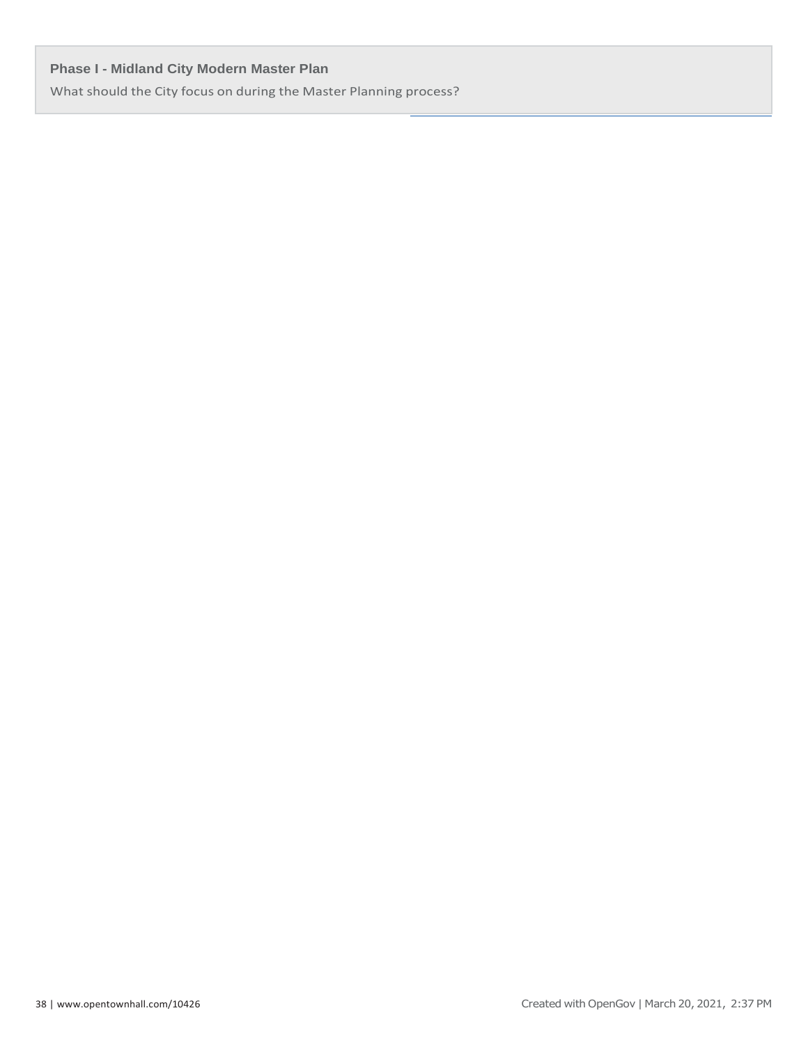**Phase I - Midland City Modern Master Plan**

What should the City focus on during the Master Planning process?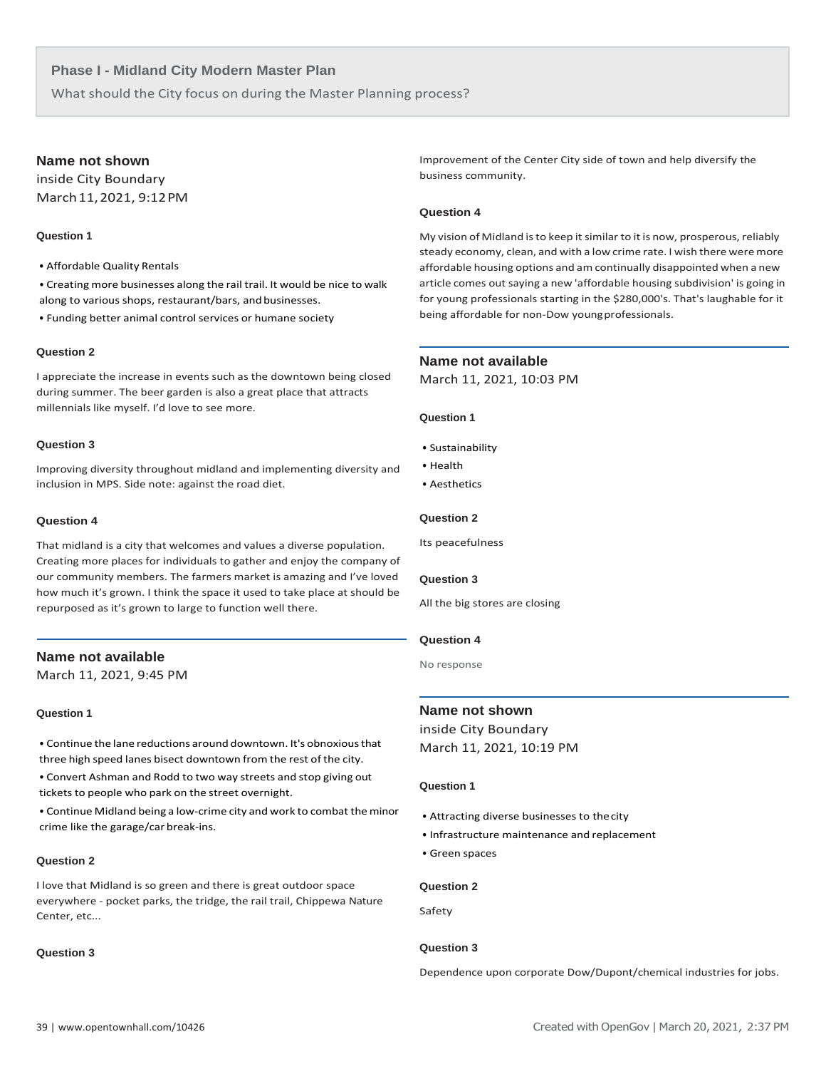## Phase I - Midland City Modern Master Plan

What should the City focus on during the Master Planning process?

### Name not shown

inside City Boundary
March 11, 2021, 9:12 PM

#### Question 1

- Affordable Quality Rentals
- Creating more businesses along the rail trail. It would be nice to walk along to various shops, restaurant/bars, and businesses.
- Funding better animal control services or humane society

#### Question 2

I appreciate the increase in events such as the downtown being closed during summer. The beer garden is also a great place that attracts millennials like myself. I'd love to see more.

#### Question 3

Improving diversity throughout midland and implementing diversity and inclusion in MPS. Side note: against the road diet.

#### Question 4

That midland is a city that welcomes and values a diverse population. Creating more places for individuals to gather and enjoy the company of our community members. The farmers market is amazing and I've loved how much it's grown. I think the space it used to take place at should be repurposed as it's grown to large to function well there.

### Name not available

March 11, 2021, 9:45 PM

#### Question 1

- Continue the lane reductions around downtown. It's obnoxious that three high speed lanes bisect downtown from the rest of the city.
- Convert Ashman and Rodd to two way streets and stop giving out tickets to people who park on the street overnight.
- Continue Midland being a low-crime city and work to combat the minor crime like the garage/car break-ins.

#### Question 2

I love that Midland is so green and there is great outdoor space everywhere - pocket parks, the tridge, the rail trail, Chippewa Nature Center, etc...

#### Question 3

Improvement of the Center City side of town and help diversify the business community.

#### Question 4

My vision of Midland is to keep it similar to it is now, prosperous, reliably steady economy, clean, and with a low crime rate. I wish there were more affordable housing options and am continually disappointed when a new article comes out saying a new 'affordable housing subdivision' is going in for young professionals starting in the $280,000's. That's laughable for it being affordable for non-Dow young professionals.

### Name not available

March 11, 2021, 10:03 PM

#### Question 1

- Sustainability
- Health
- Aesthetics

#### Question 2

Its peacefulness

#### Question 3

All the big stores are closing

#### Question 4

No response

### Name not shown

inside City Boundary
March 11, 2021, 10:19 PM

#### Question 1

- Attracting diverse businesses to the city
- Infrastructure maintenance and replacement
- Green spaces

#### Question 2

Safety

#### Question 3

Dependence upon corporate Dow/Dupont/chemical industries for jobs.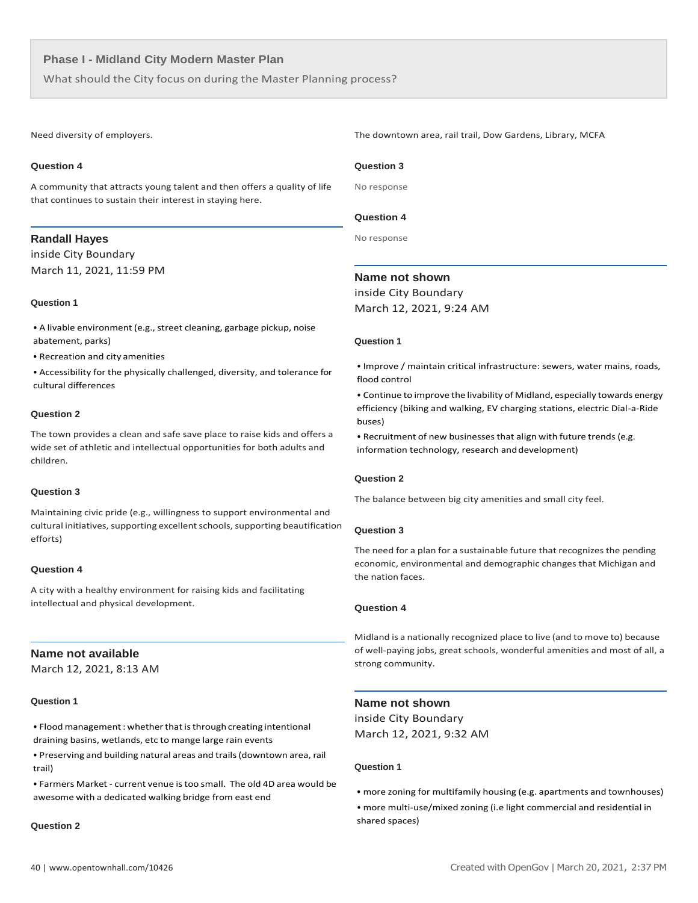Need diversity of employers.

#### Question 4

A community that attracts young talent and then offers a quality of life that continues to sustain their interest in staying here.

---

### Randall Hayes

inside City Boundary
March 11, 2021, 11:59 PM

#### Question 1

- A livable environment (e.g., street cleaning, garbage pickup, noise abatement, parks)
- Recreation and city amenities
- Accessibility for the physically challenged, diversity, and tolerance for cultural differences

#### Question 2

The town provides a clean and safe save place to raise kids and offers a wide set of athletic and intellectual opportunities for both adults and children.

#### Question 3

Maintaining civic pride (e.g., willingness to support environmental and cultural initiatives, supporting excellent schools, supporting beautification efforts)

#### Question 4

A city with a healthy environment for raising kids and facilitating intellectual and physical development.

---

### Name not available

March 12, 2021, 8:13 AM

#### Question 1

- Flood management : whether that is through creating intentional draining basins, wetlands, etc to mange large rain events
- Preserving and building natural areas and trails (downtown area, rail trail)
- Farmers Market - current venue is too small. The old 4D area would be awesome with a dedicated walking bridge from east end

#### Question 2

The downtown area, rail trail, Dow Gardens, Library, MCFA

#### Question 3

No response

#### Question 4

No response

---

### Name not shown

inside City Boundary
March 12, 2021, 9:24 AM

#### Question 1

- Improve / maintain critical infrastructure: sewers, water mains, roads, flood control
- Continue to improve the livability of Midland, especially towards energy efficiency (biking and walking, EV charging stations, electric Dial-a-Ride buses)
- Recruitment of new businesses that align with future trends (e.g. information technology, research and development)

#### Question 2

The balance between big city amenities and small city feel.

#### Question 3

The need for a plan for a sustainable future that recognizes the pending economic, environmental and demographic changes that Michigan and the nation faces.

#### Question 4

Midland is a nationally recognized place to live (and to move to) because of well-paying jobs, great schools, wonderful amenities and most of all, a strong community.

---

### Name not shown

inside City Boundary
March 12, 2021, 9:32 AM

#### Question 1

- more zoning for multifamily housing (e.g. apartments and townhouses)
- more multi-use/mixed zoning (i.e light commercial and residential in shared spaces)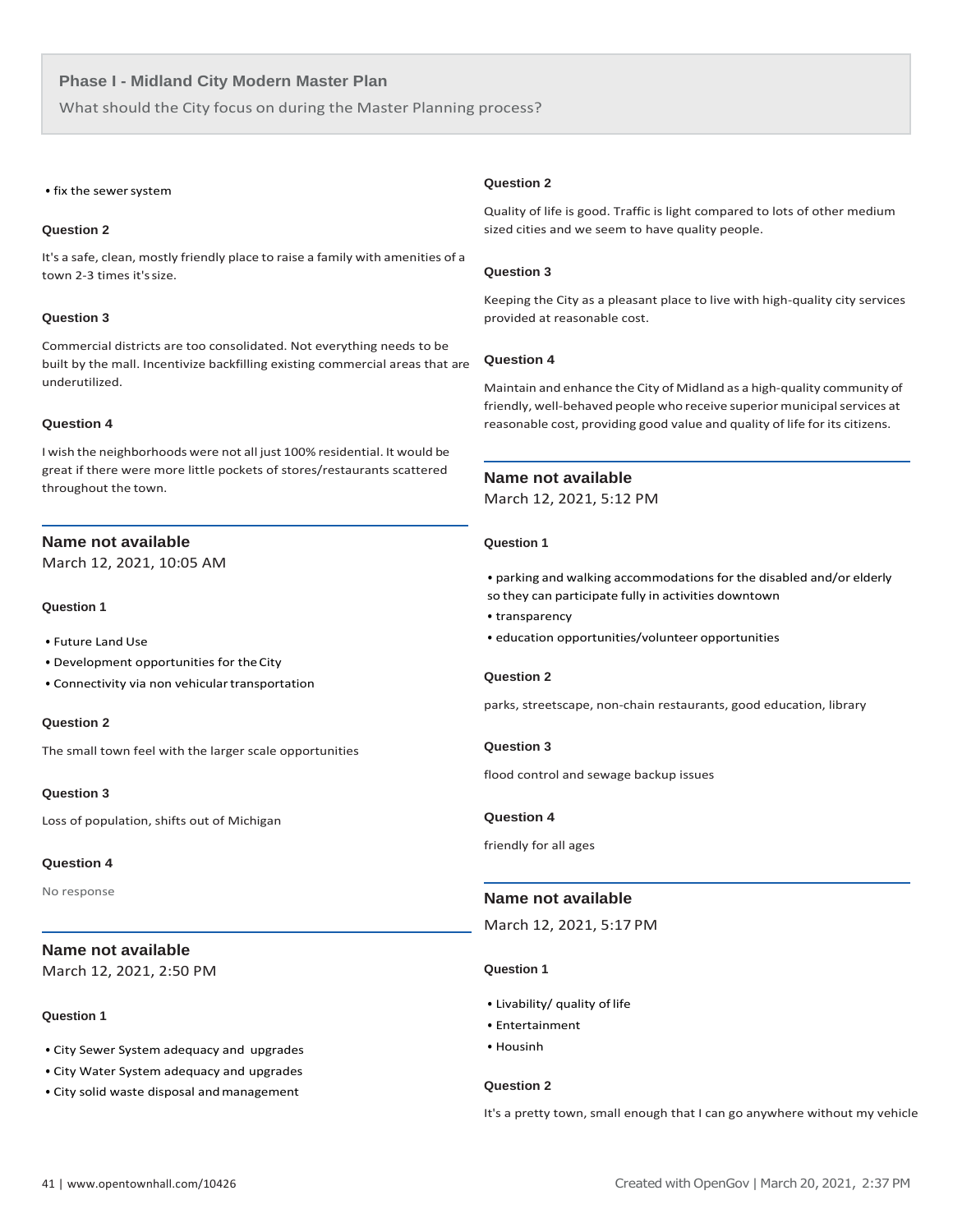## Phase I - Midland City Modern Master Plan

What should the City focus on during the Master Planning process?

- fix the sewer system

**Question 2**

It's a safe, clean, mostly friendly place to raise a family with amenities of a town 2-3 times it's size.

**Question 3**

Commercial districts are too consolidated. Not everything needs to be built by the mall. Incentivize backfilling existing commercial areas that are underutilized.

**Question 4**

I wish the neighborhoods were not all just 100% residential. It would be great if there were more little pockets of stores/restaurants scattered throughout the town.

---

### Name not available

March 12, 2021, 10:05 AM

**Question 1**

- Future Land Use
- Development opportunities for the City
- Connectivity via non vehicular transportation

**Question 2**

The small town feel with the larger scale opportunities

**Question 3**

Loss of population, shifts out of Michigan

**Question 4**

No response

---

### Name not available

March 12, 2021, 2:50 PM

**Question 1**

- City Sewer System adequacy and upgrades
- City Water System adequacy and upgrades
- City solid waste disposal and management

**Question 2**

Quality of life is good. Traffic is light compared to lots of other medium sized cities and we seem to have quality people.

**Question 3**

Keeping the City as a pleasant place to live with high-quality city services provided at reasonable cost.

**Question 4**

Maintain and enhance the City of Midland as a high-quality community of friendly, well-behaved people who receive superior municipal services at reasonable cost, providing good value and quality of life for its citizens.

---

### Name not available

March 12, 2021, 5:12 PM

**Question 1**

- parking and walking accommodations for the disabled and/or elderly so they can participate fully in activities downtown
- transparency
- education opportunities/volunteer opportunities

**Question 2**

parks, streetscape, non-chain restaurants, good education, library

**Question 3**

flood control and sewage backup issues

**Question 4**

friendly for all ages

---

### Name not available

March 12, 2021, 5:17 PM

**Question 1**

- Livability/ quality of life
- Entertainment
- Housinh

**Question 2**

It's a pretty town, small enough that I can go anywhere without my vehicle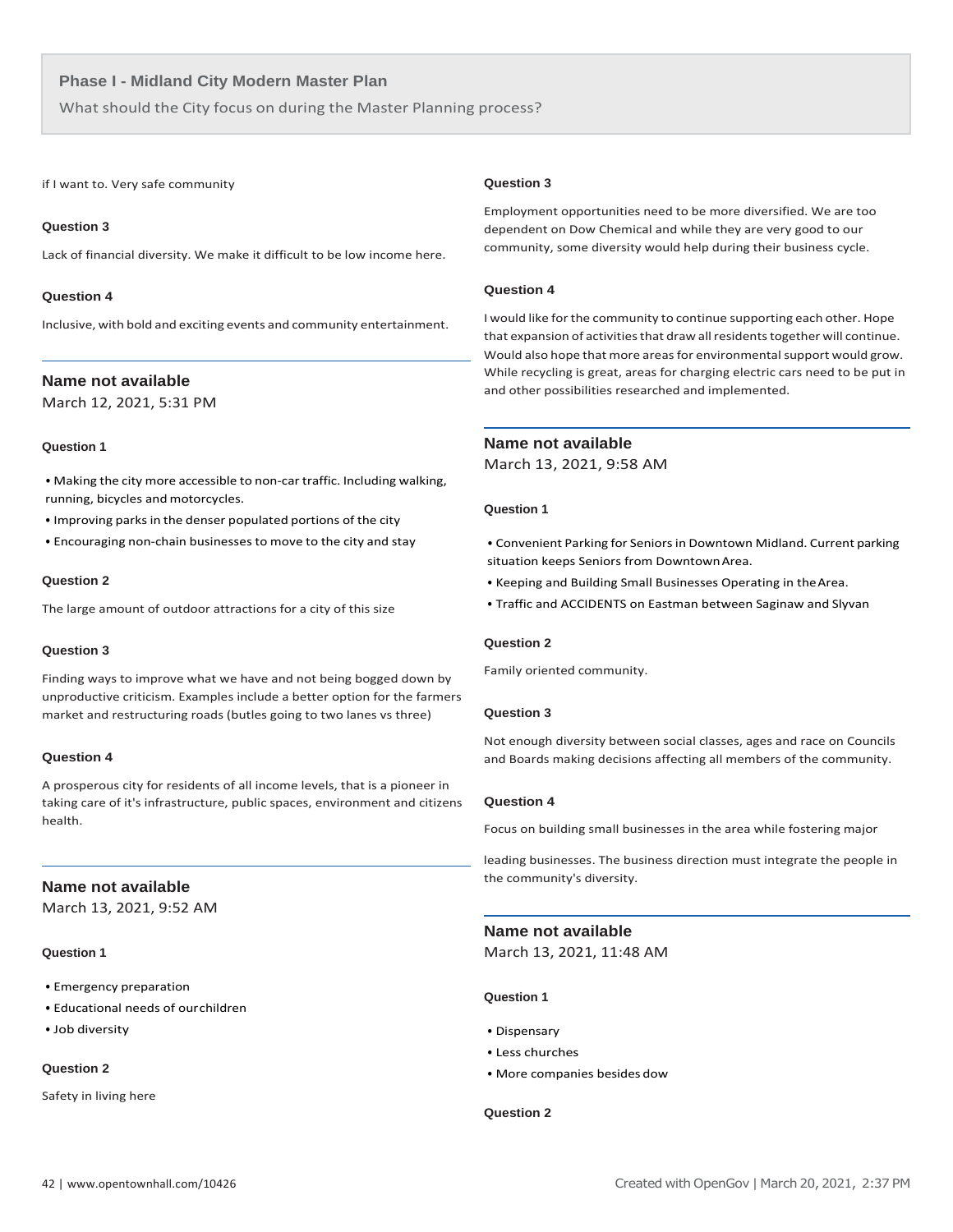if I want to. Very safe community

**Question 3**

Lack of financial diversity. We make it difficult to be low income here.

**Question 4**

Inclusive, with bold and exciting events and community entertainment.

---

### Name not available

March 12, 2021, 5:31 PM

**Question 1**

- Making the city more accessible to non-car traffic. Including walking, running, bicycles and motorcycles.
- Improving parks in the denser populated portions of the city
- Encouraging non-chain businesses to move to the city and stay

**Question 2**

The large amount of outdoor attractions for a city of this size

**Question 3**

Finding ways to improve what we have and not being bogged down by unproductive criticism. Examples include a better option for the farmers market and restructuring roads (butles going to two lanes vs three)

**Question 4**

A prosperous city for residents of all income levels, that is a pioneer in taking care of it's infrastructure, public spaces, environment and citizens health.

---

### Name not available

March 13, 2021, 9:52 AM

**Question 1**

- Emergency preparation
- Educational needs of ourchildren
- Job diversity

**Question 2**

Safety in living here

**Question 3**

Employment opportunities need to be more diversified. We are too dependent on Dow Chemical and while they are very good to our community, some diversity would help during their business cycle.

**Question 4**

I would like for the community to continue supporting each other. Hope that expansion of activities that draw all residents together will continue. Would also hope that more areas for environmental support would grow. While recycling is great, areas for charging electric cars need to be put in and other possibilities researched and implemented.

---

### Name not available

March 13, 2021, 9:58 AM

**Question 1**

- Convenient Parking for Seniors in Downtown Midland. Current parking situation keeps Seniors from Downtown Area.
- Keeping and Building Small Businesses Operating in theArea.
- Traffic and ACCIDENTS on Eastman between Saginaw and Slyvan

**Question 2**

Family oriented community.

**Question 3**

Not enough diversity between social classes, ages and race on Councils and Boards making decisions affecting all members of the community.

**Question 4**

Focus on building small businesses in the area while fostering major

leading businesses. The business direction must integrate the people in the community's diversity.

---

### Name not available

March 13, 2021, 11:48 AM

**Question 1**

- Dispensary
- Less churches
- More companies besides dow

**Question 2**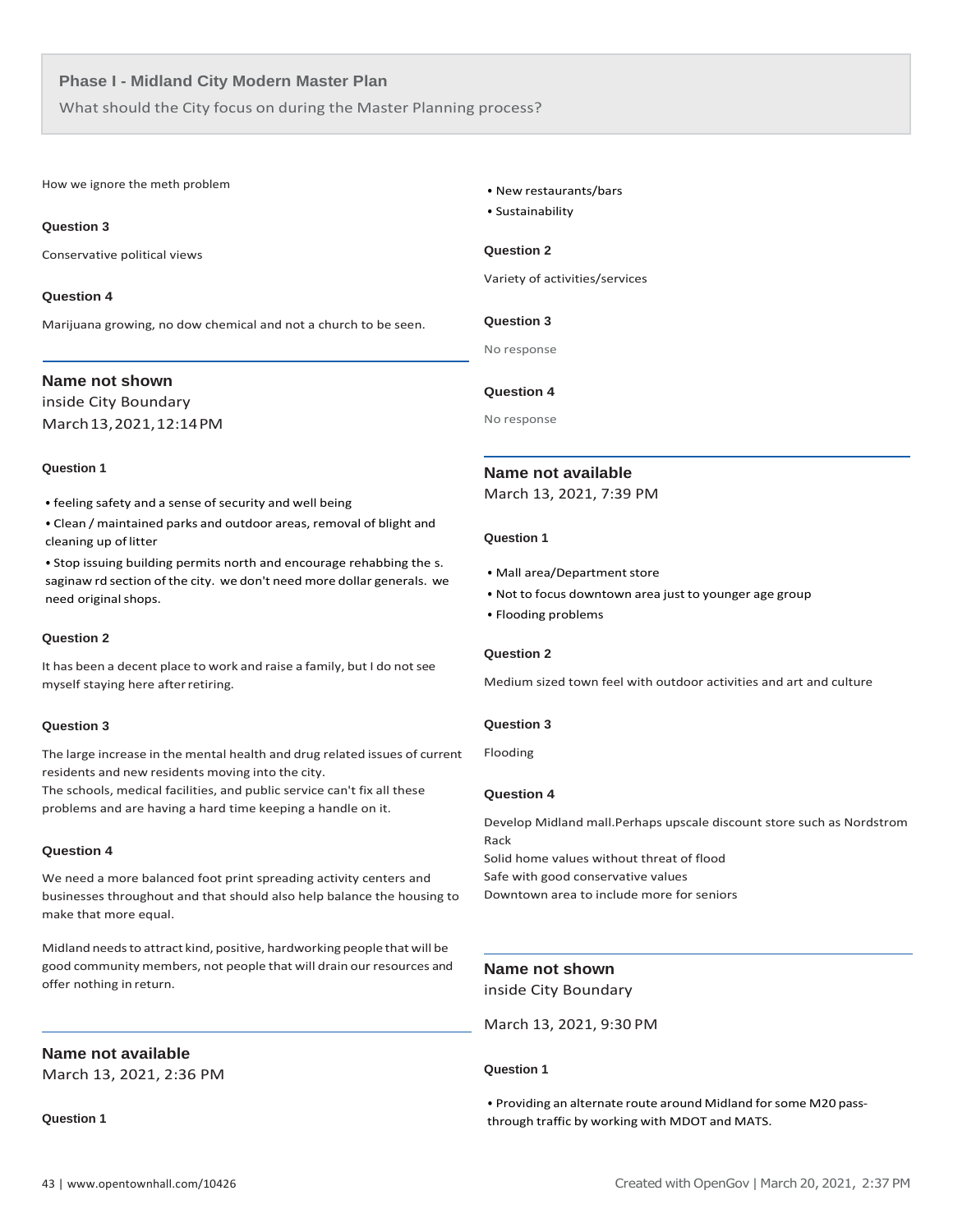## Phase I - Midland City Modern Master Plan

What should the City focus on during the Master Planning process?

How we ignore the meth problem

**Question 3**

Conservative political views

**Question 4**

Marijuana growing, no dow chemical and not a church to be seen.

---

### Name not shown

inside City Boundary

March 13, 2021, 12:14 PM

**Question 1**

- feeling safety and a sense of security and well being
- Clean / maintained parks and outdoor areas, removal of blight and cleaning up of litter
- Stop issuing building permits north and encourage rehabbing the s. saginaw rd section of the city. we don't need more dollar generals. we need original shops.

**Question 2**

It has been a decent place to work and raise a family, but I do not see myself staying here after retiring.

**Question 3**

The large increase in the mental health and drug related issues of current residents and new residents moving into the city.
The schools, medical facilities, and public service can't fix all these problems and are having a hard time keeping a handle on it.

**Question 4**

We need a more balanced foot print spreading activity centers and businesses throughout and that should also help balance the housing to make that more equal.

Midland needs to attract kind, positive, hardworking people that will be good community members, not people that will drain our resources and offer nothing in return.

---

### Name not available

March 13, 2021, 2:36 PM

**Question 1**

- New restaurants/bars
- Sustainability

**Question 2**

Variety of activities/services

**Question 3**

No response

**Question 4**

No response

---

### Name not available

March 13, 2021, 7:39 PM

**Question 1**

- Mall area/Department store
- Not to focus downtown area just to younger age group
- Flooding problems

**Question 2**

Medium sized town feel with outdoor activities and art and culture

**Question 3**

Flooding

**Question 4**

Develop Midland mall.Perhaps upscale discount store such as Nordstrom Rack
Solid home values without threat of flood
Safe with good conservative values
Downtown area to include more for seniors

---

### Name not shown

inside City Boundary

March 13, 2021, 9:30 PM

**Question 1**

- Providing an alternate route around Midland for some M20 pass-through traffic by working with MDOT and MATS.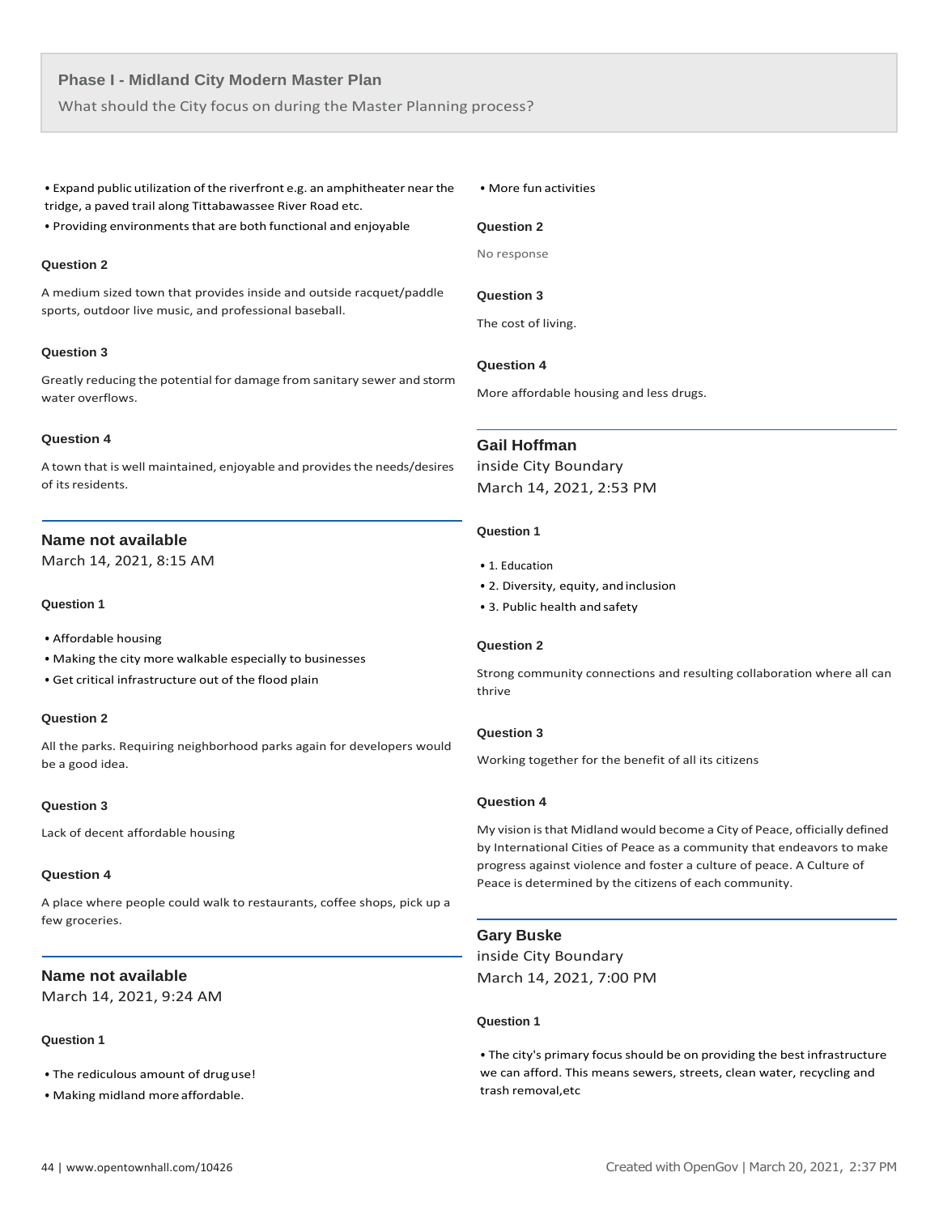## Phase I - Midland City Modern Master Plan

What should the City focus on during the Master Planning process?

- Expand public utilization of the riverfront e.g. an amphitheater near the tridge, a paved trail along Tittabawassee River Road etc.
- Providing environments that are both functional and enjoyable

**Question 2**

A medium sized town that provides inside and outside racquet/paddle sports, outdoor live music, and professional baseball.

**Question 3**

Greatly reducing the potential for damage from sanitary sewer and storm water overflows.

**Question 4**

A town that is well maintained, enjoyable and provides the needs/desires of its residents.

---

### Name not available

March 14, 2021, 8:15 AM

**Question 1**

- Affordable housing
- Making the city more walkable especially to businesses
- Get critical infrastructure out of the flood plain

**Question 2**

All the parks. Requiring neighborhood parks again for developers would be a good idea.

**Question 3**

Lack of decent affordable housing

**Question 4**

A place where people could walk to restaurants, coffee shops, pick up a few groceries.

---

### Name not available

March 14, 2021, 9:24 AM

**Question 1**

- The rediculous amount of drug use!
- Making midland more affordable.
- More fun activities

**Question 2**

No response

**Question 3**

The cost of living.

**Question 4**

More affordable housing and less drugs.

---

### Gail Hoffman

inside City Boundary
March 14, 2021, 2:53 PM

**Question 1**

- 1. Education
- 2. Diversity, equity, and inclusion
- 3. Public health and safety

**Question 2**

Strong community connections and resulting collaboration where all can thrive

**Question 3**

Working together for the benefit of all its citizens

**Question 4**

My vision is that Midland would become a City of Peace, officially defined by International Cities of Peace as a community that endeavors to make progress against violence and foster a culture of peace. A Culture of Peace is determined by the citizens of each community.

---

### Gary Buske

inside City Boundary
March 14, 2021, 7:00 PM

**Question 1**

- The city's primary focus should be on providing the best infrastructure we can afford. This means sewers, streets, clean water, recycling and trash removal,etc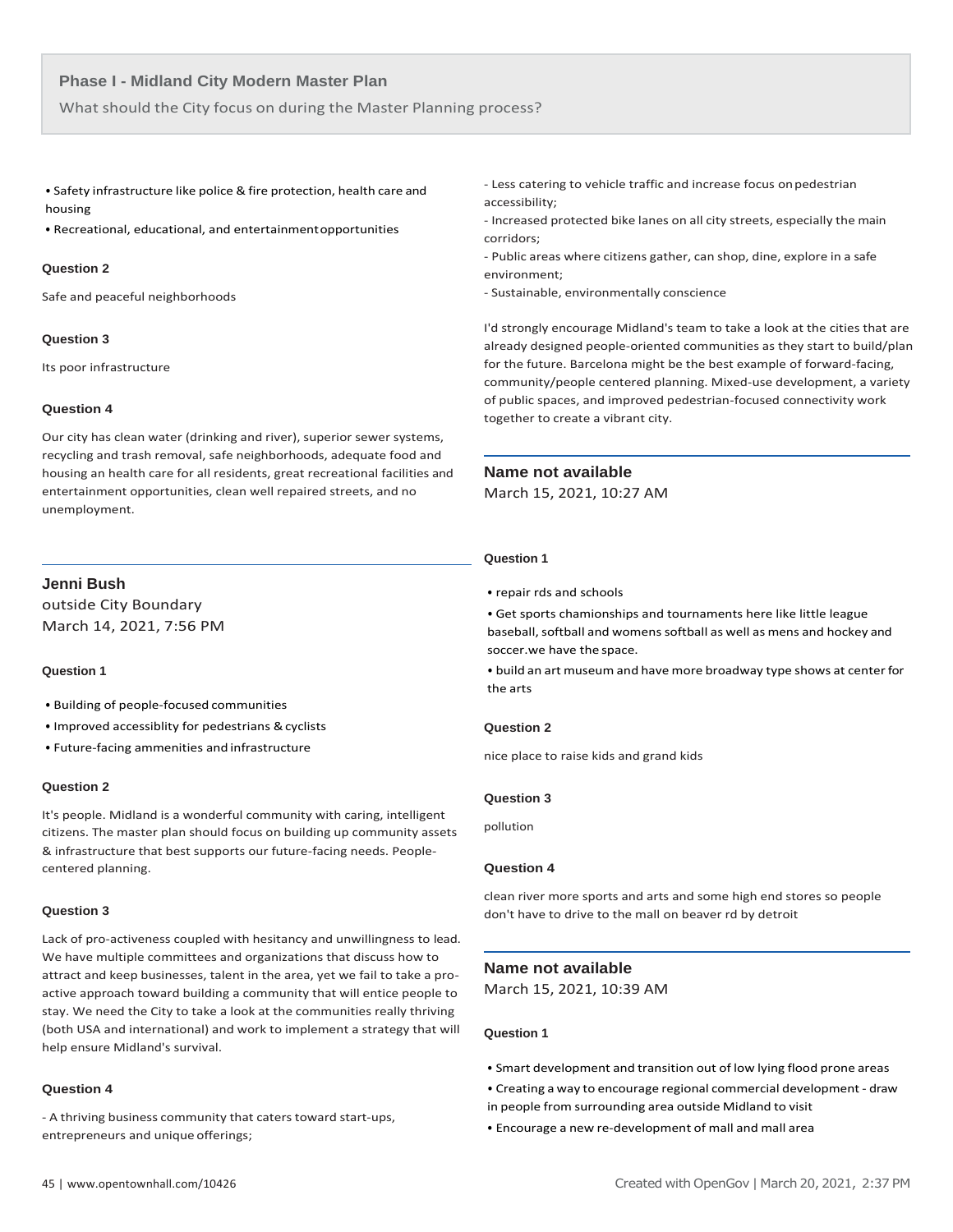## Phase I - Midland City Modern Master Plan

What should the City focus on during the Master Planning process?

- Safety infrastructure like police & fire protection, health care and housing
- Recreational, educational, and entertainment opportunities

**Question 2**

Safe and peaceful neighborhoods

**Question 3**

Its poor infrastructure

**Question 4**

Our city has clean water (drinking and river), superior sewer systems, recycling and trash removal, safe neighborhoods, adequate food and housing an health care for all residents, great recreational facilities and entertainment opportunities, clean well repaired streets, and no unemployment.

---

### Jenni Bush

outside City Boundary
March 14, 2021, 7:56 PM

**Question 1**

- Building of people-focused communities
- Improved accessiblity for pedestrians & cyclists
- Future-facing ammenities and infrastructure

**Question 2**

It's people. Midland is a wonderful community with caring, intelligent citizens. The master plan should focus on building up community assets & infrastructure that best supports our future-facing needs. People-centered planning.

**Question 3**

Lack of pro-activeness coupled with hesitancy and unwillingness to lead. We have multiple committees and organizations that discuss how to attract and keep businesses, talent in the area, yet we fail to take a pro-active approach toward building a community that will entice people to stay. We need the City to take a look at the communities really thriving (both USA and international) and work to implement a strategy that will help ensure Midland's survival.

**Question 4**

- A thriving business community that caters toward start-ups, entrepreneurs and unique offerings;
- Less catering to vehicle traffic and increase focus on pedestrian accessibility;
- Increased protected bike lanes on all city streets, especially the main corridors;
- Public areas where citizens gather, can shop, dine, explore in a safe environment;
- Sustainable, environmentally conscience

I'd strongly encourage Midland's team to take a look at the cities that are already designed people-oriented communities as they start to build/plan for the future. Barcelona might be the best example of forward-facing, community/people centered planning. Mixed-use development, a variety of public spaces, and improved pedestrian-focused connectivity work together to create a vibrant city.

---

### Name not available

March 15, 2021, 10:27 AM

**Question 1**

- repair rds and schools
- Get sports chamionships and tournaments here like little league baseball, softball and womens softball as well as mens and hockey and soccer.we have the space.
- build an art museum and have more broadway type shows at center for the arts

**Question 2**

nice place to raise kids and grand kids

**Question 3**

pollution

**Question 4**

clean river more sports and arts and some high end stores so people don't have to drive to the mall on beaver rd by detroit

---

### Name not available

March 15, 2021, 10:39 AM

**Question 1**

- Smart development and transition out of low lying flood prone areas
- Creating a way to encourage regional commercial development - draw in people from surrounding area outside Midland to visit
- Encourage a new re-development of mall and mall area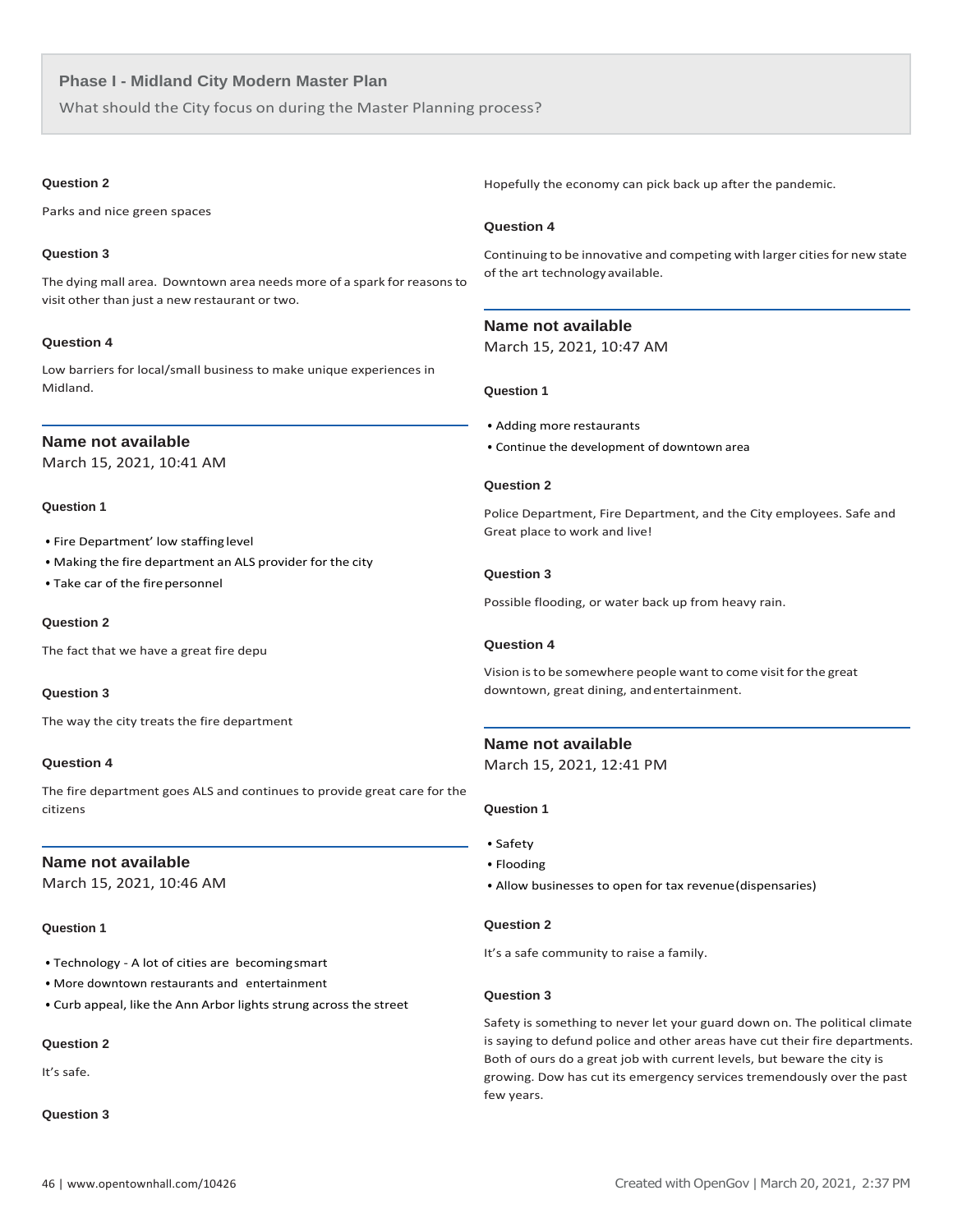## Phase I - Midland City Modern Master Plan

What should the City focus on during the Master Planning process?

#### Question 2

Parks and nice green spaces

#### Question 3

The dying mall area. Downtown area needs more of a spark for reasons to visit other than just a new restaurant or two.

#### Question 4

Low barriers for local/small business to make unique experiences in Midland.

---

### Name not available

March 15, 2021, 10:41 AM

#### Question 1

- Fire Department' low staffing level
- Making the fire department an ALS provider for the city
- Take car of the fire personnel

#### Question 2

The fact that we have a great fire depu

#### Question 3

The way the city treats the fire department

#### Question 4

The fire department goes ALS and continues to provide great care for the citizens

---

### Name not available

March 15, 2021, 10:46 AM

#### Question 1

- Technology - A lot of cities are becoming smart
- More downtown restaurants and entertainment
- Curb appeal, like the Ann Arbor lights strung across the street

#### Question 2

It's safe.

#### Question 3

Hopefully the economy can pick back up after the pandemic.

#### Question 4

Continuing to be innovative and competing with larger cities for new state of the art technology available.

---

### Name not available

March 15, 2021, 10:47 AM

#### Question 1

- Adding more restaurants
- Continue the development of downtown area

#### Question 2

Police Department, Fire Department, and the City employees. Safe and Great place to work and live!

#### Question 3

Possible flooding, or water back up from heavy rain.

#### Question 4

Vision is to be somewhere people want to come visit for the great downtown, great dining, and entertainment.

---

### Name not available

March 15, 2021, 12:41 PM

#### Question 1

- Safety
- Flooding
- Allow businesses to open for tax revenue (dispensaries)

#### Question 2

It's a safe community to raise a family.

#### Question 3

Safety is something to never let your guard down on. The political climate is saying to defund police and other areas have cut their fire departments. Both of ours do a great job with current levels, but beware the city is growing. Dow has cut its emergency services tremendously over the past few years.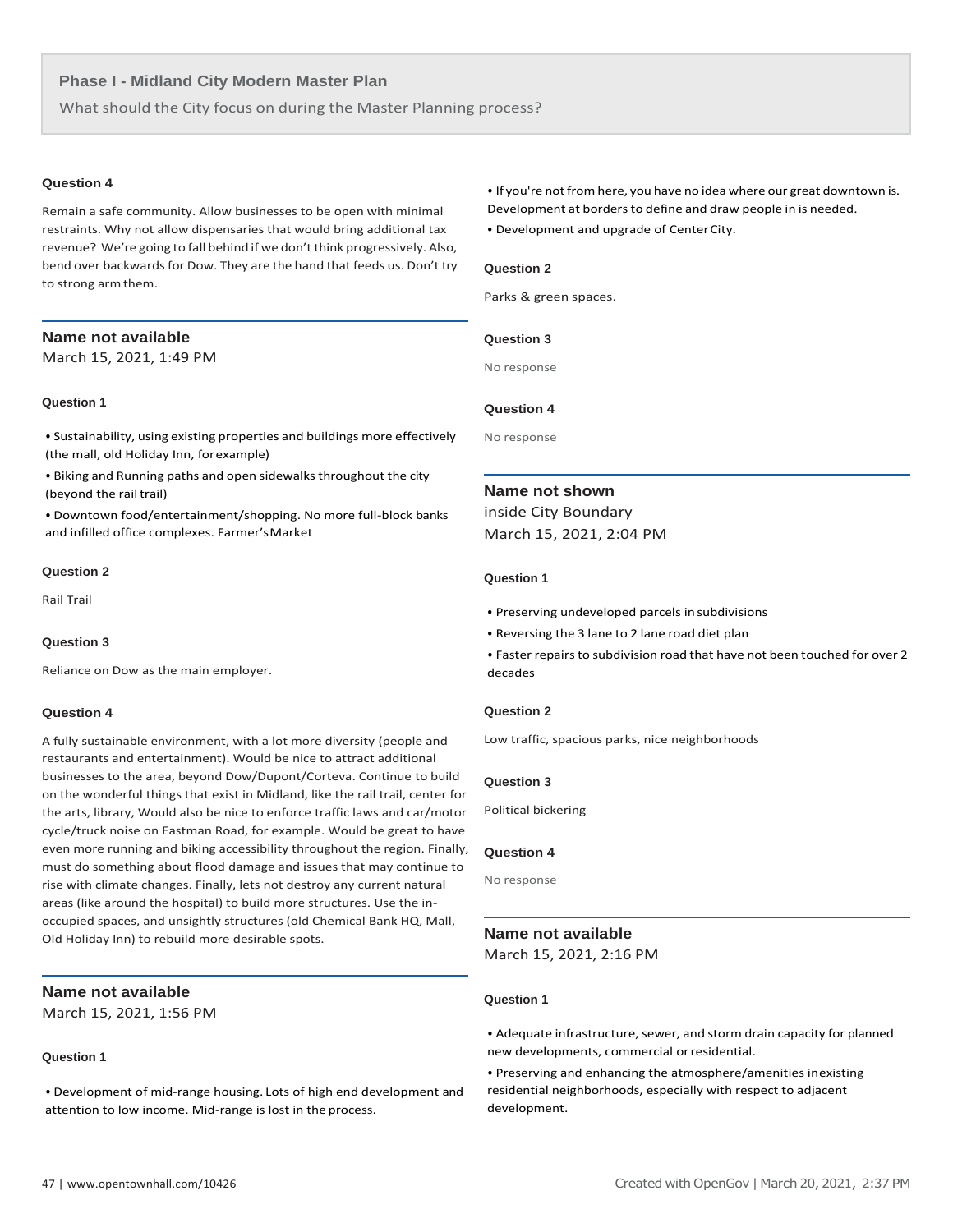## Phase I - Midland City Modern Master Plan

What should the City focus on during the Master Planning process?

#### Question 4

Remain a safe community. Allow businesses to be open with minimal restraints. Why not allow dispensaries that would bring additional tax revenue? We're going to fall behind if we don't think progressively. Also, bend over backwards for Dow. They are the hand that feeds us. Don't try to strong arm them.

### Name not available

March 15, 2021, 1:49 PM

#### Question 1

- Sustainability, using existing properties and buildings more effectively (the mall, old Holiday Inn, for example)
- Biking and Running paths and open sidewalks throughout the city (beyond the rail trail)
- Downtown food/entertainment/shopping. No more full-block banks and infilled office complexes. Farmer's Market

#### Question 2

Rail Trail

#### Question 3

Reliance on Dow as the main employer.

#### Question 4

A fully sustainable environment, with a lot more diversity (people and restaurants and entertainment). Would be nice to attract additional businesses to the area, beyond Dow/Dupont/Corteva. Continue to build on the wonderful things that exist in Midland, like the rail trail, center for the arts, library, Would also be nice to enforce traffic laws and car/motor cycle/truck noise on Eastman Road, for example. Would be great to have even more running and biking accessibility throughout the region. Finally, must do something about flood damage and issues that may continue to rise with climate changes. Finally, lets not destroy any current natural areas (like around the hospital) to build more structures. Use the in-occupied spaces, and unsightly structures (old Chemical Bank HQ, Mall, Old Holiday Inn) to rebuild more desirable spots.

### Name not available

March 15, 2021, 1:56 PM

#### Question 1

- Development of mid-range housing. Lots of high end development and attention to low income. Mid-range is lost in the process.
- If you're not from here, you have no idea where our great downtown is. Development at borders to define and draw people in is needed.
- Development and upgrade of Center City.

#### Question 2

Parks & green spaces.

#### Question 3

No response

#### Question 4

No response

### Name not shown

inside City Boundary

March 15, 2021, 2:04 PM

#### Question 1

- Preserving undeveloped parcels in subdivisions
- Reversing the 3 lane to 2 lane road diet plan
- Faster repairs to subdivision road that have not been touched for over 2 decades

#### Question 2

Low traffic, spacious parks, nice neighborhoods

#### Question 3

Political bickering

#### Question 4

No response

### Name not available

March 15, 2021, 2:16 PM

#### Question 1

- Adequate infrastructure, sewer, and storm drain capacity for planned new developments, commercial or residential.
- Preserving and enhancing the atmosphere/amenities in existing residential neighborhoods, especially with respect to adjacent development.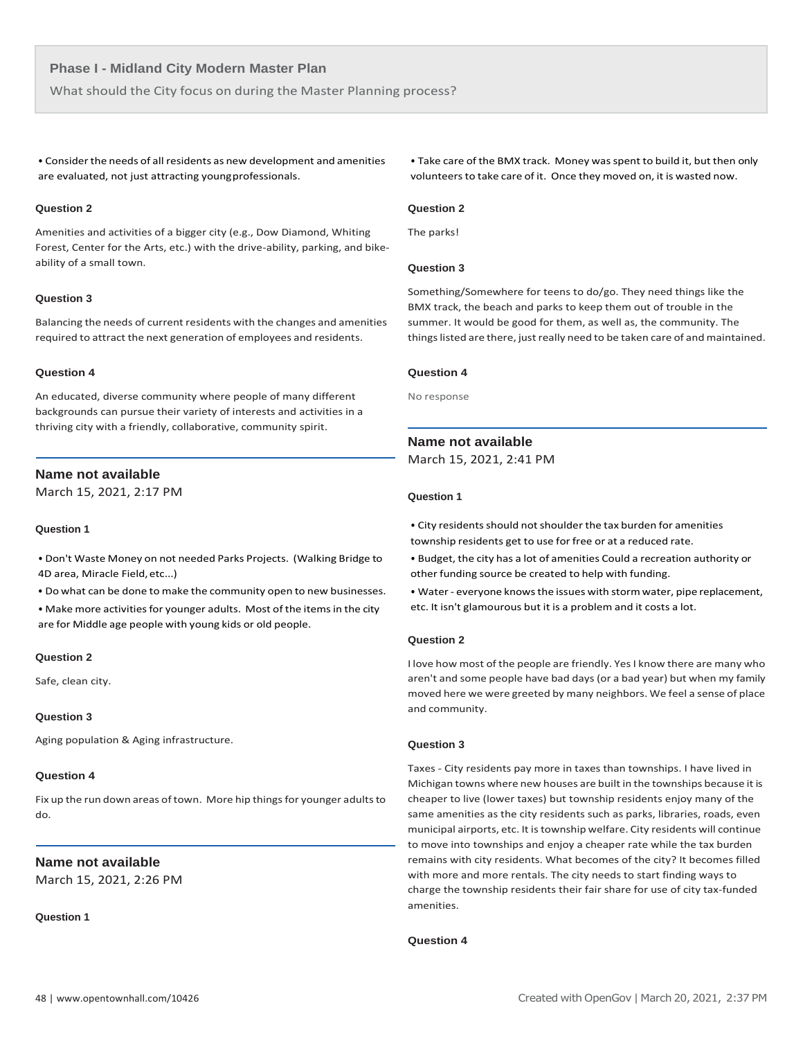## Phase I - Midland City Modern Master Plan

What should the City focus on during the Master Planning process?

- Consider the needs of all residents as new development and amenities are evaluated, not just attracting young professionals.

**Question 2**

Amenities and activities of a bigger city (e.g., Dow Diamond, Whiting Forest, Center for the Arts, etc.) with the drive-ability, parking, and bike-ability of a small town.

**Question 3**

Balancing the needs of current residents with the changes and amenities required to attract the next generation of employees and residents.

**Question 4**

An educated, diverse community where people of many different backgrounds can pursue their variety of interests and activities in a thriving city with a friendly, collaborative, community spirit.

---

### Name not available

March 15, 2021, 2:17 PM

**Question 1**

- Don't Waste Money on not needed Parks Projects. (Walking Bridge to 4D area, Miracle Field, etc...)
- Do what can be done to make the community open to new businesses.
- Make more activities for younger adults. Most of the items in the city are for Middle age people with young kids or old people.

**Question 2**

Safe, clean city.

**Question 3**

Aging population & Aging infrastructure.

**Question 4**

Fix up the run down areas of town. More hip things for younger adults to do.

---

### Name not available

March 15, 2021, 2:26 PM

**Question 1**

- Take care of the BMX track. Money was spent to build it, but then only volunteers to take care of it. Once they moved on, it is wasted now.

**Question 2**

The parks!

**Question 3**

Something/Somewhere for teens to do/go. They need things like the BMX track, the beach and parks to keep them out of trouble in the summer. It would be good for them, as well as, the community. The things listed are there, just really need to be taken care of and maintained.

**Question 4**

No response

---

### Name not available

March 15, 2021, 2:41 PM

**Question 1**

- City residents should not shoulder the tax burden for amenities township residents get to use for free or at a reduced rate.
- Budget, the city has a lot of amenities Could a recreation authority or other funding source be created to help with funding.
- Water - everyone knows the issues with storm water, pipe replacement, etc. It isn't glamourous but it is a problem and it costs a lot.

**Question 2**

I love how most of the people are friendly. Yes I know there are many who aren't and some people have bad days (or a bad year) but when my family moved here we were greeted by many neighbors. We feel a sense of place and community.

**Question 3**

Taxes - City residents pay more in taxes than townships. I have lived in Michigan towns where new houses are built in the townships because it is cheaper to live (lower taxes) but township residents enjoy many of the same amenities as the city residents such as parks, libraries, roads, even municipal airports, etc. It is township welfare. City residents will continue to move into townships and enjoy a cheaper rate while the tax burden remains with city residents. What becomes of the city? It becomes filled with more and more rentals. The city needs to start finding ways to charge the township residents their fair share for use of city tax-funded amenities.

**Question 4**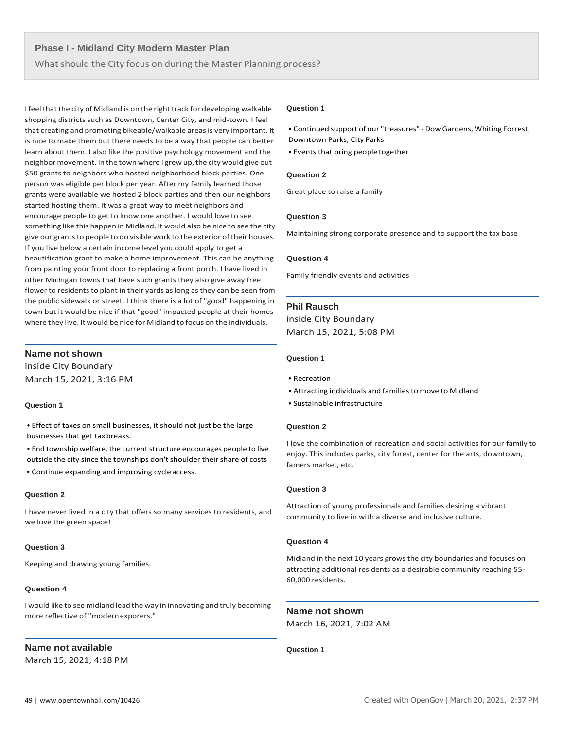## Phase I - Midland City Modern Master Plan

What should the City focus on during the Master Planning process?

I feel that the city of Midland is on the right track for developing walkable shopping districts such as Downtown, Center City, and mid-town. I feel that creating and promoting bikeable/walkable areas is very important. It is nice to make them but there needs to be a way that people can better learn about them. I also like the positive psychology movement and the neighbor movement. In the town where I grew up, the city would give out $50 grants to neighbors who hosted neighborhood block parties. One person was eligible per block per year. After my family learned those grants were available we hosted 2 block parties and then our neighbors started hosting them. It was a great way to meet neighbors and encourage people to get to know one another. I would love to see something like this happen in Midland. It would also be nice to see the city give our grants to people to do visible work to the exterior of their houses. If you live below a certain income level you could apply to get a beautification grant to make a home improvement. This can be anything from painting your front door to replacing a front porch. I have lived in other Michigan towns that have such grants they also give away free flower to residents to plant in their yards as long as they can be seen from the public sidewalk or street. I think there is a lot of "good" happening in town but it would be nice if that "good" impacted people at their homes where they live. It would be nice for Midland to focus on the individuals.

---

### Name not shown

inside City Boundary
March 15, 2021, 3:16 PM

**Question 1**

- Effect of taxes on small businesses, it should not just be the large businesses that get tax breaks.
- End township welfare, the current structure encourages people to live outside the city since the townships don't shoulder their share of costs
- Continue expanding and improving cycle access.

**Question 2**

I have never lived in a city that offers so many services to residents, and we love the green space!

**Question 3**

Keeping and drawing young families.

**Question 4**

I would like to see midland lead the way in innovating and truly becoming more reflective of "modern exporers."

---

### Name not available

March 15, 2021, 4:18 PM

**Question 1**

- Continued support of our "treasures" - Dow Gardens, Whiting Forrest, Downtown Parks, City Parks
- Events that bring people together

**Question 2**

Great place to raise a family

**Question 3**

Maintaining strong corporate presence and to support the tax base

**Question 4**

Family friendly events and activities

---

### Phil Rausch

inside City Boundary
March 15, 2021, 5:08 PM

**Question 1**

- Recreation
- Attracting individuals and families to move to Midland
- Sustainable infrastructure

**Question 2**

I love the combination of recreation and social activities for our family to enjoy. This includes parks, city forest, center for the arts, downtown, famers market, etc.

**Question 3**

Attraction of young professionals and families desiring a vibrant community to live in with a diverse and inclusive culture.

**Question 4**

Midland in the next 10 years grows the city boundaries and focuses on attracting additional residents as a desirable community reaching 55-60,000 residents.

---

### Name not shown

March 16, 2021, 7:02 AM

**Question 1**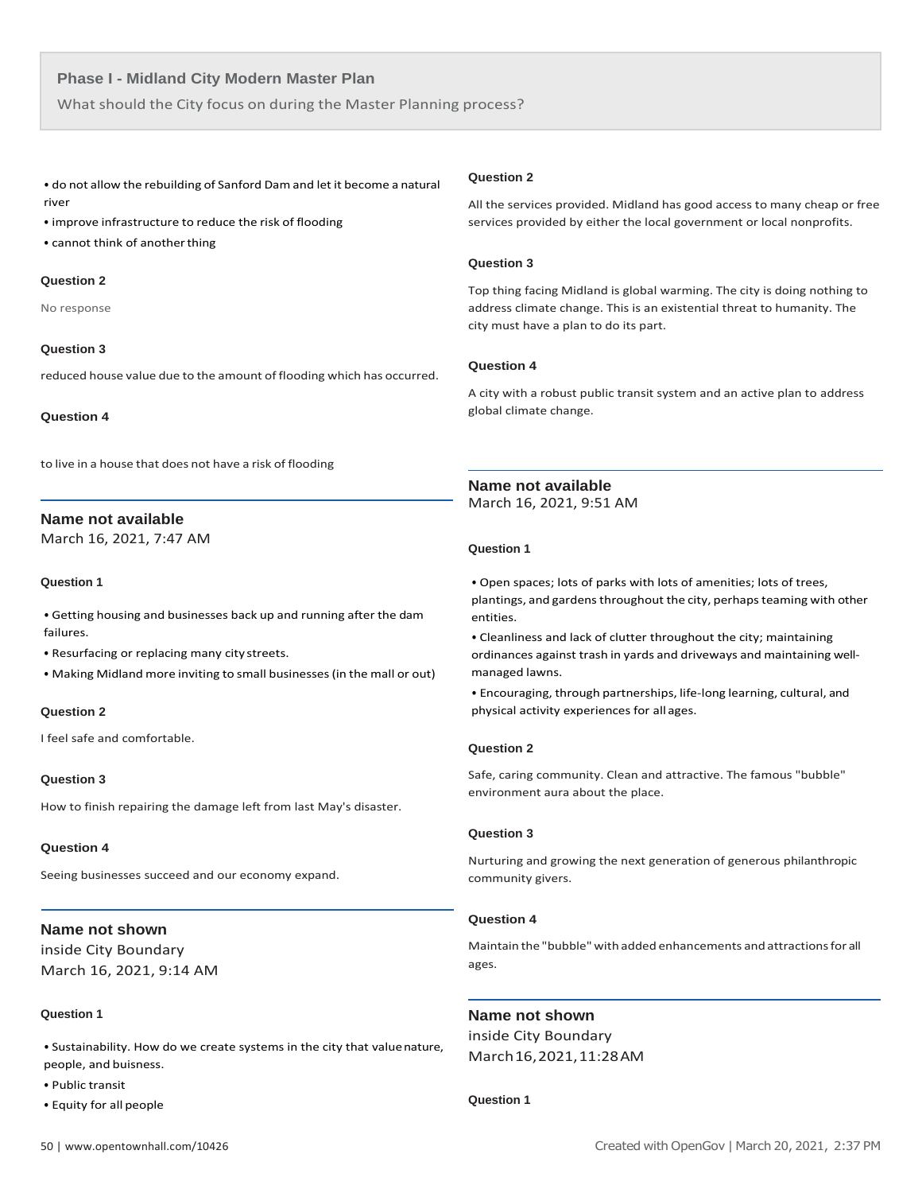- do not allow the rebuilding of Sanford Dam and let it become a natural river
- improve infrastructure to reduce the risk of flooding
- cannot think of another thing

**Question 2**

No response

**Question 3**

reduced house value due to the amount of flooding which has occurred.

**Question 4**

to live in a house that does not have a risk of flooding

---

### Name not available

March 16, 2021, 7:47 AM

**Question 1**

- Getting housing and businesses back up and running after the dam failures.
- Resurfacing or replacing many city streets.
- Making Midland more inviting to small businesses (in the mall or out)

**Question 2**

I feel safe and comfortable.

**Question 3**

How to finish repairing the damage left from last May's disaster.

**Question 4**

Seeing businesses succeed and our economy expand.

---

### Name not shown

inside City Boundary
March 16, 2021, 9:14 AM

**Question 1**

- Sustainability. How do we create systems in the city that value nature, people, and buisness.
- Public transit
- Equity for all people

**Question 2**

All the services provided. Midland has good access to many cheap or free services provided by either the local government or local nonprofits.

**Question 3**

Top thing facing Midland is global warming. The city is doing nothing to address climate change. This is an existential threat to humanity. The city must have a plan to do its part.

**Question 4**

A city with a robust public transit system and an active plan to address global climate change.

---

### Name not available

March 16, 2021, 9:51 AM

**Question 1**

- Open spaces; lots of parks with lots of amenities; lots of trees, plantings, and gardens throughout the city, perhaps teaming with other entities.
- Cleanliness and lack of clutter throughout the city; maintaining ordinances against trash in yards and driveways and maintaining well-managed lawns.
- Encouraging, through partnerships, life-long learning, cultural, and physical activity experiences for all ages.

**Question 2**

Safe, caring community. Clean and attractive. The famous "bubble" environment aura about the place.

**Question 3**

Nurturing and growing the next generation of generous philanthropic community givers.

**Question 4**

Maintain the "bubble" with added enhancements and attractions for all ages.

---

### Name not shown

inside City Boundary
March 16, 2021, 11:28 AM

**Question 1**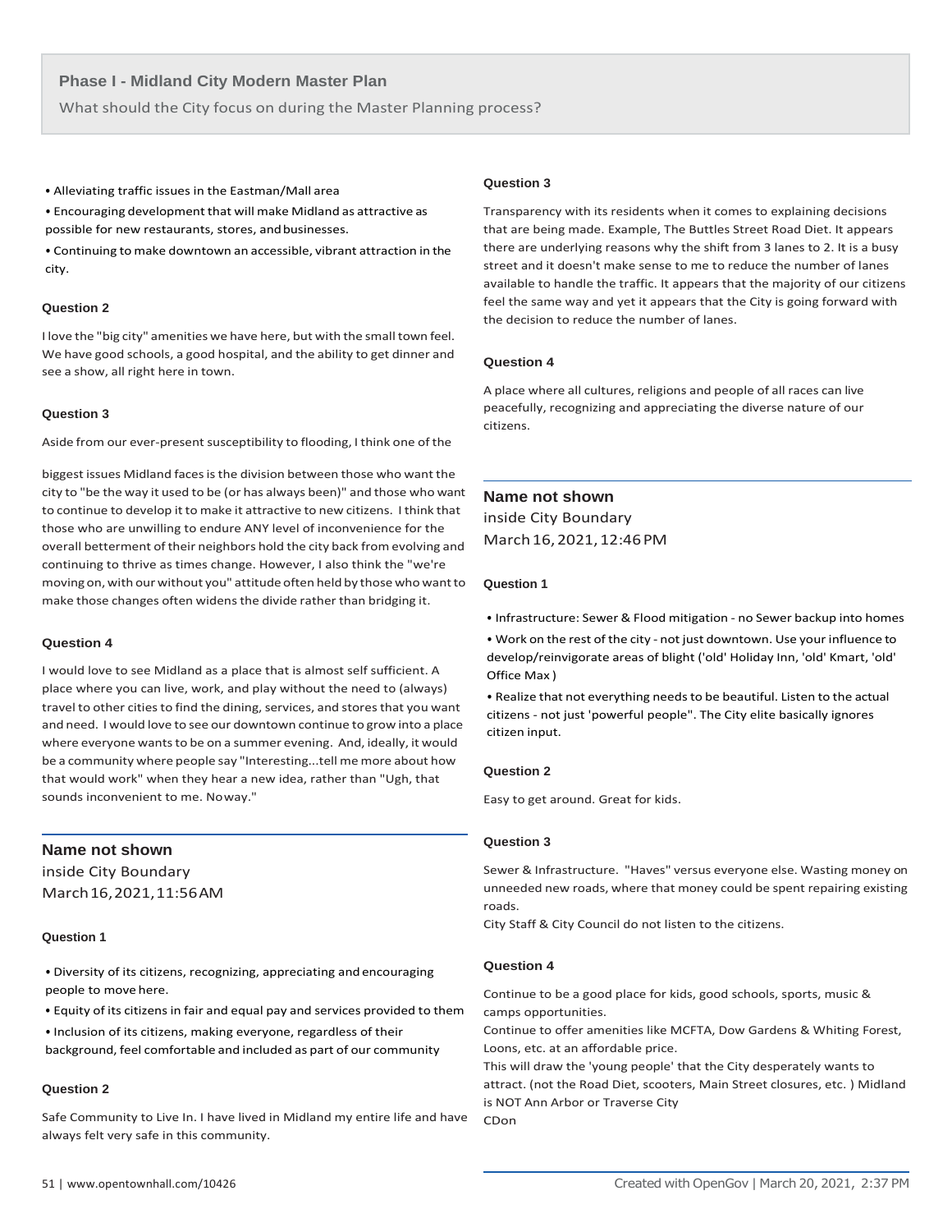## Phase I - Midland City Modern Master Plan

What should the City focus on during the Master Planning process?

- Alleviating traffic issues in the Eastman/Mall area
- Encouraging development that will make Midland as attractive as possible for new restaurants, stores, and businesses.
- Continuing to make downtown an accessible, vibrant attraction in the city.

**Question 2**

I love the "big city" amenities we have here, but with the small town feel. We have good schools, a good hospital, and the ability to get dinner and see a show, all right here in town.

**Question 3**

Aside from our ever-present susceptibility to flooding, I think one of the biggest issues Midland faces is the division between those who want the city to "be the way it used to be (or has always been)" and those who want to continue to develop it to make it attractive to new citizens. I think that those who are unwilling to endure ANY level of inconvenience for the overall betterment of their neighbors hold the city back from evolving and continuing to thrive as times change. However, I also think the "we're moving on, with our without you" attitude often held by those who want to make those changes often widens the divide rather than bridging it.

**Question 4**

I would love to see Midland as a place that is almost self sufficient. A place where you can live, work, and play without the need to (always) travel to other cities to find the dining, services, and stores that you want and need. I would love to see our downtown continue to grow into a place where everyone wants to be on a summer evening. And, ideally, it would be a community where people say "Interesting...tell me more about how that would work" when they hear a new idea, rather than "Ugh, that sounds inconvenient to me. No way."

---

### Name not shown

inside City Boundary
March 16, 2021, 11:56 AM

**Question 1**

- Diversity of its citizens, recognizing, appreciating and encouraging people to move here.
- Equity of its citizens in fair and equal pay and services provided to them
- Inclusion of its citizens, making everyone, regardless of their background, feel comfortable and included as part of our community

**Question 2**

Safe Community to Live In. I have lived in Midland my entire life and have always felt very safe in this community.

**Question 3**

Transparency with its residents when it comes to explaining decisions that are being made. Example, The Buttles Street Road Diet. It appears there are underlying reasons why the shift from 3 lanes to 2. It is a busy street and it doesn't make sense to me to reduce the number of lanes available to handle the traffic. It appears that the majority of our citizens feel the same way and yet it appears that the City is going forward with the decision to reduce the number of lanes.

**Question 4**

A place where all cultures, religions and people of all races can live peacefully, recognizing and appreciating the diverse nature of our citizens.

---

### Name not shown

inside City Boundary
March 16, 2021, 12:46 PM

**Question 1**

- Infrastructure: Sewer & Flood mitigation - no Sewer backup into homes
- Work on the rest of the city - not just downtown. Use your influence to develop/reinvigorate areas of blight ('old' Holiday Inn, 'old' Kmart, 'old' Office Max )
- Realize that not everything needs to be beautiful. Listen to the actual citizens - not just 'powerful people". The City elite basically ignores citizen input.

**Question 2**

Easy to get around. Great for kids.

**Question 3**

Sewer & Infrastructure. "Haves" versus everyone else. Wasting money on unneeded new roads, where that money could be spent repairing existing roads.
City Staff & City Council do not listen to the citizens.

**Question 4**

Continue to be a good place for kids, good schools, sports, music & camps opportunities.
Continue to offer amenities like MCFTA, Dow Gardens & Whiting Forest, Loons, etc. at an affordable price.
This will draw the 'young people' that the City desperately wants to attract. (not the Road Diet, scooters, Main Street closures, etc. ) Midland is NOT Ann Arbor or Traverse City
CDon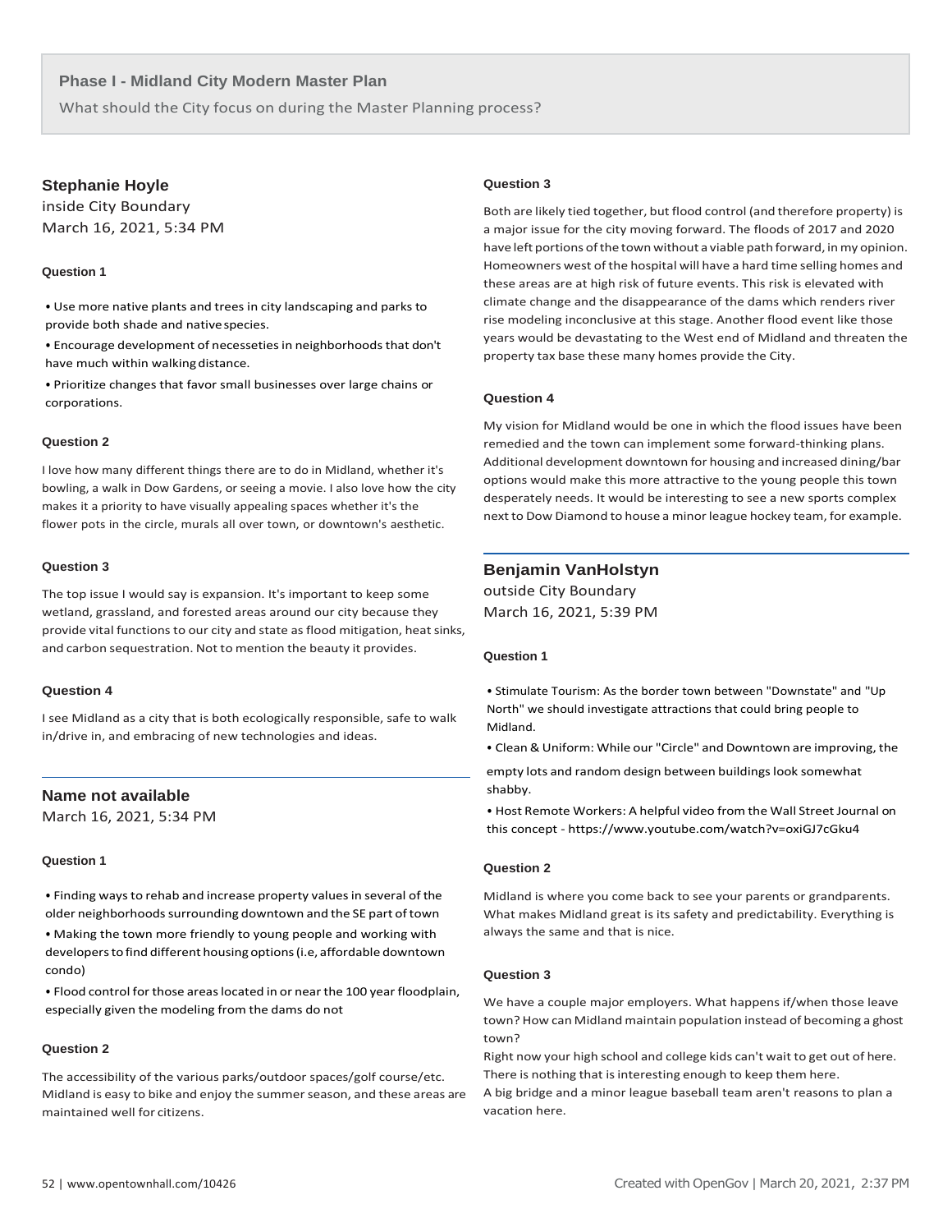## Phase I - Midland City Modern Master Plan

What should the City focus on during the Master Planning process?

### Stephanie Hoyle

inside City Boundary

March 16, 2021, 5:34 PM

**Question 1**

- Use more native plants and trees in city landscaping and parks to provide both shade and native species.
- Encourage development of necesseties in neighborhoods that don't have much within walking distance.
- Prioritize changes that favor small businesses over large chains or corporations.

**Question 2**

I love how many different things there are to do in Midland, whether it's bowling, a walk in Dow Gardens, or seeing a movie. I also love how the city makes it a priority to have visually appealing spaces whether it's the flower pots in the circle, murals all over town, or downtown's aesthetic.

**Question 3**

The top issue I would say is expansion. It's important to keep some wetland, grassland, and forested areas around our city because they provide vital functions to our city and state as flood mitigation, heat sinks, and carbon sequestration. Not to mention the beauty it provides.

**Question 4**

I see Midland as a city that is both ecologically responsible, safe to walk in/drive in, and embracing of new technologies and ideas.

### Name not available

March 16, 2021, 5:34 PM

**Question 1**

- Finding ways to rehab and increase property values in several of the older neighborhoods surrounding downtown and the SE part of town
- Making the town more friendly to young people and working with developers to find different housing options (i.e, affordable downtown condo)
- Flood control for those areas located in or near the 100 year floodplain, especially given the modeling from the dams do not

**Question 2**

The accessibility of the various parks/outdoor spaces/golf course/etc. Midland is easy to bike and enjoy the summer season, and these areas are maintained well for citizens.

**Question 3**

Both are likely tied together, but flood control (and therefore property) is a major issue for the city moving forward. The floods of 2017 and 2020 have left portions of the town without a viable path forward, in my opinion. Homeowners west of the hospital will have a hard time selling homes and these areas are at high risk of future events. This risk is elevated with climate change and the disappearance of the dams which renders river rise modeling inconclusive at this stage. Another flood event like those years would be devastating to the West end of Midland and threaten the property tax base these many homes provide the City.

**Question 4**

My vision for Midland would be one in which the flood issues have been remedied and the town can implement some forward-thinking plans. Additional development downtown for housing and increased dining/bar options would make this more attractive to the young people this town desperately needs. It would be interesting to see a new sports complex next to Dow Diamond to house a minor league hockey team, for example.

### Benjamin VanHolstyn

outside City Boundary

March 16, 2021, 5:39 PM

**Question 1**

- Stimulate Tourism: As the border town between "Downstate" and "Up North" we should investigate attractions that could bring people to Midland.
- Clean & Uniform: While our "Circle" and Downtown are improving, the empty lots and random design between buildings look somewhat shabby.
- Host Remote Workers: A helpful video from the Wall Street Journal on this concept - https://www.youtube.com/watch?v=oxiGJ7cGku4

**Question 2**

Midland is where you come back to see your parents or grandparents. What makes Midland great is its safety and predictability. Everything is always the same and that is nice.

**Question 3**

We have a couple major employers. What happens if/when those leave town? How can Midland maintain population instead of becoming a ghost town?

Right now your high school and college kids can't wait to get out of here. There is nothing that is interesting enough to keep them here.

A big bridge and a minor league baseball team aren't reasons to plan a vacation here.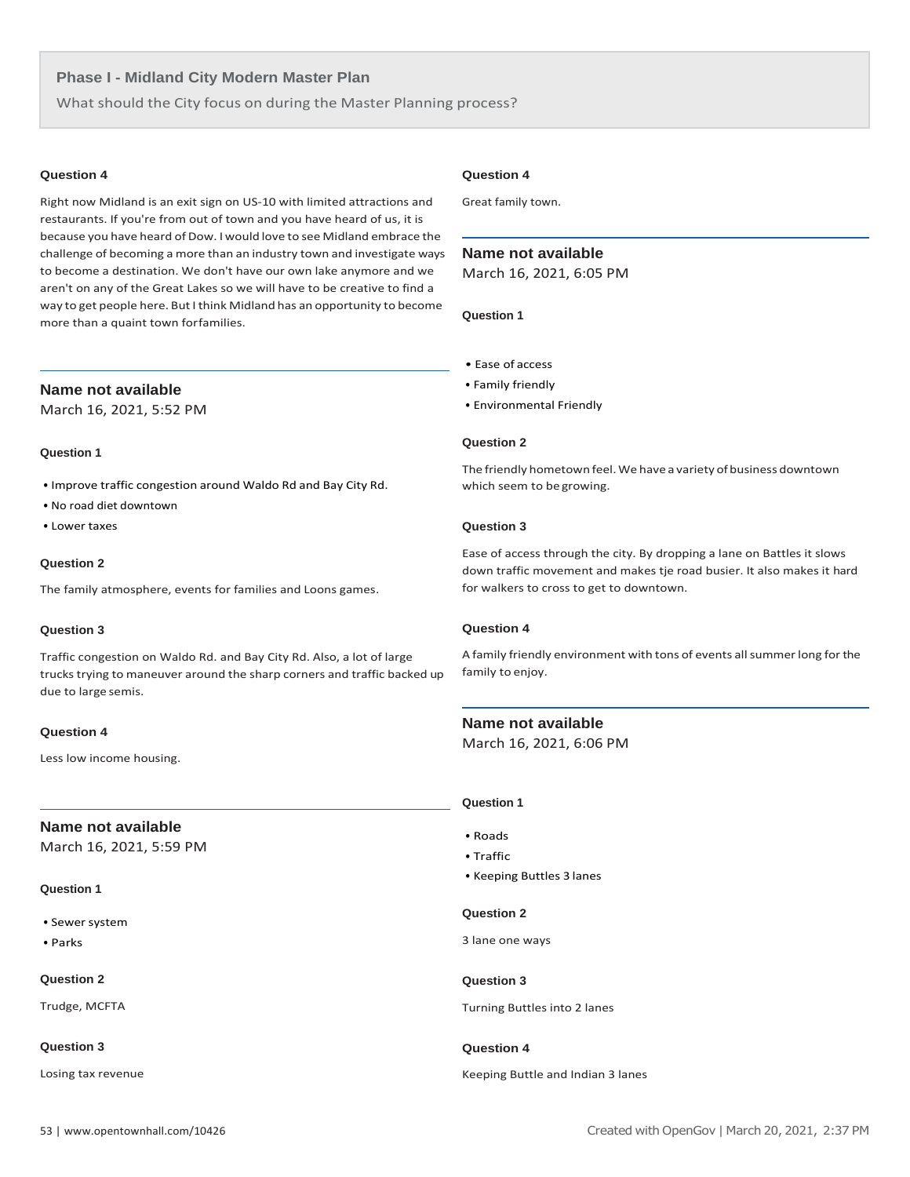## Phase I - Midland City Modern Master Plan

What should the City focus on during the Master Planning process?

#### Question 4

Right now Midland is an exit sign on US-10 with limited attractions and restaurants. If you're from out of town and you have heard of us, it is because you have heard of Dow. I would love to see Midland embrace the challenge of becoming a more than an industry town and investigate ways to become a destination. We don't have our own lake anymore and we aren't on any of the Great Lakes so we will have to be creative to find a way to get people here. But I think Midland has an opportunity to become more than a quaint town forfamilies.

---

### Name not available

March 16, 2021, 5:52 PM

#### Question 1

- Improve traffic congestion around Waldo Rd and Bay City Rd.
- No road diet downtown
- Lower taxes

#### Question 2

The family atmosphere, events for families and Loons games.

#### Question 3

Traffic congestion on Waldo Rd. and Bay City Rd. Also, a lot of large trucks trying to maneuver around the sharp corners and traffic backed up due to large semis.

#### Question 4

Less low income housing.

---

### Name not available

March 16, 2021, 5:59 PM

#### Question 1

- Sewer system
- Parks

#### Question 2

Trudge, MCFTA

#### Question 3

Losing tax revenue

#### Question 4

Great family town.

---

### Name not available

March 16, 2021, 6:05 PM

#### Question 1

- Ease of access
- Family friendly
- Environmental Friendly

#### Question 2

The friendly hometown feel. We have a variety of business downtown which seem to be growing.

#### Question 3

Ease of access through the city. By dropping a lane on Battles it slows down traffic movement and makes tje road busier. It also makes it hard for walkers to cross to get to downtown.

#### Question 4

A family friendly environment with tons of events all summer long for the family to enjoy.

---

### Name not available

March 16, 2021, 6:06 PM

#### Question 1

- Roads
- Traffic
- Keeping Buttles 3 lanes

#### Question 2

3 lane one ways

#### Question 3

Turning Buttles into 2 lanes

#### Question 4

Keeping Buttle and Indian 3 lanes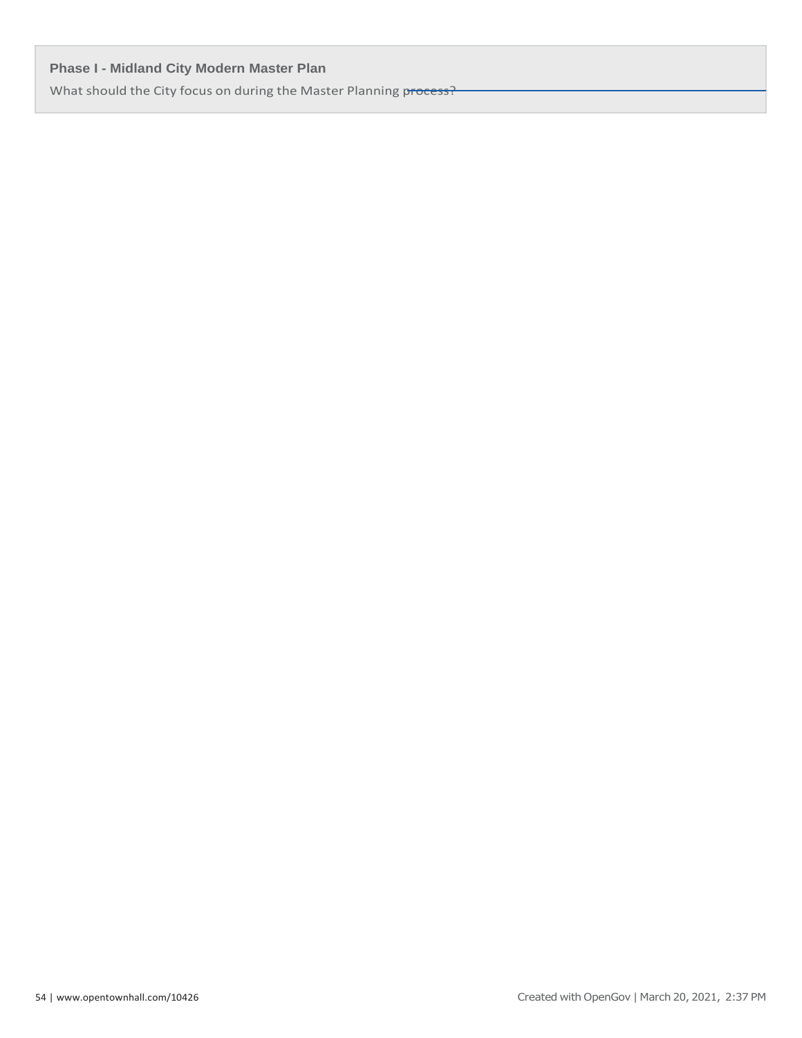**Phase I - Midland City Modern Master Plan**

What should the City focus on during the Master Planning process?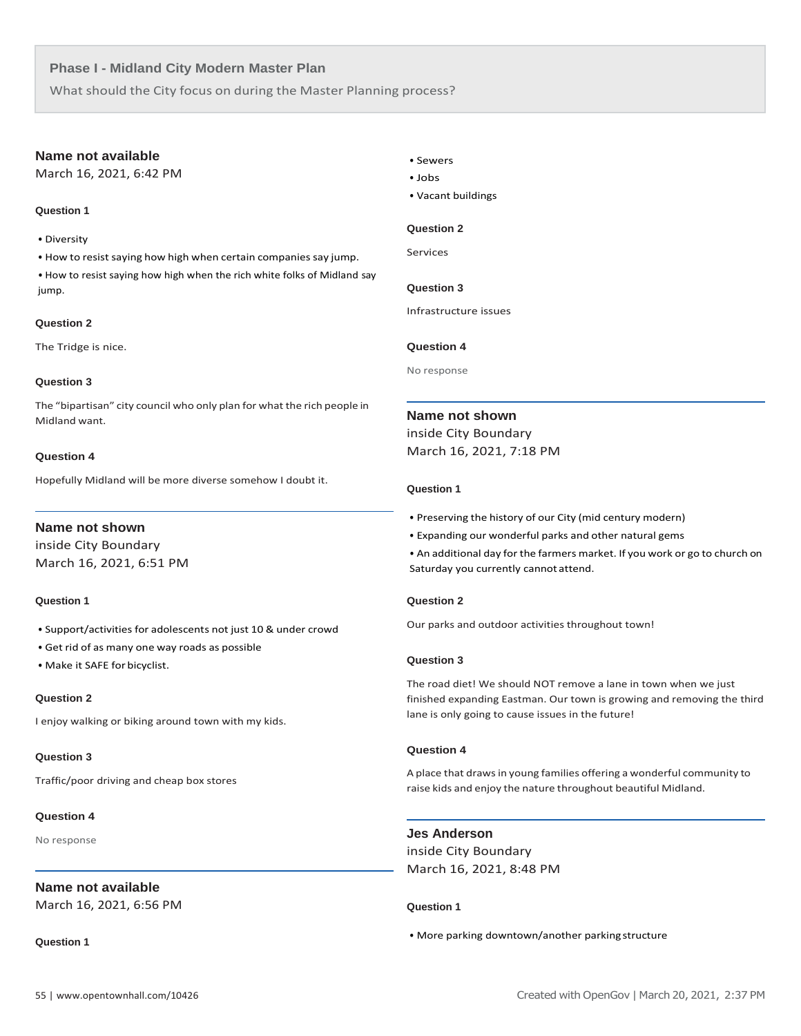**Phase I - Midland City Modern Master Plan**

What should the City focus on during the Master Planning process?

### Name not available

March 16, 2021, 6:42 PM

**Question 1**

- Diversity
- How to resist saying how high when certain companies say jump.
- How to resist saying how high when the rich white folks of Midland say jump.

**Question 2**

The Tridge is nice.

**Question 3**

The "bipartisan" city council who only plan for what the rich people in Midland want.

**Question 4**

Hopefully Midland will be more diverse somehow I doubt it.

---

### Name not shown

inside City Boundary

March 16, 2021, 6:51 PM

**Question 1**

- Support/activities for adolescents not just 10 & under crowd
- Get rid of as many one way roads as possible
- Make it SAFE for bicyclist.

**Question 2**

I enjoy walking or biking around town with my kids.

**Question 3**

Traffic/poor driving and cheap box stores

**Question 4**

No response

---

### Name not available

March 16, 2021, 6:56 PM

**Question 1**

- Sewers
- Jobs
- Vacant buildings

**Question 2**

Services

**Question 3**

Infrastructure issues

**Question 4**

No response

---

### Name not shown

inside City Boundary

March 16, 2021, 7:18 PM

**Question 1**

- Preserving the history of our City (mid century modern)
- Expanding our wonderful parks and other natural gems
- An additional day for the farmers market. If you work or go to church on Saturday you currently cannot attend.

**Question 2**

Our parks and outdoor activities throughout town!

**Question 3**

The road diet! We should NOT remove a lane in town when we just finished expanding Eastman. Our town is growing and removing the third lane is only going to cause issues in the future!

**Question 4**

A place that draws in young families offering a wonderful community to raise kids and enjoy the nature throughout beautiful Midland.

---

### Jes Anderson

inside City Boundary

March 16, 2021, 8:48 PM

**Question 1**

- More parking downtown/another parking structure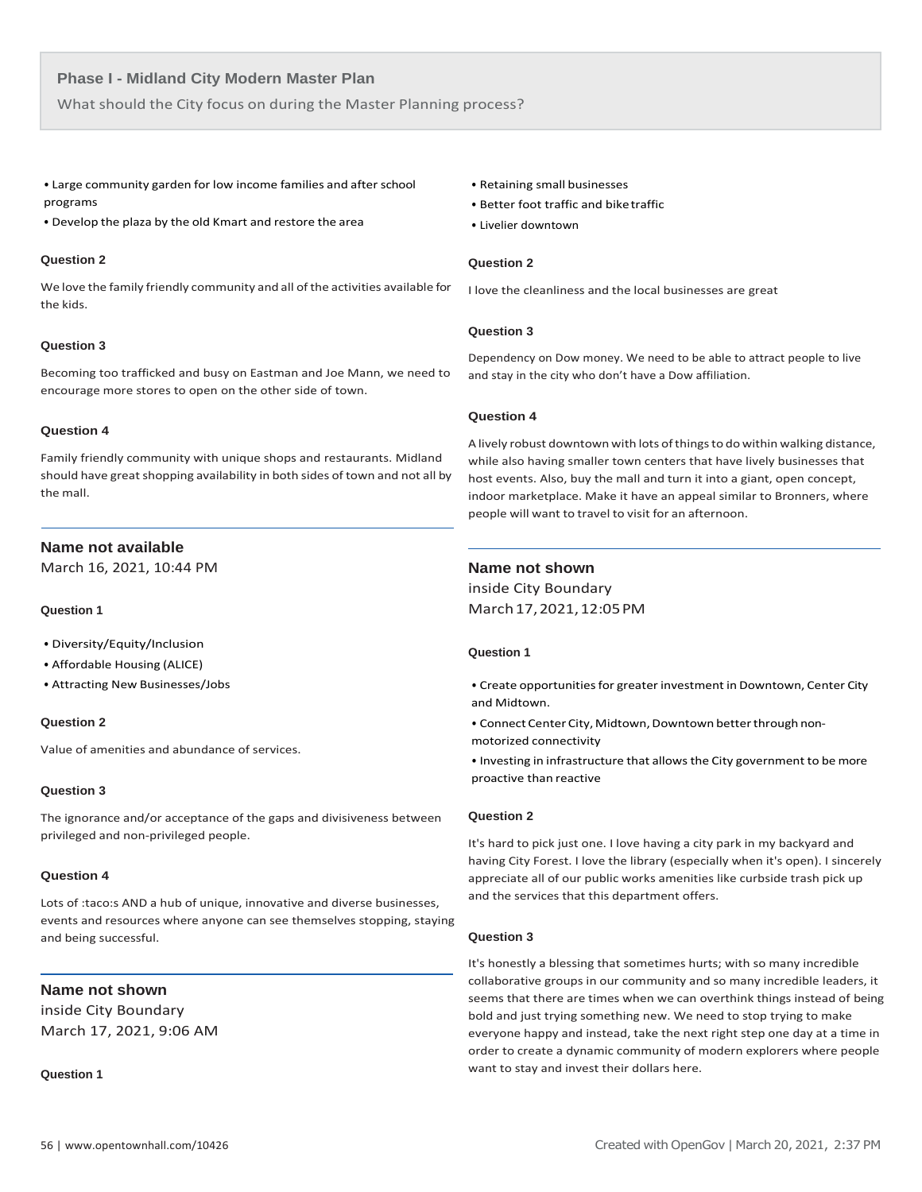## Phase I - Midland City Modern Master Plan

What should the City focus on during the Master Planning process?

- Large community garden for low income families and after school programs
- Develop the plaza by the old Kmart and restore the area

**Question 2**

We love the family friendly community and all of the activities available for the kids.

**Question 3**

Becoming too trafficked and busy on Eastman and Joe Mann, we need to encourage more stores to open on the other side of town.

**Question 4**

Family friendly community with unique shops and restaurants. Midland should have great shopping availability in both sides of town and not all by the mall.

---

### Name not available

March 16, 2021, 10:44 PM

**Question 1**

- Diversity/Equity/Inclusion
- Affordable Housing (ALICE)
- Attracting New Businesses/Jobs

**Question 2**

Value of amenities and abundance of services.

**Question 3**

The ignorance and/or acceptance of the gaps and divisiveness between privileged and non-privileged people.

**Question 4**

Lots of :taco:s AND a hub of unique, innovative and diverse businesses, events and resources where anyone can see themselves stopping, staying and being successful.

---

### Name not shown

inside City Boundary
March 17, 2021, 9:06 AM

**Question 1**

- Retaining small businesses
- Better foot traffic and bike traffic
- Livelier downtown

**Question 2**

I love the cleanliness and the local businesses are great

**Question 3**

Dependency on Dow money. We need to be able to attract people to live and stay in the city who don't have a Dow affiliation.

**Question 4**

A lively robust downtown with lots of things to do within walking distance, while also having smaller town centers that have lively businesses that host events. Also, buy the mall and turn it into a giant, open concept, indoor marketplace. Make it have an appeal similar to Bronners, where people will want to travel to visit for an afternoon.

---

### Name not shown

inside City Boundary
March 17, 2021, 12:05 PM

**Question 1**

- Create opportunities for greater investment in Downtown, Center City and Midtown.
- Connect Center City, Midtown, Downtown better through non-motorized connectivity
- Investing in infrastructure that allows the City government to be more proactive than reactive

**Question 2**

It's hard to pick just one. I love having a city park in my backyard and having City Forest. I love the library (especially when it's open). I sincerely appreciate all of our public works amenities like curbside trash pick up and the services that this department offers.

**Question 3**

It's honestly a blessing that sometimes hurts; with so many incredible collaborative groups in our community and so many incredible leaders, it seems that there are times when we can overthink things instead of being bold and just trying something new. We need to stop trying to make everyone happy and instead, take the next right step one day at a time in order to create a dynamic community of modern explorers where people want to stay and invest their dollars here.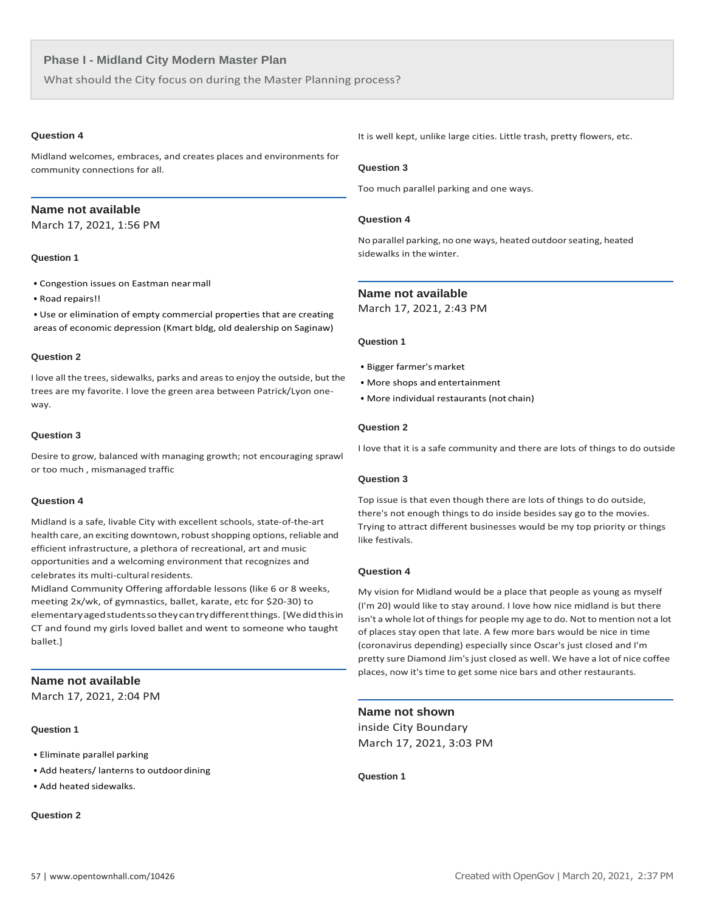**Question 4**

Midland welcomes, embraces, and creates places and environments for community connections for all.

---

### Name not available

March 17, 2021, 1:56 PM

**Question 1**

- Congestion issues on Eastman near mall
- Road repairs!!
- Use or elimination of empty commercial properties that are creating areas of economic depression (Kmart bldg, old dealership on Saginaw)

**Question 2**

I love all the trees, sidewalks, parks and areas to enjoy the outside, but the trees are my favorite. I love the green area between Patrick/Lyon one-way.

**Question 3**

Desire to grow, balanced with managing growth; not encouraging sprawl or too much , mismanaged traffic

**Question 4**

Midland is a safe, livable City with excellent schools, state-of-the-art health care, an exciting downtown, robust shopping options, reliable and efficient infrastructure, a plethora of recreational, art and music opportunities and a welcoming environment that recognizes and celebrates its multi-cultural residents.
Midland Community Offering affordable lessons (like 6 or 8 weeks, meeting 2x/wk, of gymnastics, ballet, karate, etc for $20-30) to elementary aged students so they can try different things. [We did this in CT and found my girls loved ballet and went to someone who taught ballet.]

---

### Name not available

March 17, 2021, 2:04 PM

**Question 1**

- Eliminate parallel parking
- Add heaters/ lanterns to outdoor dining
- Add heated sidewalks.

**Question 2**

It is well kept, unlike large cities. Little trash, pretty flowers, etc.

**Question 3**

Too much parallel parking and one ways.

**Question 4**

No parallel parking, no one ways, heated outdoor seating, heated sidewalks in the winter.

---

### Name not available

March 17, 2021, 2:43 PM

**Question 1**

- Bigger farmer's market
- More shops and entertainment
- More individual restaurants (not chain)

**Question 2**

I love that it is a safe community and there are lots of things to do outside

**Question 3**

Top issue is that even though there are lots of things to do outside, there's not enough things to do inside besides say go to the movies. Trying to attract different businesses would be my top priority or things like festivals.

**Question 4**

My vision for Midland would be a place that people as young as myself (I'm 20) would like to stay around. I love how nice midland is but there isn't a whole lot of things for people my age to do. Not to mention not a lot of places stay open that late. A few more bars would be nice in time (coronavirus depending) especially since Oscar's just closed and I'm pretty sure Diamond Jim's just closed as well. We have a lot of nice coffee places, now it's time to get some nice bars and other restaurants.

---

### Name not shown

inside City Boundary
March 17, 2021, 3:03 PM

**Question 1**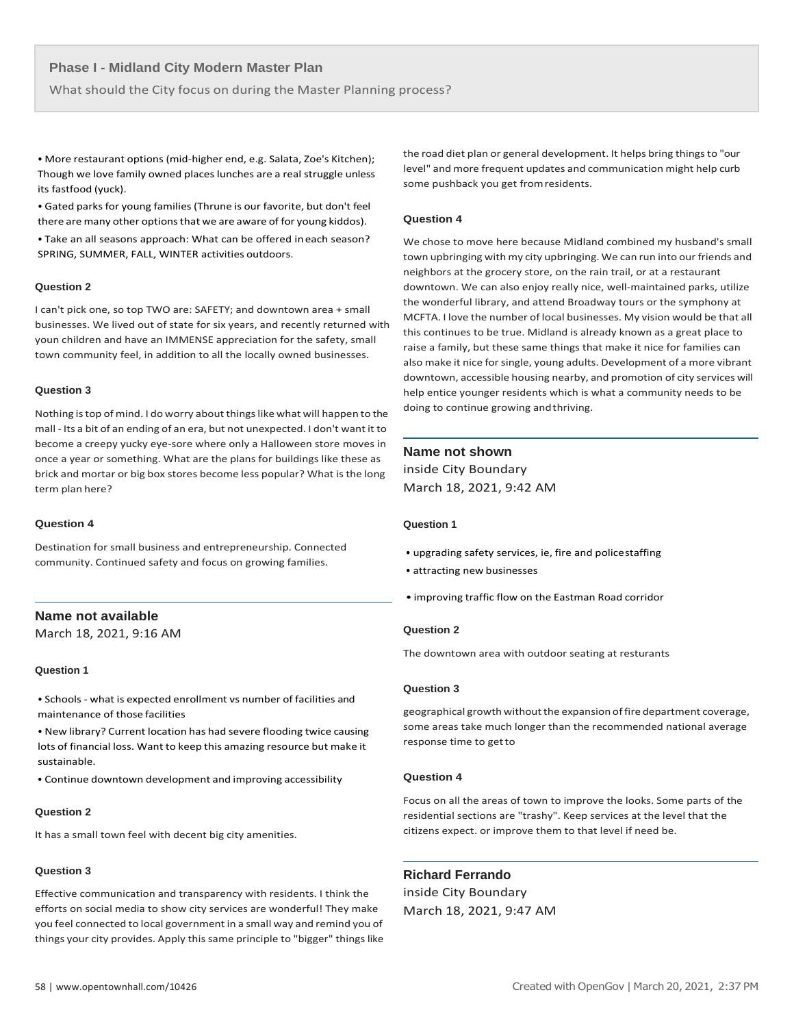## Phase I - Midland City Modern Master Plan

What should the City focus on during the Master Planning process?

- More restaurant options (mid-higher end, e.g. Salata, Zoe's Kitchen); Though we love family owned places lunches are a real struggle unless its fastfood (yuck).
- Gated parks for young families (Thrune is our favorite, but don't feel there are many other options that we are aware of for young kiddos).
- Take an all seasons approach: What can be offered in each season? SPRING, SUMMER, FALL, WINTER activities outdoors.

#### Question 2

I can't pick one, so top TWO are: SAFETY; and downtown area + small businesses. We lived out of state for six years, and recently returned with youn children and have an IMMENSE appreciation for the safety, small town community feel, in addition to all the locally owned businesses.

#### Question 3

Nothing is top of mind. I do worry about things like what will happen to the mall - Its a bit of an ending of an era, but not unexpected. I don't want it to become a creepy yucky eye-sore where only a Halloween store moves in once a year or something. What are the plans for buildings like these as brick and mortar or big box stores become less popular? What is the long term plan here?

#### Question 4

Destination for small business and entrepreneurship. Connected community. Continued safety and focus on growing families.

---

### Name not available

March 18, 2021, 9:16 AM

#### Question 1

- Schools - what is expected enrollment vs number of facilities and maintenance of those facilities
- New library? Current location has had severe flooding twice causing lots of financial loss. Want to keep this amazing resource but make it sustainable.
- Continue downtown development and improving accessibility

#### Question 2

It has a small town feel with decent big city amenities.

#### Question 3

Effective communication and transparency with residents. I think the efforts on social media to show city services are wonderful! They make you feel connected to local government in a small way and remind you of things your city provides. Apply this same principle to "bigger" things like the road diet plan or general development. It helps bring things to "our level" and more frequent updates and communication might help curb some pushback you get from residents.

#### Question 4

We chose to move here because Midland combined my husband's small town upbringing with my city upbringing. We can run into our friends and neighbors at the grocery store, on the rain trail, or at a restaurant downtown. We can also enjoy really nice, well-maintained parks, utilize the wonderful library, and attend Broadway tours or the symphony at MCFTA. I love the number of local businesses. My vision would be that all this continues to be true. Midland is already known as a great place to raise a family, but these same things that make it nice for families can also make it nice for single, young adults. Development of a more vibrant downtown, accessible housing nearby, and promotion of city services will help entice younger residents which is what a community needs to be doing to continue growing and thriving.

---

### Name not shown

inside City Boundary

March 18, 2021, 9:42 AM

#### Question 1

- upgrading safety services, ie, fire and police staffing
- attracting new businesses
- improving traffic flow on the Eastman Road corridor

#### Question 2

The downtown area with outdoor seating at resturants

#### Question 3

geographical growth without the expansion of fire department coverage, some areas take much longer than the recommended national average response time to get to

#### Question 4

Focus on all the areas of town to improve the looks. Some parts of the residential sections are "trashy". Keep services at the level that the citizens expect. or improve them to that level if need be.

---

### Richard Ferrando

inside City Boundary

March 18, 2021, 9:47 AM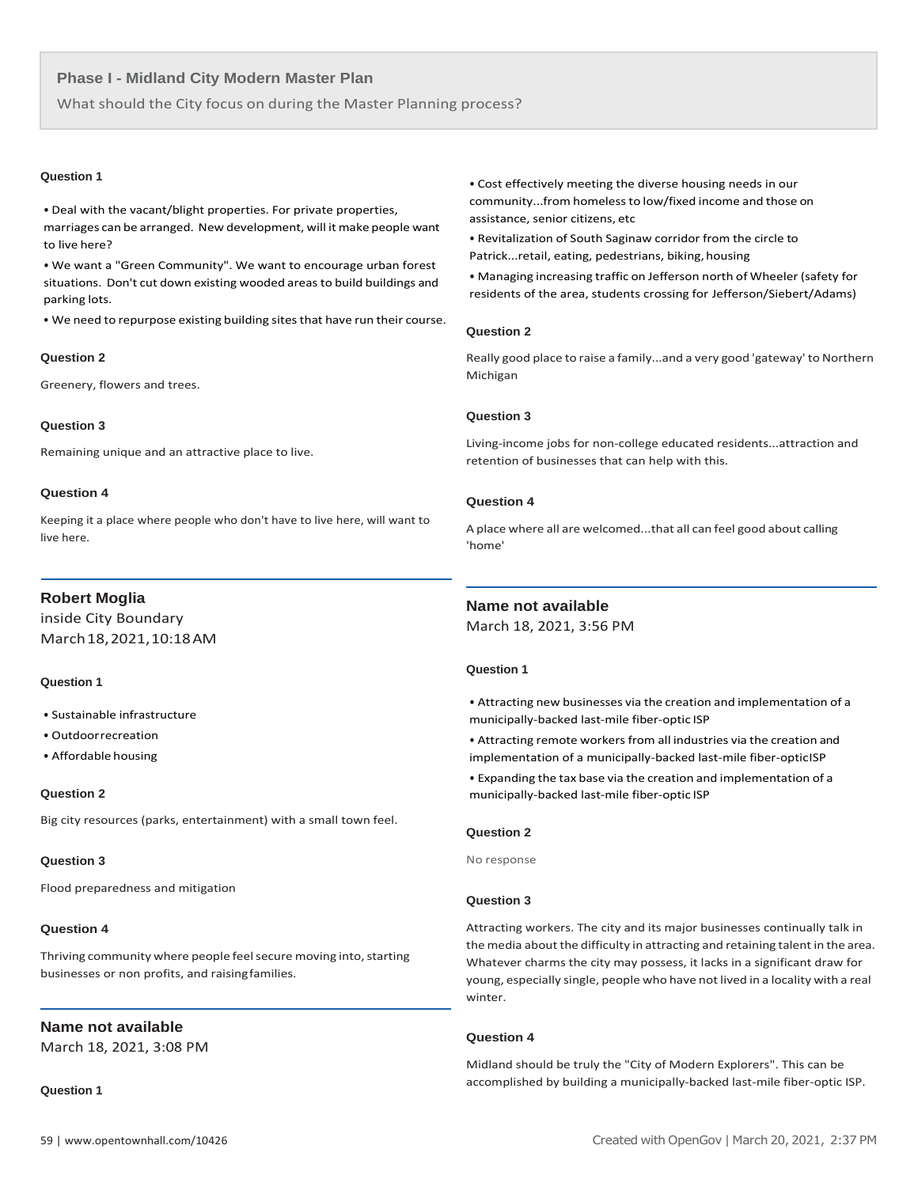## Phase I - Midland City Modern Master Plan

What should the City focus on during the Master Planning process?

#### Question 1

- Deal with the vacant/blight properties. For private properties, marriages can be arranged. New development, will it make people want to live here?
- We want a "Green Community". We want to encourage urban forest situations. Don't cut down existing wooded areas to build buildings and parking lots.
- We need to repurpose existing building sites that have run their course.

#### Question 2

Greenery, flowers and trees.

#### Question 3

Remaining unique and an attractive place to live.

#### Question 4

Keeping it a place where people who don't have to live here, will want to live here.

---

### Robert Moglia

inside City Boundary
March 18, 2021, 10:18 AM

#### Question 1

- Sustainable infrastructure
- Outdoor recreation
- Affordable housing

#### Question 2

Big city resources (parks, entertainment) with a small town feel.

#### Question 3

Flood preparedness and mitigation

#### Question 4

Thriving community where people feel secure moving into, starting businesses or non profits, and raising families.

---

### Name not available

March 18, 2021, 3:08 PM

#### Question 1

- Cost effectively meeting the diverse housing needs in our community...from homeless to low/fixed income and those on assistance, senior citizens, etc
- Revitalization of South Saginaw corridor from the circle to Patrick...retail, eating, pedestrians, biking, housing
- Managing increasing traffic on Jefferson north of Wheeler (safety for residents of the area, students crossing for Jefferson/Siebert/Adams)

#### Question 2

Really good place to raise a family...and a very good 'gateway' to Northern Michigan

#### Question 3

Living-income jobs for non-college educated residents...attraction and retention of businesses that can help with this.

#### Question 4

A place where all are welcomed...that all can feel good about calling 'home'

---

### Name not available

March 18, 2021, 3:56 PM

#### Question 1

- Attracting new businesses via the creation and implementation of a municipally-backed last-mile fiber-optic ISP
- Attracting remote workers from all industries via the creation and implementation of a municipally-backed last-mile fiber-opticISP
- Expanding the tax base via the creation and implementation of a municipally-backed last-mile fiber-optic ISP

#### Question 2

No response

#### Question 3

Attracting workers. The city and its major businesses continually talk in the media about the difficulty in attracting and retaining talent in the area. Whatever charms the city may possess, it lacks in a significant draw for young, especially single, people who have not lived in a locality with a real winter.

#### Question 4

Midland should be truly the "City of Modern Explorers". This can be accomplished by building a municipally-backed last-mile fiber-optic ISP.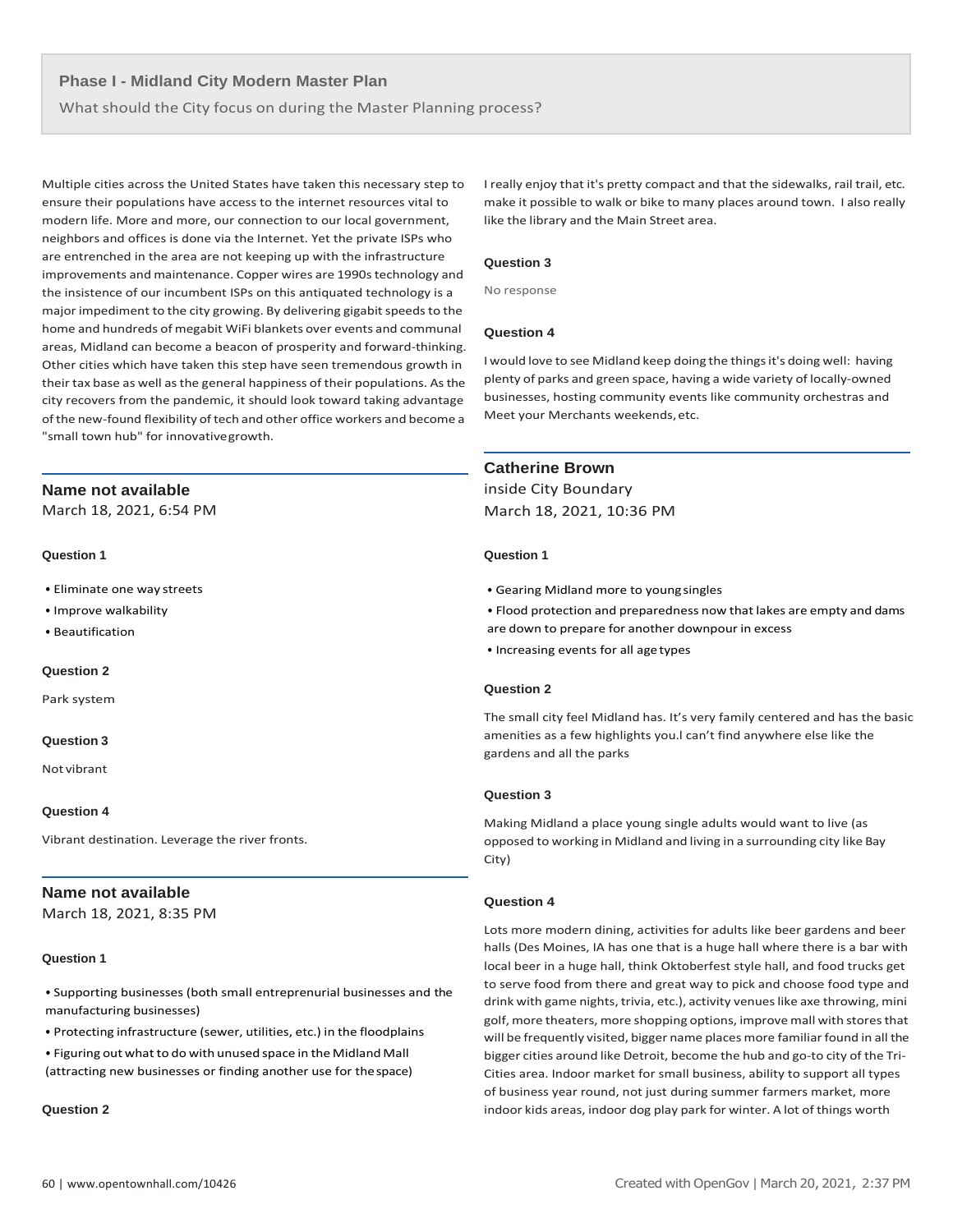Multiple cities across the United States have taken this necessary step to ensure their populations have access to the internet resources vital to modern life. More and more, our connection to our local government, neighbors and offices is done via the Internet. Yet the private ISPs who are entrenched in the area are not keeping up with the infrastructure improvements and maintenance. Copper wires are 1990s technology and the insistence of our incumbent ISPs on this antiquated technology is a major impediment to the city growing. By delivering gigabit speeds to the home and hundreds of megabit WiFi blankets over events and communal areas, Midland can become a beacon of prosperity and forward-thinking. Other cities which have taken this step have seen tremendous growth in their tax base as well as the general happiness of their populations. As the city recovers from the pandemic, it should look toward taking advantage of the new-found flexibility of tech and other office workers and become a "small town hub" for innovative growth.

---

### Name not available

March 18, 2021, 6:54 PM

#### Question 1

- Eliminate one way streets
- Improve walkability
- Beautification

#### Question 2

Park system

#### Question 3

Not vibrant

#### Question 4

Vibrant destination. Leverage the river fronts.

---

### Name not available

March 18, 2021, 8:35 PM

#### Question 1

- Supporting businesses (both small entreprenurial businesses and the manufacturing businesses)
- Protecting infrastructure (sewer, utilities, etc.) in the floodplains
- Figuring out what to do with unused space in the Midland Mall (attracting new businesses or finding another use for the space)

#### Question 2

I really enjoy that it's pretty compact and that the sidewalks, rail trail, etc. make it possible to walk or bike to many places around town. I also really like the library and the Main Street area.

#### Question 3

No response

#### Question 4

I would love to see Midland keep doing the things it's doing well: having plenty of parks and green space, having a wide variety of locally-owned businesses, hosting community events like community orchestras and Meet your Merchants weekends, etc.

---

### Catherine Brown

inside City Boundary

March 18, 2021, 10:36 PM

#### Question 1

- Gearing Midland more to young singles
- Flood protection and preparedness now that lakes are empty and dams are down to prepare for another downpour in excess
- Increasing events for all age types

#### Question 2

The small city feel Midland has. It's very family centered and has the basic amenities as a few highlights you.l can't find anywhere else like the gardens and all the parks

#### Question 3

Making Midland a place young single adults would want to live (as opposed to working in Midland and living in a surrounding city like Bay City)

#### Question 4

Lots more modern dining, activities for adults like beer gardens and beer halls (Des Moines, IA has one that is a huge hall where there is a bar with local beer in a huge hall, think Oktoberfest style hall, and food trucks get to serve food from there and great way to pick and choose food type and drink with game nights, trivia, etc.), activity venues like axe throwing, mini golf, more theaters, more shopping options, improve mall with stores that will be frequently visited, bigger name places more familiar found in all the bigger cities around like Detroit, become the hub and go-to city of the Tri-Cities area. Indoor market for small business, ability to support all types of business year round, not just during summer farmers market, more indoor kids areas, indoor dog play park for winter. A lot of things worth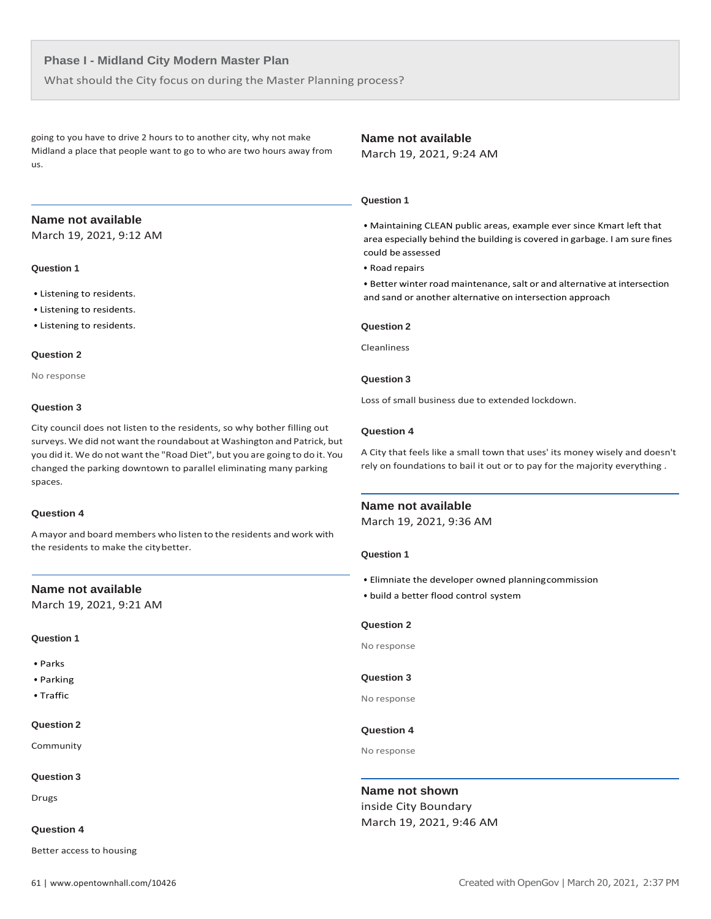going to you have to drive 2 hours to to another city, why not make Midland a place that people want to go to who are two hours away from us.

---

### Name not available

March 19, 2021, 9:12 AM

**Question 1**

- Listening to residents.
- Listening to residents.
- Listening to residents.

**Question 2**

No response

**Question 3**

City council does not listen to the residents, so why bother filling out surveys. We did not want the roundabout at Washington and Patrick, but you did it. We do not want the "Road Diet", but you are going to do it. You changed the parking downtown to parallel eliminating many parking spaces.

**Question 4**

A mayor and board members who listen to the residents and work with the residents to make the city better.

---

### Name not available

March 19, 2021, 9:21 AM

**Question 1**

- Parks
- Parking
- Traffic

**Question 2**

Community

**Question 3**

Drugs

**Question 4**

Better access to housing

---

### Name not available

March 19, 2021, 9:24 AM

**Question 1**

- Maintaining CLEAN public areas, example ever since Kmart left that area especially behind the building is covered in garbage. I am sure fines could be assessed
- Road repairs
- Better winter road maintenance, salt or and alternative at intersection and sand or another alternative on intersection approach

**Question 2**

Cleanliness

**Question 3**

Loss of small business due to extended lockdown.

**Question 4**

A City that feels like a small town that uses' its money wisely and doesn't rely on foundations to bail it out or to pay for the majority everything .

---

### Name not available

March 19, 2021, 9:36 AM

**Question 1**

- Elimniate the developer owned planning commission
- build a better flood control system

**Question 2**

No response

**Question 3**

No response

**Question 4**

No response

---

### Name not shown

inside City Boundary

March 19, 2021, 9:46 AM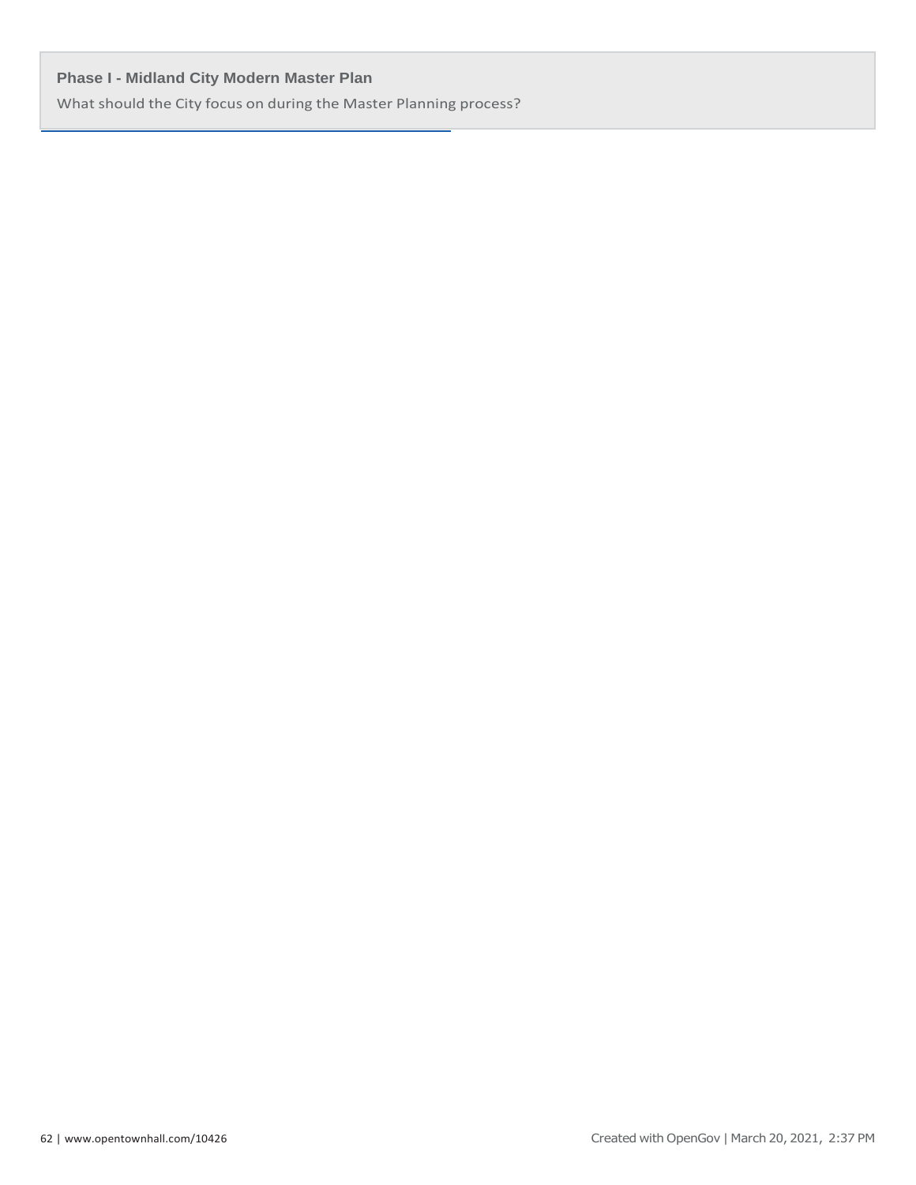**Phase I - Midland City Modern Master Plan**

What should the City focus on during the Master Planning process?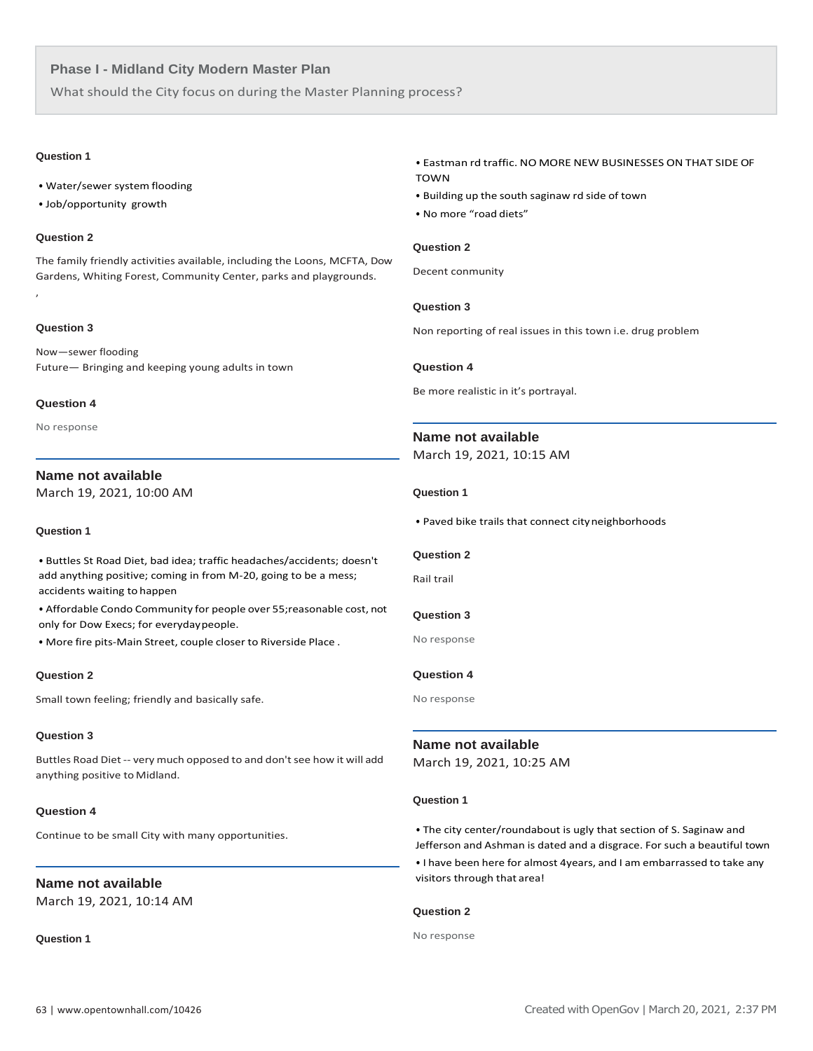**Phase I - Midland City Modern Master Plan**

What should the City focus on during the Master Planning process?

**Question 1**

- Water/sewer system flooding
- Job/opportunity growth

**Question 2**

The family friendly activities available, including the Loons, MCFTA, Dow Gardens, Whiting Forest, Community Center, parks and playgrounds.

,

**Question 3**

Now—sewer flooding
Future— Bringing and keeping young adults in town

**Question 4**

No response

---

### Name not available

March 19, 2021, 10:00 AM

**Question 1**

- Buttles St Road Diet, bad idea; traffic headaches/accidents; doesn't add anything positive; coming in from M-20, going to be a mess; accidents waiting to happen
- Affordable Condo Community for people over 55;reasonable cost, not only for Dow Execs; for everyday people.
- More fire pits-Main Street, couple closer to Riverside Place .

**Question 2**

Small town feeling; friendly and basically safe.

**Question 3**

Buttles Road Diet -- very much opposed to and don't see how it will add anything positive to Midland.

**Question 4**

Continue to be small City with many opportunities.

---

### Name not available

March 19, 2021, 10:14 AM

**Question 1**

- Eastman rd traffic. NO MORE NEW BUSINESSES ON THAT SIDE OF TOWN
- Building up the south saginaw rd side of town
- No more "road diets"

**Question 2**

Decent conmunity

**Question 3**

Non reporting of real issues in this town i.e. drug problem

**Question 4**

Be more realistic in it's portrayal.

---

### Name not available

March 19, 2021, 10:15 AM

**Question 1**

- Paved bike trails that connect city neighborhoods

**Question 2**

Rail trail

**Question 3**

No response

**Question 4**

No response

---

### Name not available

March 19, 2021, 10:25 AM

**Question 1**

- The city center/roundabout is ugly that section of S. Saginaw and Jefferson and Ashman is dated and a disgrace. For such a beautiful town
- I have been here for almost 4years, and I am embarrassed to take any visitors through that area!

**Question 2**

No response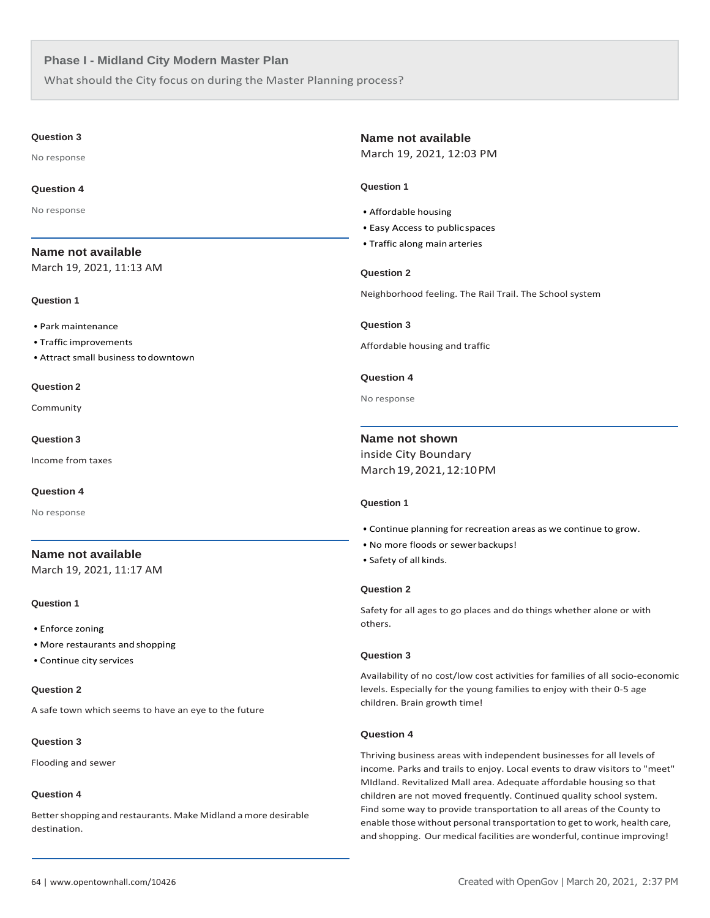## Phase I - Midland City Modern Master Plan

What should the City focus on during the Master Planning process?

**Question 3**

No response

**Question 4**

No response

---

### Name not available

March 19, 2021, 11:13 AM

**Question 1**

- Park maintenance
- Traffic improvements
- Attract small business to downtown

**Question 2**

Community

**Question 3**

Income from taxes

**Question 4**

No response

---

### Name not available

March 19, 2021, 11:17 AM

**Question 1**

- Enforce zoning
- More restaurants and shopping
- Continue city services

**Question 2**

A safe town which seems to have an eye to the future

**Question 3**

Flooding and sewer

**Question 4**

Better shopping and restaurants. Make Midland a more desirable destination.

---

### Name not available

March 19, 2021, 12:03 PM

**Question 1**

- Affordable housing
- Easy Access to public spaces
- Traffic along main arteries

**Question 2**

Neighborhood feeling. The Rail Trail. The School system

**Question 3**

Affordable housing and traffic

**Question 4**

No response

---

### Name not shown

inside City Boundary

March 19, 2021, 12:10 PM

**Question 1**

- Continue planning for recreation areas as we continue to grow.
- No more floods or sewer backups!
- Safety of all kinds.

**Question 2**

Safety for all ages to go places and do things whether alone or with others.

**Question 3**

Availability of no cost/low cost activities for families of all socio-economic levels. Especially for the young families to enjoy with their 0-5 age children. Brain growth time!

**Question 4**

Thriving business areas with independent businesses for all levels of income. Parks and trails to enjoy. Local events to draw visitors to "meet" MIdland. Revitalized Mall area. Adequate affordable housing so that children are not moved frequently. Continued quality school system. Find some way to provide transportation to all areas of the County to enable those without personal transportation to get to work, health care, and shopping. Our medical facilities are wonderful, continue improving!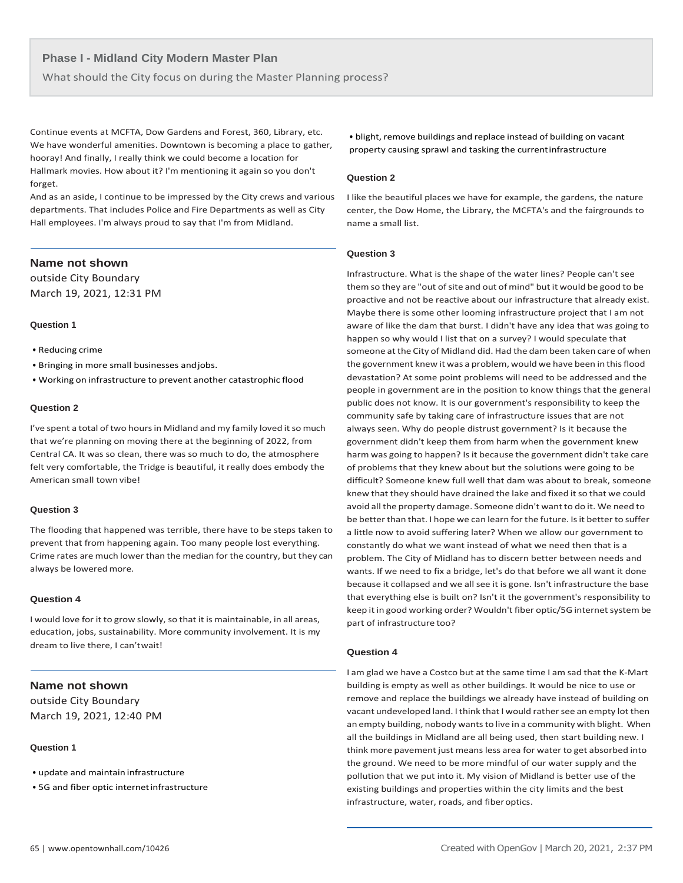## Phase I - Midland City Modern Master Plan

What should the City focus on during the Master Planning process?

Continue events at MCFTA, Dow Gardens and Forest, 360, Library, etc. We have wonderful amenities. Downtown is becoming a place to gather, hooray! And finally, I really think we could become a location for Hallmark movies. How about it? I'm mentioning it again so you don't forget.
And as an aside, I continue to be impressed by the City crews and various departments. That includes Police and Fire Departments as well as City Hall employees. I'm always proud to say that I'm from Midland.

---

### Name not shown

outside City Boundary
March 19, 2021, 12:31 PM

#### Question 1

- Reducing crime
- Bringing in more small businesses and jobs.
- Working on infrastructure to prevent another catastrophic flood

#### Question 2

I've spent a total of two hours in Midland and my family loved it so much that we're planning on moving there at the beginning of 2022, from Central CA. It was so clean, there was so much to do, the atmosphere felt very comfortable, the Tridge is beautiful, it really does embody the American small town vibe!

#### Question 3

The flooding that happened was terrible, there have to be steps taken to prevent that from happening again. Too many people lost everything. Crime rates are much lower than the median for the country, but they can always be lowered more.

#### Question 4

I would love for it to grow slowly, so that it is maintainable, in all areas, education, jobs, sustainability. More community involvement. It is my dream to live there, I can't wait!

---

### Name not shown

outside City Boundary
March 19, 2021, 12:40 PM

#### Question 1

- update and maintain infrastructure
- 5G and fiber optic internet infrastructure
- blight, remove buildings and replace instead of building on vacant property causing sprawl and tasking the current infrastructure

#### Question 2

I like the beautiful places we have for example, the gardens, the nature center, the Dow Home, the Library, the MCFTA's and the fairgrounds to name a small list.

#### Question 3

Infrastructure. What is the shape of the water lines? People can't see them so they are "out of site and out of mind" but it would be good to be proactive and not be reactive about our infrastructure that already exist. Maybe there is some other looming infrastructure project that I am not aware of like the dam that burst. I didn't have any idea that was going to happen so why would I list that on a survey? I would speculate that someone at the City of Midland did. Had the dam been taken care of when the government knew it was a problem, would we have been in this flood devastation? At some point problems will need to be addressed and the people in government are in the position to know things that the general public does not know. It is our government's responsibility to keep the community safe by taking care of infrastructure issues that are not always seen. Why do people distrust government? Is it because the government didn't keep them from harm when the government knew harm was going to happen? Is it because the government didn't take care of problems that they knew about but the solutions were going to be difficult? Someone knew full well that dam was about to break, someone knew that they should have drained the lake and fixed it so that we could avoid all the property damage. Someone didn't want to do it. We need to be better than that. I hope we can learn for the future. Is it better to suffer a little now to avoid suffering later? When we allow our government to constantly do what we want instead of what we need then that is a problem. The City of Midland has to discern better between needs and wants. If we need to fix a bridge, let's do that before we all want it done because it collapsed and we all see it is gone. Isn't infrastructure the base that everything else is built on? Isn't it the government's responsibility to keep it in good working order? Wouldn't fiber optic/5G internet system be part of infrastructure too?

#### Question 4

I am glad we have a Costco but at the same time I am sad that the K-Mart building is empty as well as other buildings. It would be nice to use or remove and replace the buildings we already have instead of building on vacant undeveloped land. I think that I would rather see an empty lot then an empty building, nobody wants to live in a community with blight. When all the buildings in Midland are all being used, then start building new. I think more pavement just means less area for water to get absorbed into the ground. We need to be more mindful of our water supply and the pollution that we put into it. My vision of Midland is better use of the existing buildings and properties within the city limits and the best infrastructure, water, roads, and fiber optics.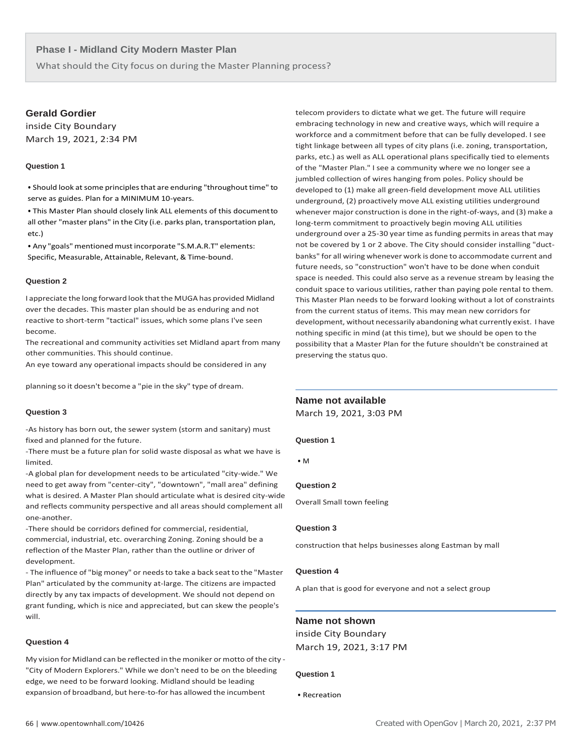## Phase I - Midland City Modern Master Plan

What should the City focus on during the Master Planning process?

### Gerald Gordier

inside City Boundary
March 19, 2021, 2:34 PM

#### Question 1

- Should look at some principles that are enduring "throughout time" to serve as guides. Plan for a MINIMUM 10-years.
- This Master Plan should closely link ALL elements of this document to all other "master plans" in the City (i.e. parks plan, transportation plan, etc.)
- Any "goals" mentioned must incorporate "S.M.A.R.T" elements: Specific, Measurable, Attainable, Relevant, & Time-bound.

#### Question 2

I appreciate the long forward look that the MUGA has provided Midland over the decades. This master plan should be as enduring and not reactive to short-term "tactical" issues, which some plans I've seen become.

The recreational and community activities set Midland apart from many other communities. This should continue.

An eye toward any operational impacts should be considered in any planning so it doesn't become a "pie in the sky" type of dream.

#### Question 3

-As history has born out, the sewer system (storm and sanitary) must fixed and planned for the future.

-There must be a future plan for solid waste disposal as what we have is limited.

-A global plan for development needs to be articulated "city-wide." We need to get away from "center-city", "downtown", "mall area" defining what is desired. A Master Plan should articulate what is desired city-wide and reflects community perspective and all areas should complement all one-another.

-There should be corridors defined for commercial, residential, commercial, industrial, etc. overarching Zoning. Zoning should be a reflection of the Master Plan, rather than the outline or driver of development.

- The influence of "big money" or needs to take a back seat to the "Master Plan" articulated by the community at-large. The citizens are impacted directly by any tax impacts of development. We should not depend on grant funding, which is nice and appreciated, but can skew the people's will.

#### Question 4

My vision for Midland can be reflected in the moniker or motto of the city - "City of Modern Explorers." While we don't need to be on the bleeding edge, we need to be forward looking. Midland should be leading expansion of broadband, but here-to-for has allowed the incumbent telecom providers to dictate what we get. The future will require embracing technology in new and creative ways, which will require a workforce and a commitment before that can be fully developed. I see tight linkage between all types of city plans (i.e. zoning, transportation, parks, etc.) as well as ALL operational plans specifically tied to elements of the "Master Plan." I see a community where we no longer see a jumbled collection of wires hanging from poles. Policy should be developed to (1) make all green-field development move ALL utilities underground, (2) proactively move ALL existing utilities underground whenever major construction is done in the right-of-ways, and (3) make a long-term commitment to proactively begin moving ALL utilities underground over a 25-30 year time as funding permits in areas that may not be covered by 1 or 2 above. The City should consider installing "duct-banks" for all wiring whenever work is done to accommodate current and future needs, so "construction" won't have to be done when conduit space is needed. This could also serve as a revenue stream by leasing the conduit space to various utilities, rather than paying pole rental to them. This Master Plan needs to be forward looking without a lot of constraints from the current status of items. This may mean new corridors for development, without necessarily abandoning what currently exist. I have nothing specific in mind (at this time), but we should be open to the possibility that a Master Plan for the future shouldn't be constrained at preserving the status quo.

### Name not available

March 19, 2021, 3:03 PM

#### Question 1

- M

#### Question 2

Overall Small town feeling

#### Question 3

construction that helps businesses along Eastman by mall

#### Question 4

A plan that is good for everyone and not a select group

### Name not shown

inside City Boundary
March 19, 2021, 3:17 PM

#### Question 1

- Recreation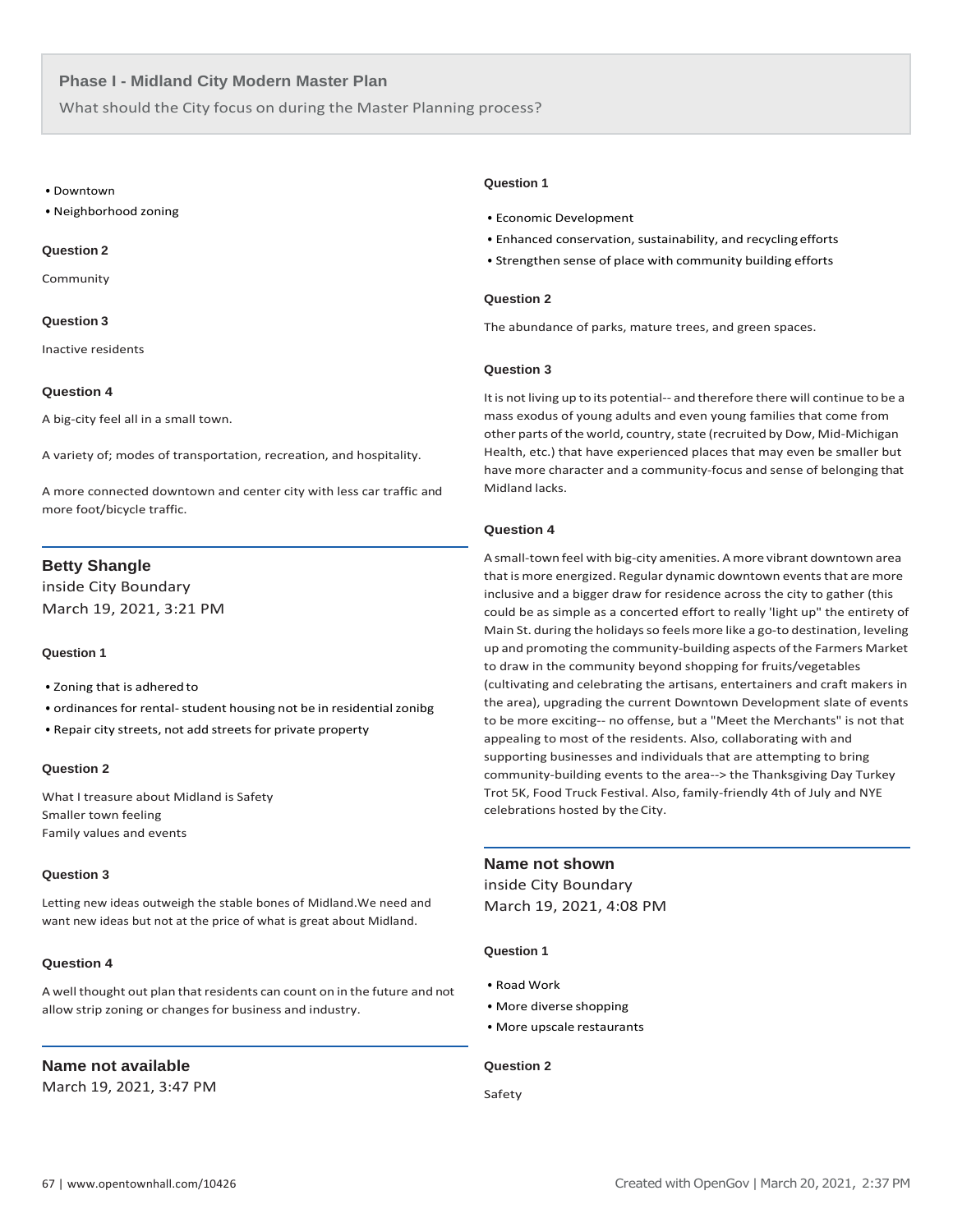## Phase I - Midland City Modern Master Plan

What should the City focus on during the Master Planning process?

- Downtown
- Neighborhood zoning

**Question 2**

Community

**Question 3**

Inactive residents

**Question 4**

A big-city feel all in a small town.

A variety of; modes of transportation, recreation, and hospitality.

A more connected downtown and center city with less car traffic and more foot/bicycle traffic.

---

### Betty Shangle

inside City Boundary
March 19, 2021, 3:21 PM

**Question 1**

- Zoning that is adhered to
- ordinances for rental- student housing not be in residential zonibg
- Repair city streets, not add streets for private property

**Question 2**

What I treasure about Midland is Safety
Smaller town feeling
Family values and events

**Question 3**

Letting new ideas outweigh the stable bones of Midland.We need and want new ideas but not at the price of what is great about Midland.

**Question 4**

A well thought out plan that residents can count on in the future and not allow strip zoning or changes for business and industry.

---

### Name not available

March 19, 2021, 3:47 PM

**Question 1**

- Economic Development
- Enhanced conservation, sustainability, and recycling efforts
- Strengthen sense of place with community building efforts

**Question 2**

The abundance of parks, mature trees, and green spaces.

**Question 3**

It is not living up to its potential-- and therefore there will continue to be a mass exodus of young adults and even young families that come from other parts of the world, country, state (recruited by Dow, Mid-Michigan Health, etc.) that have experienced places that may even be smaller but have more character and a community-focus and sense of belonging that Midland lacks.

**Question 4**

A small-town feel with big-city amenities. A more vibrant downtown area that is more energized. Regular dynamic downtown events that are more inclusive and a bigger draw for residence across the city to gather (this could be as simple as a concerted effort to really 'light up" the entirety of Main St. during the holidays so feels more like a go-to destination, leveling up and promoting the community-building aspects of the Farmers Market to draw in the community beyond shopping for fruits/vegetables (cultivating and celebrating the artisans, entertainers and craft makers in the area), upgrading the current Downtown Development slate of events to be more exciting-- no offense, but a "Meet the Merchants" is not that appealing to most of the residents. Also, collaborating with and supporting businesses and individuals that are attempting to bring community-building events to the area--> the Thanksgiving Day Turkey Trot 5K, Food Truck Festival. Also, family-friendly 4th of July and NYE celebrations hosted by the City.

---

### Name not shown

inside City Boundary
March 19, 2021, 4:08 PM

**Question 1**

- Road Work
- More diverse shopping
- More upscale restaurants

**Question 2**

Safety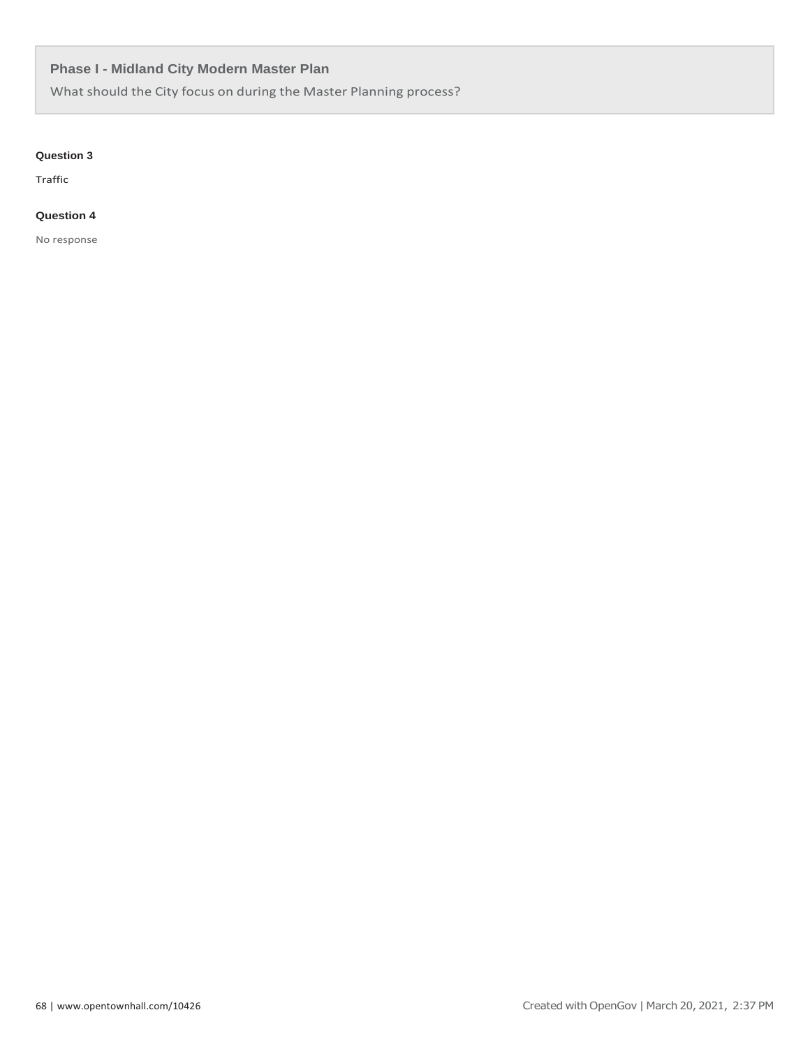## Phase I - Midland City Modern Master Plan

What should the City focus on during the Master Planning process?

**Question 3**

Traffic

**Question 4**

No response